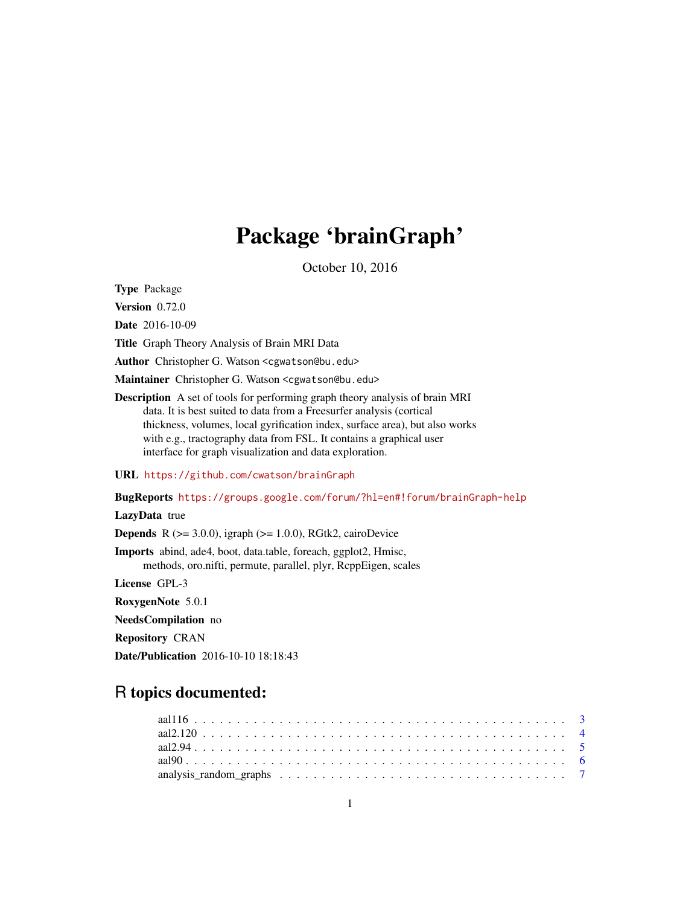# Package 'brainGraph'

October 10, 2016

**Type** Package

**Version** 0.72.0

**Date** 2016-10-09

**Title** Graph Theory Analysis of Brain MRI Data

**Author** Christopher G. Watson <cgwatson@bu.edu>

**Maintainer** Christopher G. Watson <cgwatson@bu.edu>

**Description** A set of tools for performing graph theory analysis of brain MRI data. It is best suited to data from a Freesurfer analysis (cortical thickness, volumes, local gyrification index, surface area), but also works with e.g., tractography data from FSL. It contains a graphical user interface for graph visualization and data exploration.

**URL** https://github.com/cwatson/brainGraph

**BugReports** https://groups.google.com/forum/?hl=en#!forum/brainGraph-help

**LazyData** true

**Depends** R (>= 3.0.0), igraph (>= 1.0.0), RGtk2, cairoDevice

**Imports** abind, ade4, boot, data.table, foreach, ggplot2, Hmisc, methods, oro.nifti, permute, parallel, plyr, RcppEigen, scales

**License** GPL-3

**RoxygenNote** 5.0.1

**NeedsCompilation** no

**Repository** CRAN

**Date/Publication** 2016-10-10 18:18:43

## R topics documented:

| | |
|---|---|
| aal116 | 3 |
| aal2.120 | 4 |
| aal2.94 | 5 |
| aal90 | 6 |
| analysis_random_graphs | 7 |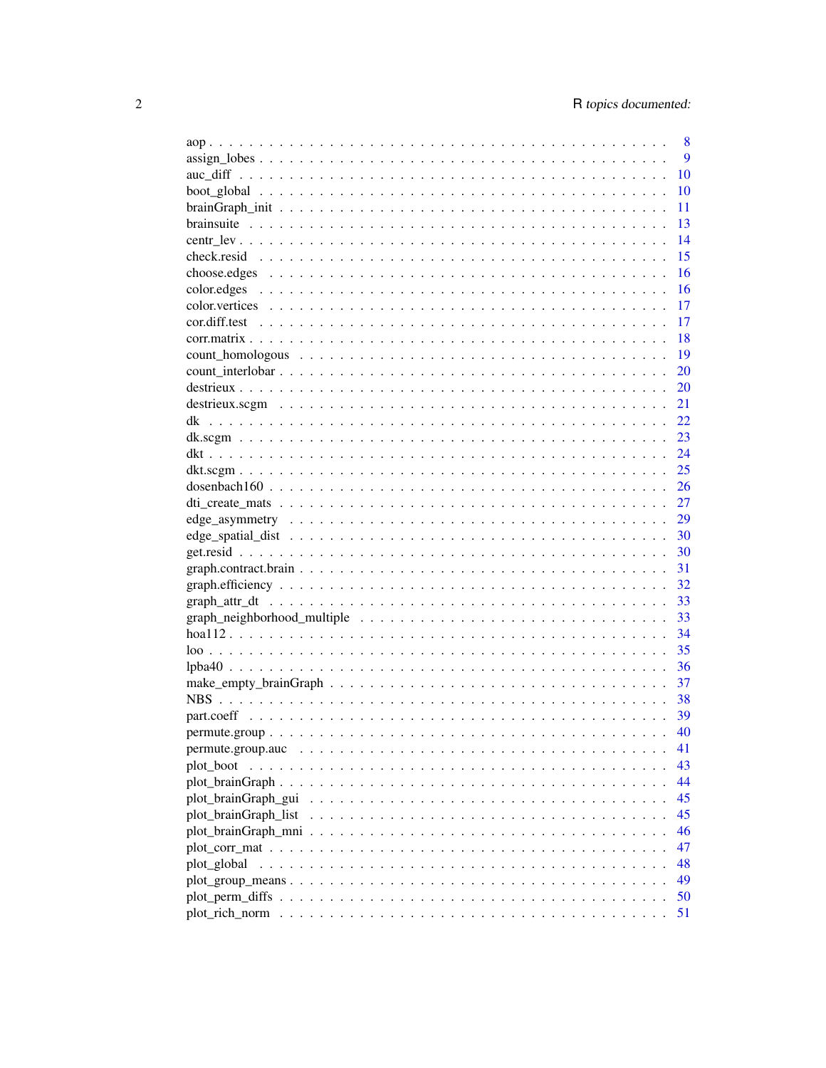| | |
|---|---|
| aop | 8 |
| assign_lobes | 9 |
| auc_diff | 10 |
| boot_global | 10 |
| brainGraph_init | 11 |
| brainsuite | 13 |
| centr_lev | 14 |
| check.resid | 15 |
| choose.edges | 16 |
| color.edges | 16 |
| color.vertices | 17 |
| cor.diff.test | 17 |
| corr.matrix | 18 |
| count_homologous | 19 |
| count_interlobar | 20 |
| destrieux | 20 |
| destrieux.scgm | 21 |
| dk | 22 |
| dk.scgm | 23 |
| dkt | 24 |
| dkt.scgm | 25 |
| dosenbach160 | 26 |
| dti_create_mats | 27 |
| edge_asymmetry | 29 |
| edge_spatial_dist | 30 |
| get.resid | 30 |
| graph.contract.brain | 31 |
| graph.efficiency | 32 |
| graph_attr_dt | 33 |
| graph_neighborhood_multiple | 33 |
| hoa112 | 34 |
| loo | 35 |
| lpba40 | 36 |
| make_empty_brainGraph | 37 |
| NBS | 38 |
| part.coeff | 39 |
| permute.group | 40 |
| permute.group.auc | 41 |
| plot_boot | 43 |
| plot_brainGraph | 44 |
| plot_brainGraph_gui | 45 |
| plot_brainGraph_list | 45 |
| plot_brainGraph_mni | 46 |
| plot_corr_mat | 47 |
| plot_global | 48 |
| plot_group_means | 49 |
| plot_perm_diffs | 50 |
| plot_rich_norm | 51 |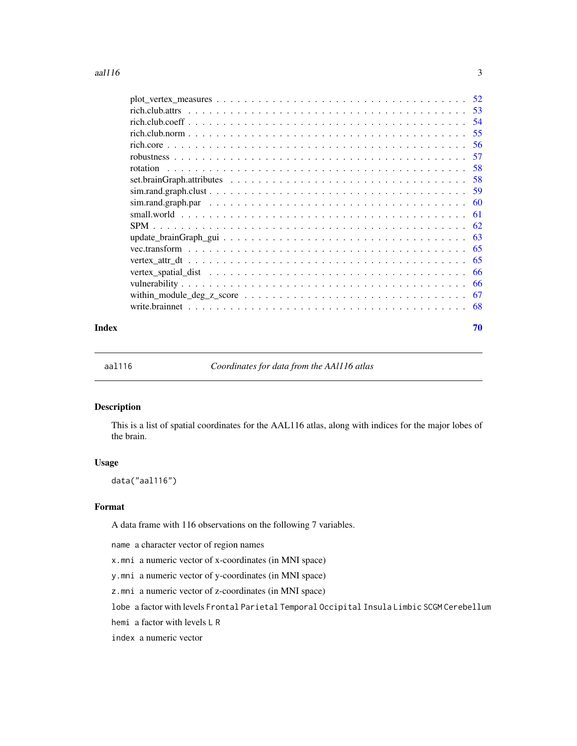plot_vertex_measures . . . . . . . . . . . . . . . . . . . . . . . . . . . . . . . . . 52
rich.club.attrs . . . . . . . . . . . . . . . . . . . . . . . . . . . . . . . . . . . . 53
rich.club.coeff . . . . . . . . . . . . . . . . . . . . . . . . . . . . . . . . . . . . 54
rich.club.norm . . . . . . . . . . . . . . . . . . . . . . . . . . . . . . . . . . . . 55
rich.core . . . . . . . . . . . . . . . . . . . . . . . . . . . . . . . . . . . . . . . 56
robustness . . . . . . . . . . . . . . . . . . . . . . . . . . . . . . . . . . . . . . 57
rotation . . . . . . . . . . . . . . . . . . . . . . . . . . . . . . . . . . . . . . . 58
set.brainGraph.attributes . . . . . . . . . . . . . . . . . . . . . . . . . . . . . . 58
sim.rand.graph.clust . . . . . . . . . . . . . . . . . . . . . . . . . . . . . . . . . 59
sim.rand.graph.par . . . . . . . . . . . . . . . . . . . . . . . . . . . . . . . . . . 60
small.world . . . . . . . . . . . . . . . . . . . . . . . . . . . . . . . . . . . . . . 61
SPM . . . . . . . . . . . . . . . . . . . . . . . . . . . . . . . . . . . . . . . . . . 62
update_brainGraph_gui . . . . . . . . . . . . . . . . . . . . . . . . . . . . . . . . 63
vec.transform . . . . . . . . . . . . . . . . . . . . . . . . . . . . . . . . . . . . . 65
vertex_attr_dt . . . . . . . . . . . . . . . . . . . . . . . . . . . . . . . . . . . . 65
vertex_spatial_dist . . . . . . . . . . . . . . . . . . . . . . . . . . . . . . . . . . 66
vulnerability . . . . . . . . . . . . . . . . . . . . . . . . . . . . . . . . . . . . . 66
within_module_deg_z_score . . . . . . . . . . . . . . . . . . . . . . . . . . . . . . 67
write.brainnet . . . . . . . . . . . . . . . . . . . . . . . . . . . . . . . . . . . . 68

**Index** 70

---

`aal116` *Coordinates for data from the AAl116 atlas*

---

## Description

This is a list of spatial coordinates for the AAL116 atlas, along with indices for the major lobes of the brain.

## Usage

```
data("aal116")
```

## Format

A data frame with 116 observations on the following 7 variables.

`name` a character vector of region names

`x.mni` a numeric vector of x-coordinates (in MNI space)

`y.mni` a numeric vector of y-coordinates (in MNI space)

`z.mni` a numeric vector of z-coordinates (in MNI space)

`lobe` a factor with levels `Frontal` `Parietal` `Temporal` `Occipital` `Insula` `Limbic` `SCGM` `Cerebellum`

`hemi` a factor with levels `L` `R`

`index` a numeric vector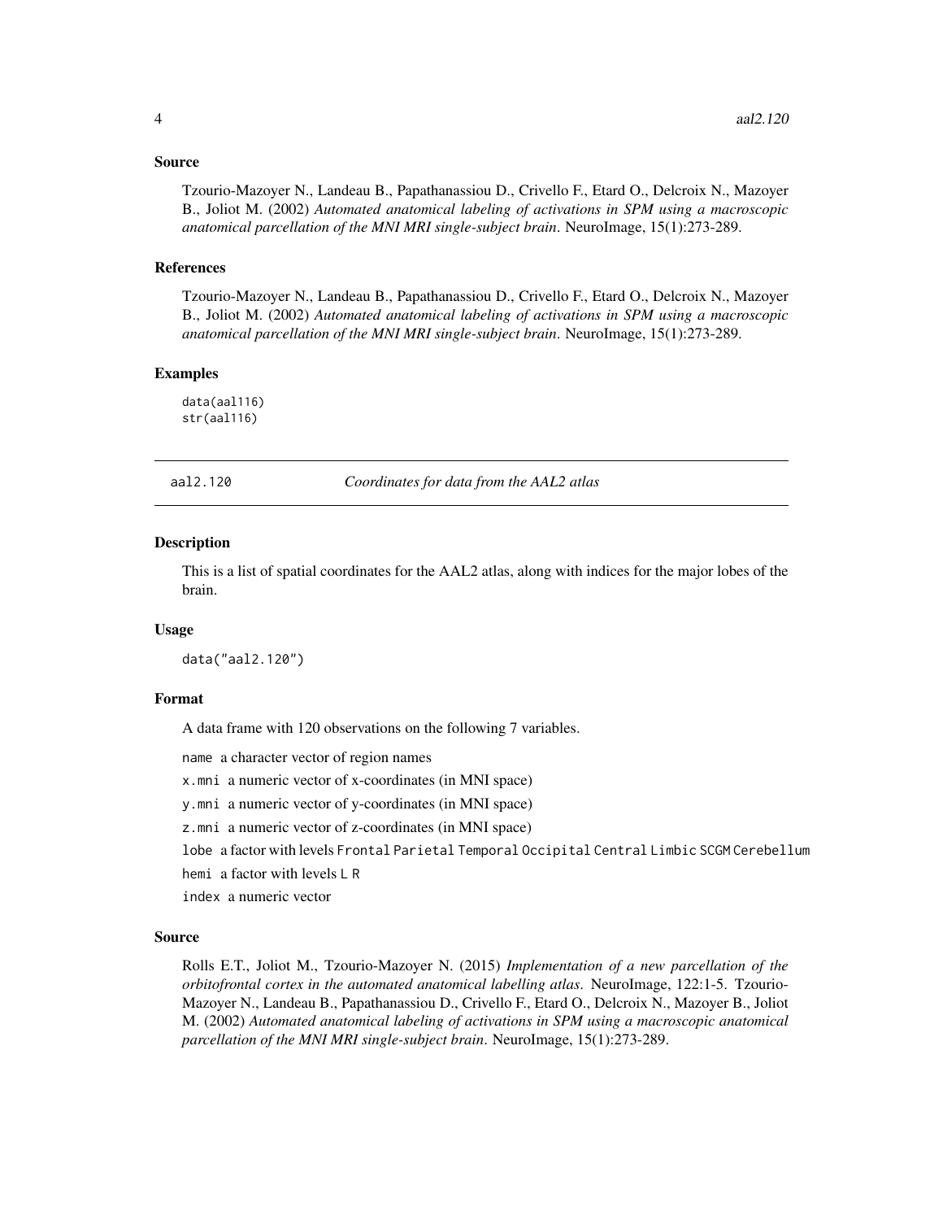### Source

Tzourio-Mazoyer N., Landeau B., Papathanassiou D., Crivello F., Etard O., Delcroix N., Mazoyer B., Joliot M. (2002) *Automated anatomical labeling of activations in SPM using a macroscopic anatomical parcellation of the MNI MRI single-subject brain*. NeuroImage, 15(1):273-289.

### References

Tzourio-Mazoyer N., Landeau B., Papathanassiou D., Crivello F., Etard O., Delcroix N., Mazoyer B., Joliot M. (2002) *Automated anatomical labeling of activations in SPM using a macroscopic anatomical parcellation of the MNI MRI single-subject brain*. NeuroImage, 15(1):273-289.

### Examples

```
data(aal116)
str(aal116)
```

---

## aal2.120 — *Coordinates for data from the AAL2 atlas*

---

### Description

This is a list of spatial coordinates for the AAL2 atlas, along with indices for the major lobes of the brain.

### Usage

```
data("aal2.120")
```

### Format

A data frame with 120 observations on the following 7 variables.

`name` a character vector of region names

`x.mni` a numeric vector of x-coordinates (in MNI space)

`y.mni` a numeric vector of y-coordinates (in MNI space)

`z.mni` a numeric vector of z-coordinates (in MNI space)

`lobe` a factor with levels `Frontal` `Parietal` `Temporal` `Occipital` `Central` `Limbic` `SCGM` `Cerebellum`

`hemi` a factor with levels `L` `R`

`index` a numeric vector

### Source

Rolls E.T., Joliot M., Tzourio-Mazoyer N. (2015) *Implementation of a new parcellation of the orbitofrontal cortex in the automated anatomical labelling atlas*. NeuroImage, 122:1-5. Tzourio-Mazoyer N., Landeau B., Papathanassiou D., Crivello F., Etard O., Delcroix N., Mazoyer B., Joliot M. (2002) *Automated anatomical labeling of activations in SPM using a macroscopic anatomical parcellation of the MNI MRI single-subject brain*. NeuroImage, 15(1):273-289.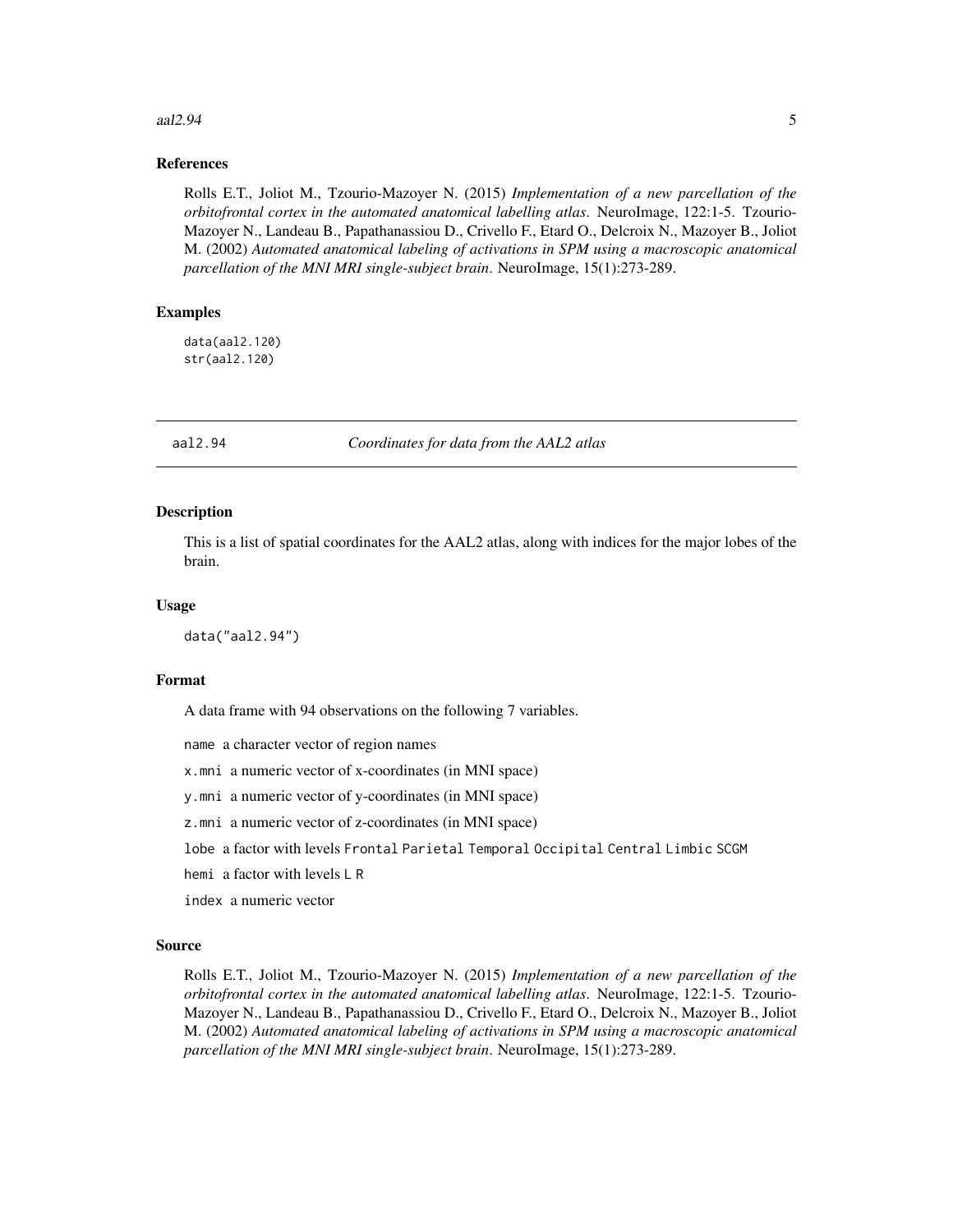### References

Rolls E.T., Joliot M., Tzourio-Mazoyer N. (2015) *Implementation of a new parcellation of the orbitofrontal cortex in the automated anatomical labelling atlas*. NeuroImage, 122:1-5. Tzourio-Mazoyer N., Landeau B., Papathanassiou D., Crivello F., Etard O., Delcroix N., Mazoyer B., Joliot M. (2002) *Automated anatomical labeling of activations in SPM using a macroscopic anatomical parcellation of the MNI MRI single-subject brain*. NeuroImage, 15(1):273-289.

### Examples

```
data(aal2.120)
str(aal2.120)
```

## aal2.94 — *Coordinates for data from the AAL2 atlas*

### Description

This is a list of spatial coordinates for the AAL2 atlas, along with indices for the major lobes of the brain.

### Usage

```
data("aal2.94")
```

### Format

A data frame with 94 observations on the following 7 variables.

`name` a character vector of region names

`x.mni` a numeric vector of x-coordinates (in MNI space)

`y.mni` a numeric vector of y-coordinates (in MNI space)

`z.mni` a numeric vector of z-coordinates (in MNI space)

`lobe` a factor with levels `Frontal` `Parietal` `Temporal` `Occipital` `Central` `Limbic` `SCGM`

`hemi` a factor with levels `L` `R`

`index` a numeric vector

### Source

Rolls E.T., Joliot M., Tzourio-Mazoyer N. (2015) *Implementation of a new parcellation of the orbitofrontal cortex in the automated anatomical labelling atlas*. NeuroImage, 122:1-5. Tzourio-Mazoyer N., Landeau B., Papathanassiou D., Crivello F., Etard O., Delcroix N., Mazoyer B., Joliot M. (2002) *Automated anatomical labeling of activations in SPM using a macroscopic anatomical parcellation of the MNI MRI single-subject brain*. NeuroImage, 15(1):273-289.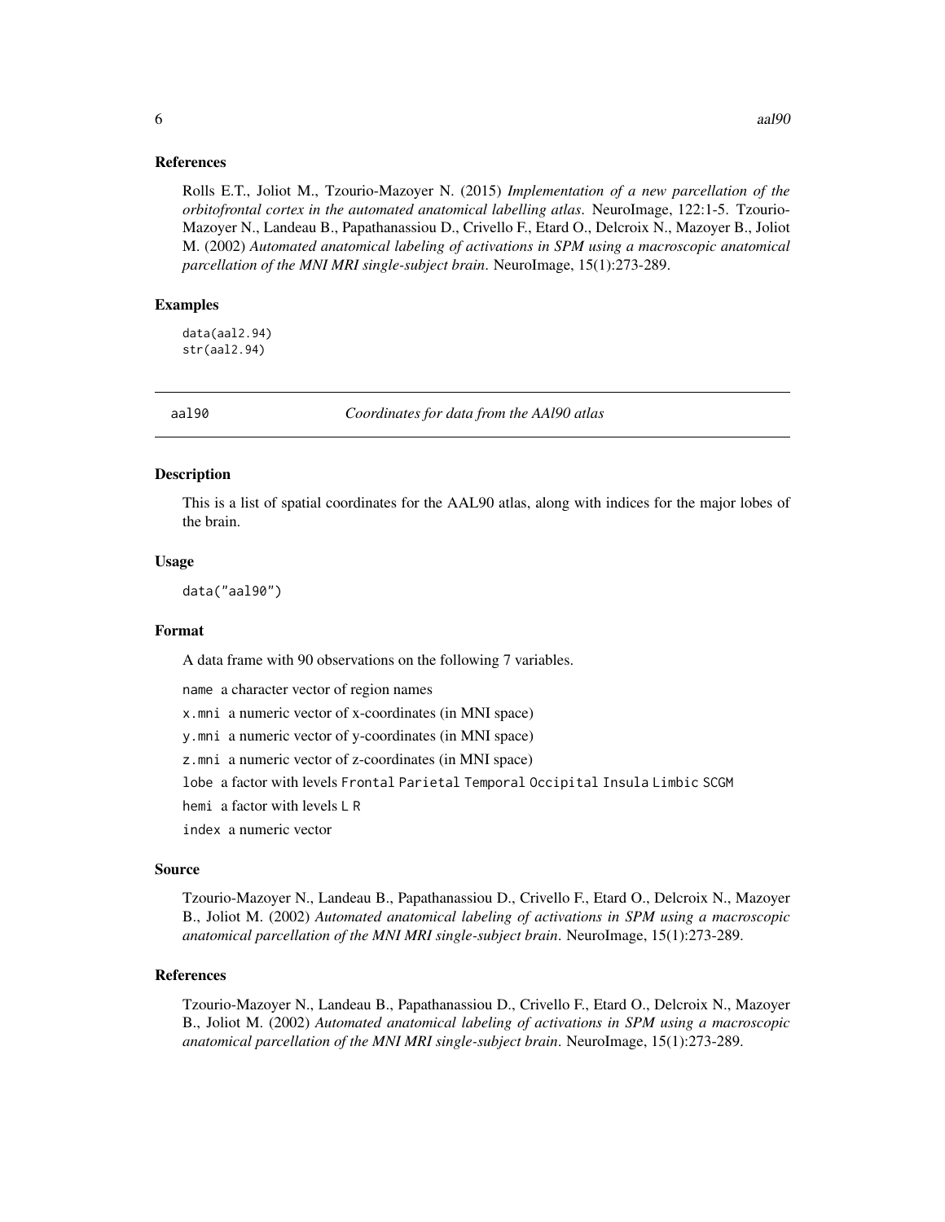## References

Rolls E.T., Joliot M., Tzourio-Mazoyer N. (2015) *Implementation of a new parcellation of the orbitofrontal cortex in the automated anatomical labelling atlas*. NeuroImage, 122:1-5. Tzourio-Mazoyer N., Landeau B., Papathanassiou D., Crivello F., Etard O., Delcroix N., Mazoyer B., Joliot M. (2002) *Automated anatomical labeling of activations in SPM using a macroscopic anatomical parcellation of the MNI MRI single-subject brain*. NeuroImage, 15(1):273-289.

## Examples

```
data(aal2.94)
str(aal2.94)
```

---

# aal90 &nbsp;&nbsp;&nbsp;&nbsp; *Coordinates for data from the AAl90 atlas*

## Description

This is a list of spatial coordinates for the AAL90 atlas, along with indices for the major lobes of the brain.

## Usage

```
data("aal90")
```

## Format

A data frame with 90 observations on the following 7 variables.

`name` a character vector of region names

`x.mni` a numeric vector of x-coordinates (in MNI space)

`y.mni` a numeric vector of y-coordinates (in MNI space)

`z.mni` a numeric vector of z-coordinates (in MNI space)

`lobe` a factor with levels `Frontal` `Parietal` `Temporal` `Occipital` `Insula` `Limbic` `SCGM`

`hemi` a factor with levels `L` `R`

`index` a numeric vector

## Source

Tzourio-Mazoyer N., Landeau B., Papathanassiou D., Crivello F., Etard O., Delcroix N., Mazoyer B., Joliot M. (2002) *Automated anatomical labeling of activations in SPM using a macroscopic anatomical parcellation of the MNI MRI single-subject brain*. NeuroImage, 15(1):273-289.

## References

Tzourio-Mazoyer N., Landeau B., Papathanassiou D., Crivello F., Etard O., Delcroix N., Mazoyer B., Joliot M. (2002) *Automated anatomical labeling of activations in SPM using a macroscopic anatomical parcellation of the MNI MRI single-subject brain*. NeuroImage, 15(1):273-289.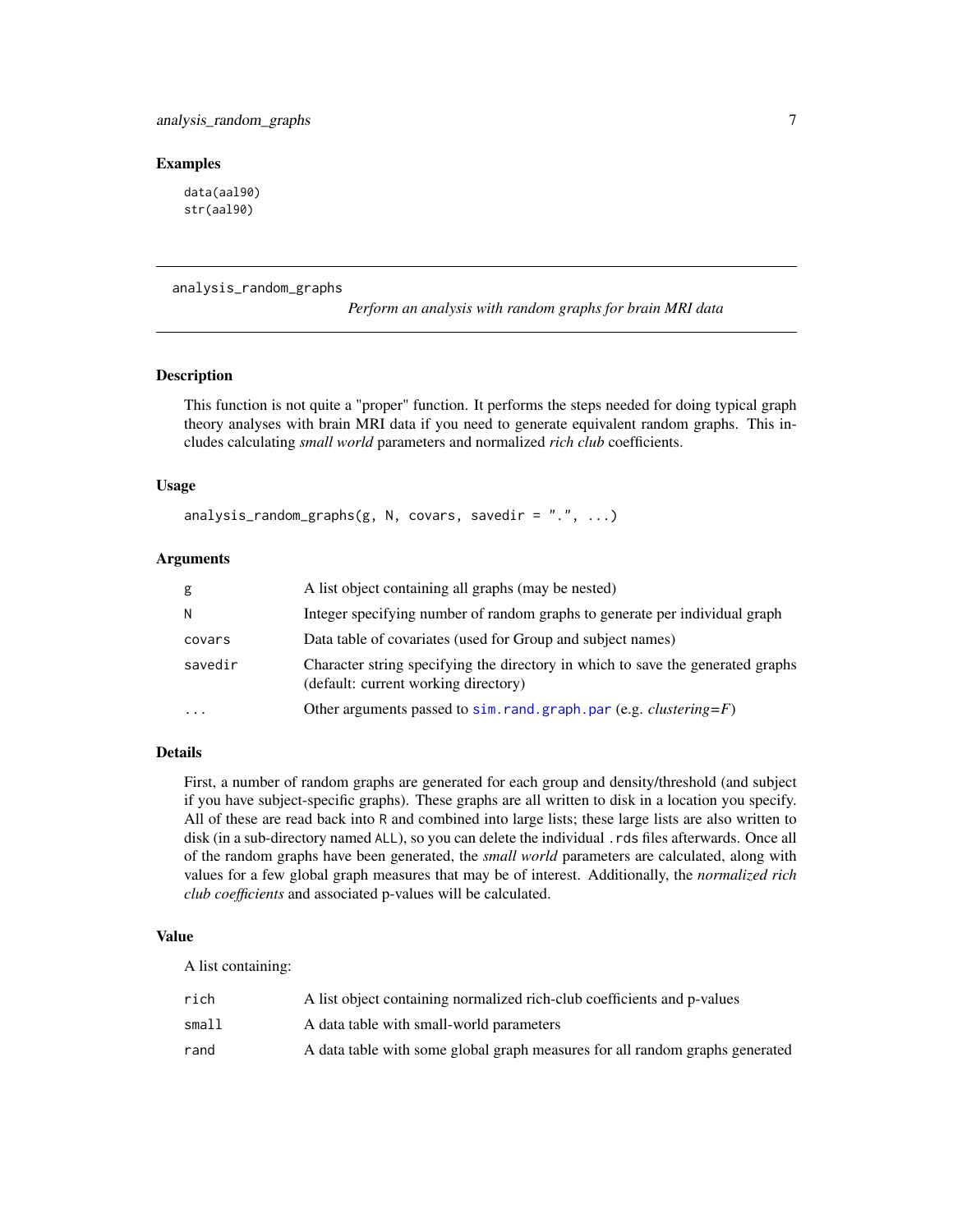### Examples

```
data(aal90)
str(aal90)
```

---

## analysis_random_graphs

*Perform an analysis with random graphs for brain MRI data*

---

### Description

This function is not quite a "proper" function. It performs the steps needed for doing typical graph theory analyses with brain MRI data if you need to generate equivalent random graphs. This includes calculating *small world* parameters and normalized *rich club* coefficients.

### Usage

```
analysis_random_graphs(g, N, covars, savedir = ".", ...)
```

### Arguments

| | |
|---|---|
| g | A list object containing all graphs (may be nested) |
| N | Integer specifying number of random graphs to generate per individual graph |
| covars | Data table of covariates (used for Group and subject names) |
| savedir | Character string specifying the directory in which to save the generated graphs (default: current working directory) |
| ... | Other arguments passed to `sim.rand.graph.par` (e.g. *clustering=F*) |

### Details

First, a number of random graphs are generated for each group and density/threshold (and subject if you have subject-specific graphs). These graphs are all written to disk in a location you specify. All of these are read back into `R` and combined into large lists; these large lists are also written to disk (in a sub-directory named `ALL`), so you can delete the individual `.rds` files afterwards. Once all of the random graphs have been generated, the *small world* parameters are calculated, along with values for a few global graph measures that may be of interest. Additionally, the *normalized rich club coefficients* and associated p-values will be calculated.

### Value

A list containing:

| | |
|---|---|
| rich | A list object containing normalized rich-club coefficients and p-values |
| small | A data table with small-world parameters |
| rand | A data table with some global graph measures for all random graphs generated |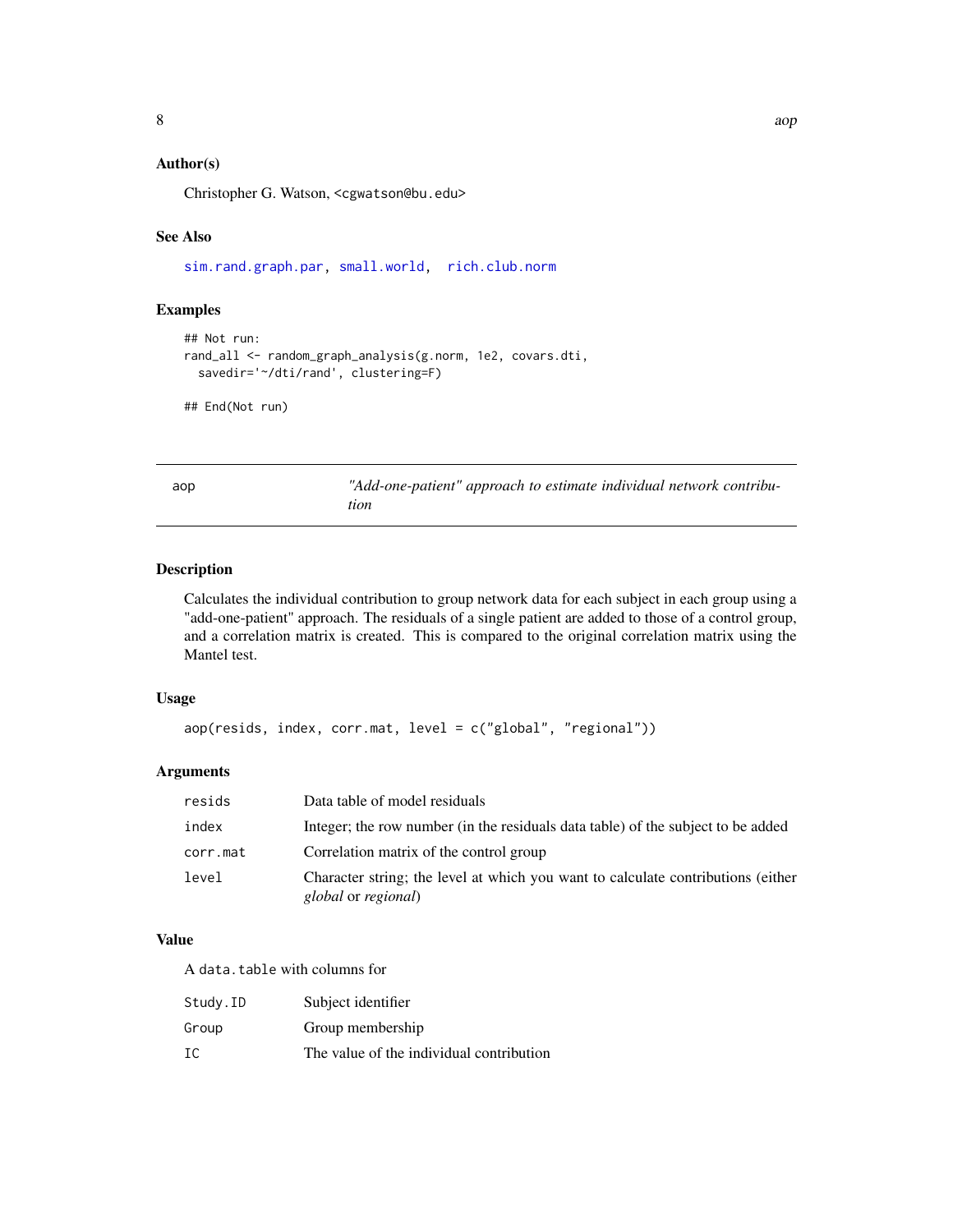### Author(s)

Christopher G. Watson, <cgwatson@bu.edu>

### See Also

sim.rand.graph.par, small.world, rich.club.norm

### Examples

```
## Not run:
rand_all <- random_graph_analysis(g.norm, 1e2, covars.dti,
  savedir='~/dti/rand', clustering=F)

## End(Not run)
```

---

## aop — *"Add-one-patient" approach to estimate individual network contribution*

---

### Description

Calculates the individual contribution to group network data for each subject in each group using a "add-one-patient" approach. The residuals of a single patient are added to those of a control group, and a correlation matrix is created. This is compared to the original correlation matrix using the Mantel test.

### Usage

```
aop(resids, index, corr.mat, level = c("global", "regional"))
```

### Arguments

| | |
|---|---|
| resids | Data table of model residuals |
| index | Integer; the row number (in the residuals data table) of the subject to be added |
| corr.mat | Correlation matrix of the control group |
| level | Character string; the level at which you want to calculate contributions (either *global* or *regional*) |

### Value

A `data.table` with columns for

| | |
|---|---|
| Study.ID | Subject identifier |
| Group | Group membership |
| IC | The value of the individual contribution |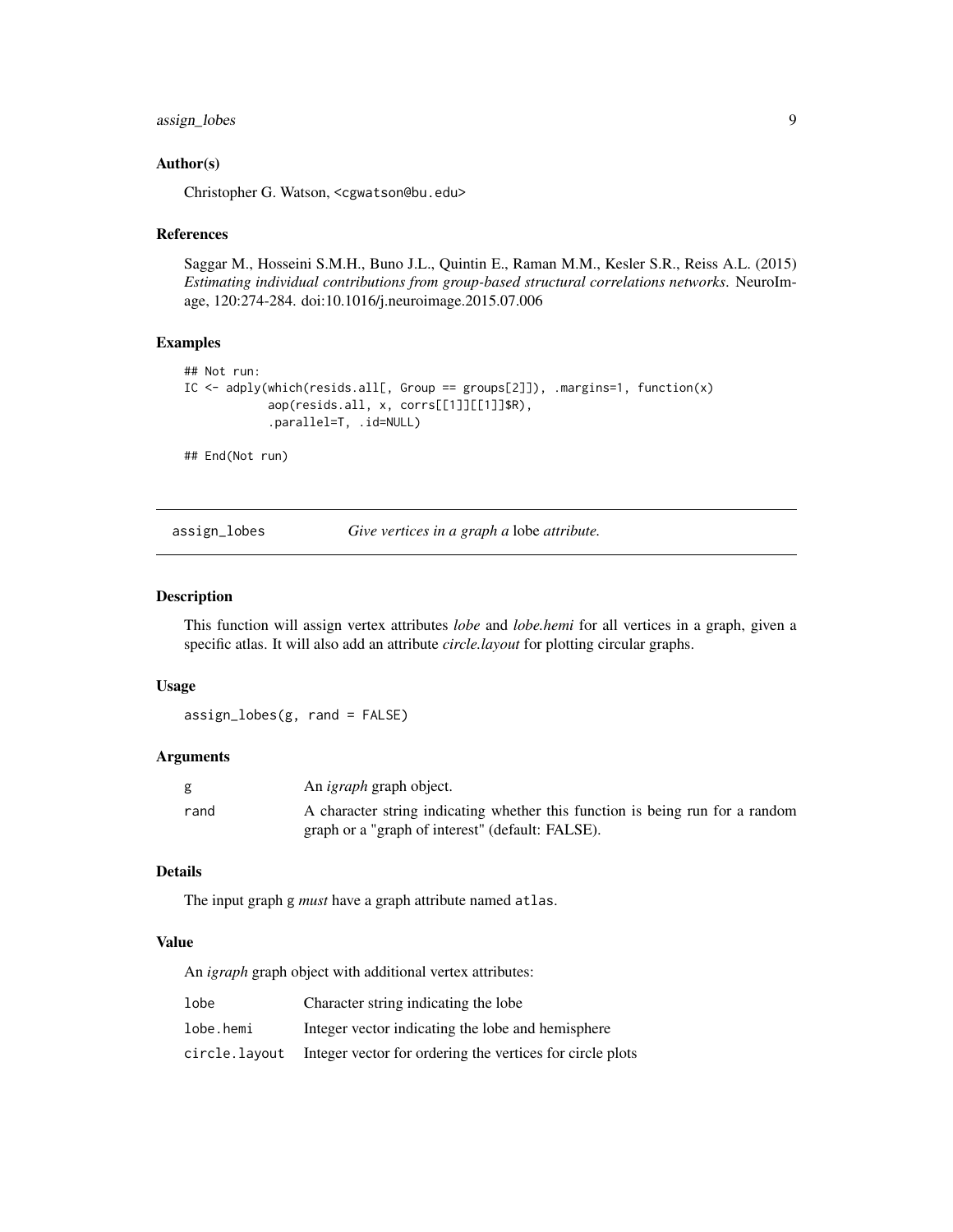### Author(s)

Christopher G. Watson, <cgwatson@bu.edu>

### References

Saggar M., Hosseini S.M.H., Buno J.L., Quintin E., Raman M.M., Kesler S.R., Reiss A.L. (2015) *Estimating individual contributions from group-based structural correlations networks*. NeuroImage, 120:274-284. doi:10.1016/j.neuroimage.2015.07.006

### Examples

```
## Not run:
IC <- adply(which(resids.all[, Group == groups[2]]), .margins=1, function(x)
            aop(resids.all, x, corrs[[1]][[1]]$R),
            .parallel=T, .id=NULL)

## End(Not run)
```

---

## assign_lobes — *Give vertices in a graph a* lobe *attribute.*

### Description

This function will assign vertex attributes *lobe* and *lobe.hemi* for all vertices in a graph, given a specific atlas. It will also add an attribute *circle.layout* for plotting circular graphs.

### Usage

```
assign_lobes(g, rand = FALSE)
```

### Arguments

| | |
|---|---|
| g | An *igraph* graph object. |
| rand | A character string indicating whether this function is being run for a random graph or a "graph of interest" (default: FALSE). |

### Details

The input graph g *must* have a graph attribute named atlas.

### Value

An *igraph* graph object with additional vertex attributes:

| | |
|---|---|
| lobe | Character string indicating the lobe |
| lobe.hemi | Integer vector indicating the lobe and hemisphere |
| circle.layout | Integer vector for ordering the vertices for circle plots |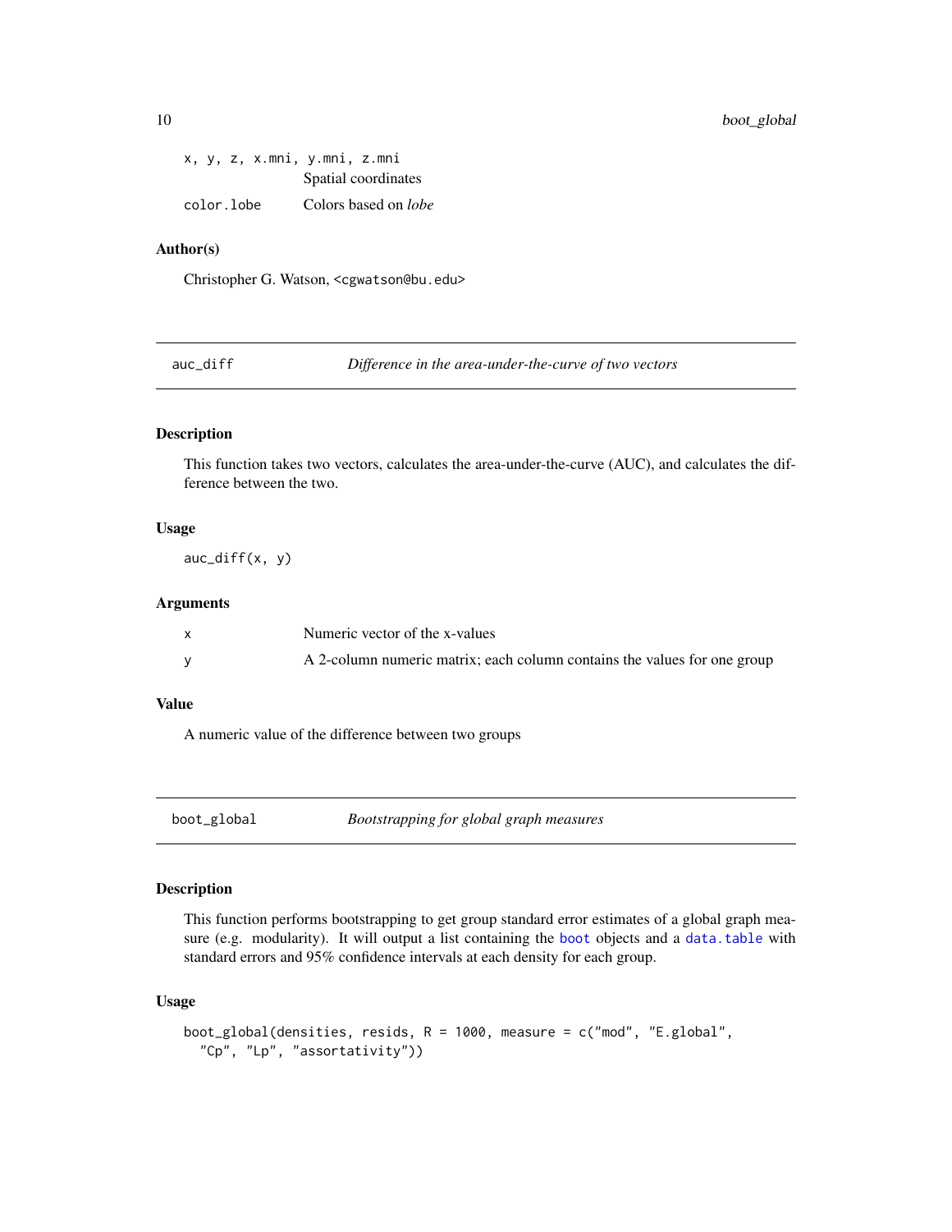| | |
|---|---|
| x, y, z, x.mni, y.mni, z.mni | Spatial coordinates |
| color.lobe | Colors based on *lobe* |

### Author(s)

Christopher G. Watson, <cgwatson@bu.edu>

---

## auc_diff — *Difference in the area-under-the-curve of two vectors*

### Description

This function takes two vectors, calculates the area-under-the-curve (AUC), and calculates the difference between the two.

### Usage

```
auc_diff(x, y)
```

### Arguments

| | |
|---|---|
| x | Numeric vector of the x-values |
| y | A 2-column numeric matrix; each column contains the values for one group |

### Value

A numeric value of the difference between two groups

---

## boot_global — *Bootstrapping for global graph measures*

### Description

This function performs bootstrapping to get group standard error estimates of a global graph measure (e.g. modularity). It will output a list containing the boot objects and a data.table with standard errors and 95% confidence intervals at each density for each group.

### Usage

```
boot_global(densities, resids, R = 1000, measure = c("mod", "E.global",
  "Cp", "Lp", "assortativity"))
```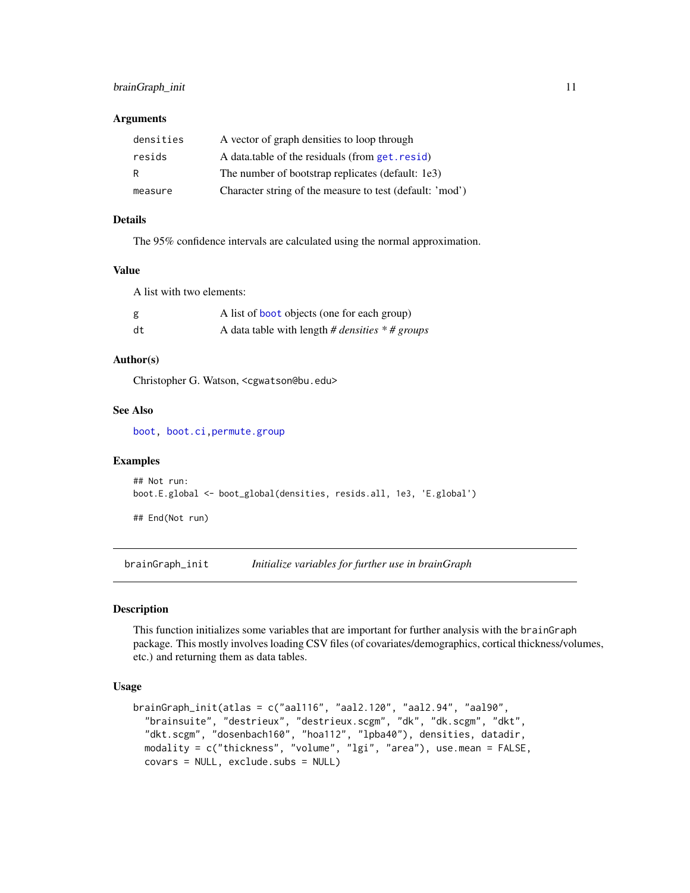### Arguments

| | |
|---|---|
| densities | A vector of graph densities to loop through |
| resids | A data.table of the residuals (from get.resid) |
| R | The number of bootstrap replicates (default: 1e3) |
| measure | Character string of the measure to test (default: 'mod') |

### Details

The 95% confidence intervals are calculated using the normal approximation.

### Value

A list with two elements:

| | |
|---|---|
| g | A list of boot objects (one for each group) |
| dt | A data table with length *# densities * # groups* |

### Author(s)

Christopher G. Watson, <cgwatson@bu.edu>

### See Also

boot, boot.ci, permute.group

### Examples

```
## Not run:
boot.E.global <- boot_global(densities, resids.all, 1e3, 'E.global')

## End(Not run)
```

---

## brainGraph_init — *Initialize variables for further use in brainGraph*

### Description

This function initializes some variables that are important for further analysis with the brainGraph package. This mostly involves loading CSV files (of covariates/demographics, cortical thickness/volumes, etc.) and returning them as data tables.

### Usage

```
brainGraph_init(atlas = c("aal116", "aal2.120", "aal2.94", "aal90",
  "brainsuite", "destrieux", "destrieux.scgm", "dk", "dk.scgm", "dkt",
  "dkt.scgm", "dosenbach160", "hoa112", "lpba40"), densities, datadir,
  modality = c("thickness", "volume", "lgi", "area"), use.mean = FALSE,
  covars = NULL, exclude.subs = NULL)
```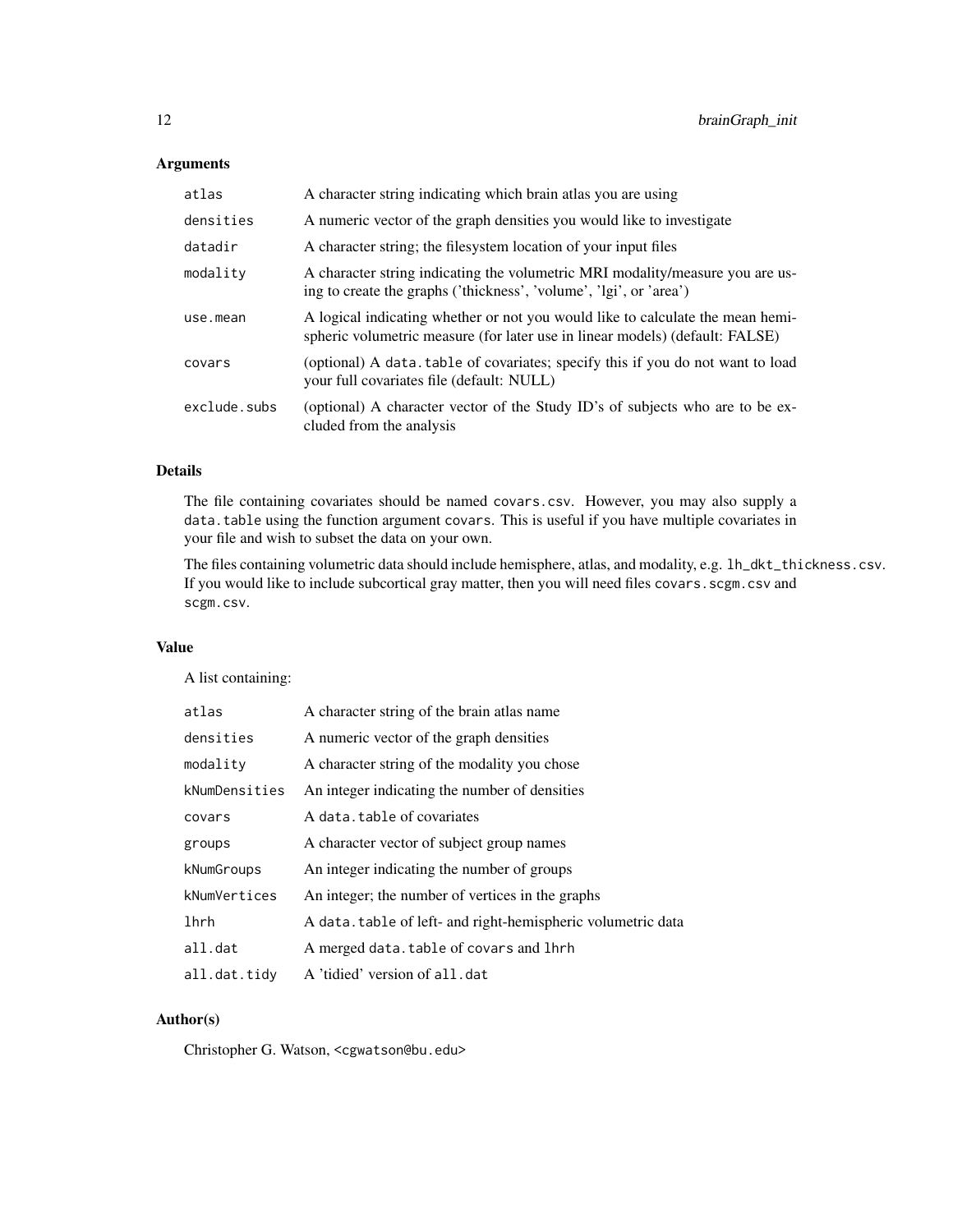## Arguments

| | |
|---|---|
| `atlas` | A character string indicating which brain atlas you are using |
| `densities` | A numeric vector of the graph densities you would like to investigate |
| `datadir` | A character string; the filesystem location of your input files |
| `modality` | A character string indicating the volumetric MRI modality/measure you are using to create the graphs ('thickness', 'volume', 'lgi', or 'area') |
| `use.mean` | A logical indicating whether or not you would like to calculate the mean hemispheric volumetric measure (for later use in linear models) (default: FALSE) |
| `covars` | (optional) A `data.table` of covariates; specify this if you do not want to load your full covariates file (default: NULL) |
| `exclude.subs` | (optional) A character vector of the Study ID's of subjects who are to be excluded from the analysis |

## Details

The file containing covariates should be named `covars.csv`. However, you may also supply a `data.table` using the function argument `covars`. This is useful if you have multiple covariates in your file and wish to subset the data on your own.

The files containing volumetric data should include hemisphere, atlas, and modality, e.g. `lh_dkt_thickness.csv`. If you would like to include subcortical gray matter, then you will need files `covars.scgm.csv` and `scgm.csv`.

## Value

A list containing:

| | |
|---|---|
| `atlas` | A character string of the brain atlas name |
| `densities` | A numeric vector of the graph densities |
| `modality` | A character string of the modality you chose |
| `kNumDensities` | An integer indicating the number of densities |
| `covars` | A `data.table` of covariates |
| `groups` | A character vector of subject group names |
| `kNumGroups` | An integer indicating the number of groups |
| `kNumVertices` | An integer; the number of vertices in the graphs |
| `lhrh` | A `data.table` of left- and right-hemispheric volumetric data |
| `all.dat` | A merged `data.table` of `covars` and `lhrh` |
| `all.dat.tidy` | A 'tidied' version of `all.dat` |

## Author(s)

Christopher G. Watson, <cgwatson@bu.edu>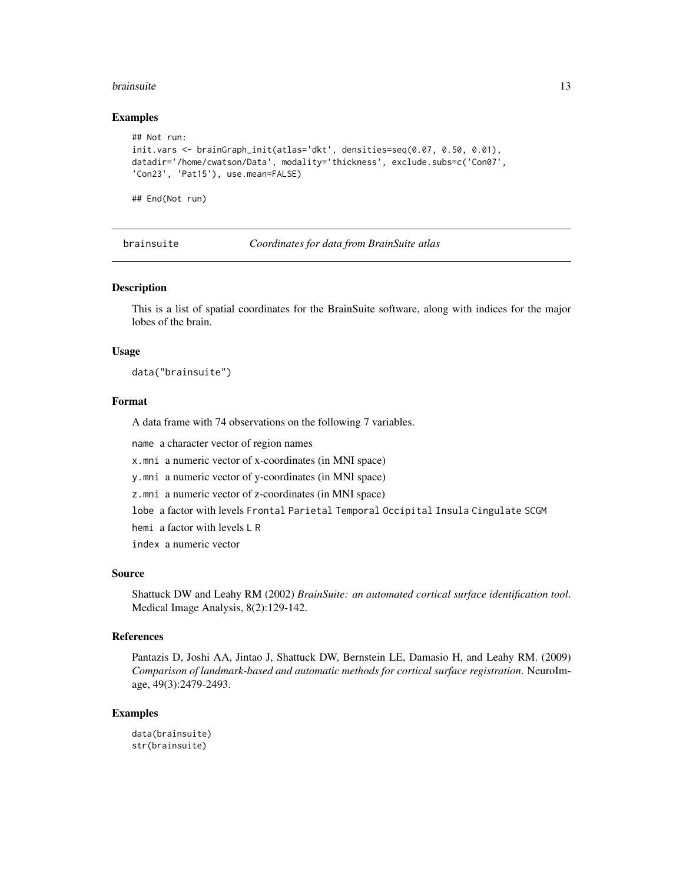### Examples

```
## Not run:
init.vars <- brainGraph_init(atlas='dkt', densities=seq(0.07, 0.50, 0.01),
datadir='/home/cwatson/Data', modality='thickness', exclude.subs=c('Con07',
'Con23', 'Pat15'), use.mean=FALSE)

## End(Not run)
```

---

## brainsuite — *Coordinates for data from BrainSuite atlas*

### Description

This is a list of spatial coordinates for the BrainSuite software, along with indices for the major lobes of the brain.

### Usage

```
data("brainsuite")
```

### Format

A data frame with 74 observations on the following 7 variables.

- `name` a character vector of region names
- `x.mni` a numeric vector of x-coordinates (in MNI space)
- `y.mni` a numeric vector of y-coordinates (in MNI space)
- `z.mni` a numeric vector of z-coordinates (in MNI space)
- `lobe` a factor with levels `Frontal` `Parietal` `Temporal` `Occipital` `Insula` `Cingulate` `SCGM`
- `hemi` a factor with levels `L` `R`
- `index` a numeric vector

### Source

Shattuck DW and Leahy RM (2002) *BrainSuite: an automated cortical surface identification tool*. Medical Image Analysis, 8(2):129-142.

### References

Pantazis D, Joshi AA, Jintao J, Shattuck DW, Bernstein LE, Damasio H, and Leahy RM. (2009) *Comparison of landmark-based and automatic methods for cortical surface registration*. NeuroImage, 49(3):2479-2493.

### Examples

```
data(brainsuite)
str(brainsuite)
```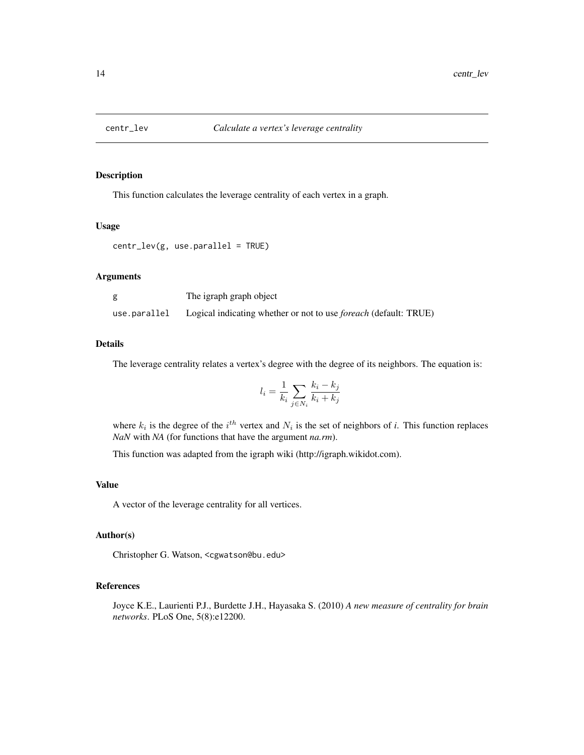# centr_lev — *Calculate a vertex's leverage centrality*

## Description

This function calculates the leverage centrality of each vertex in a graph.

## Usage

```
centr_lev(g, use.parallel = TRUE)
```

## Arguments

| | |
|---|---|
| g | The igraph graph object |
| use.parallel | Logical indicating whether or not to use *foreach* (default: TRUE) |

## Details

The leverage centrality relates a vertex's degree with the degree of its neighbors. The equation is:

$$l_i = \frac{1}{k_i} \sum_{j \in N_i} \frac{k_i - k_j}{k_i + k_j}$$

where $k_i$ is the degree of the $i^{th}$ vertex and $N_i$ is the set of neighbors of *i*. This function replaces *NaN* with *NA* (for functions that have the argument *na.rm*).

This function was adapted from the igraph wiki (http://igraph.wikidot.com).

## Value

A vector of the leverage centrality for all vertices.

## Author(s)

Christopher G. Watson, <cgwatson@bu.edu>

## References

Joyce K.E., Laurienti P.J., Burdette J.H., Hayasaka S. (2010) *A new measure of centrality for brain networks*. PLoS One, 5(8):e12200.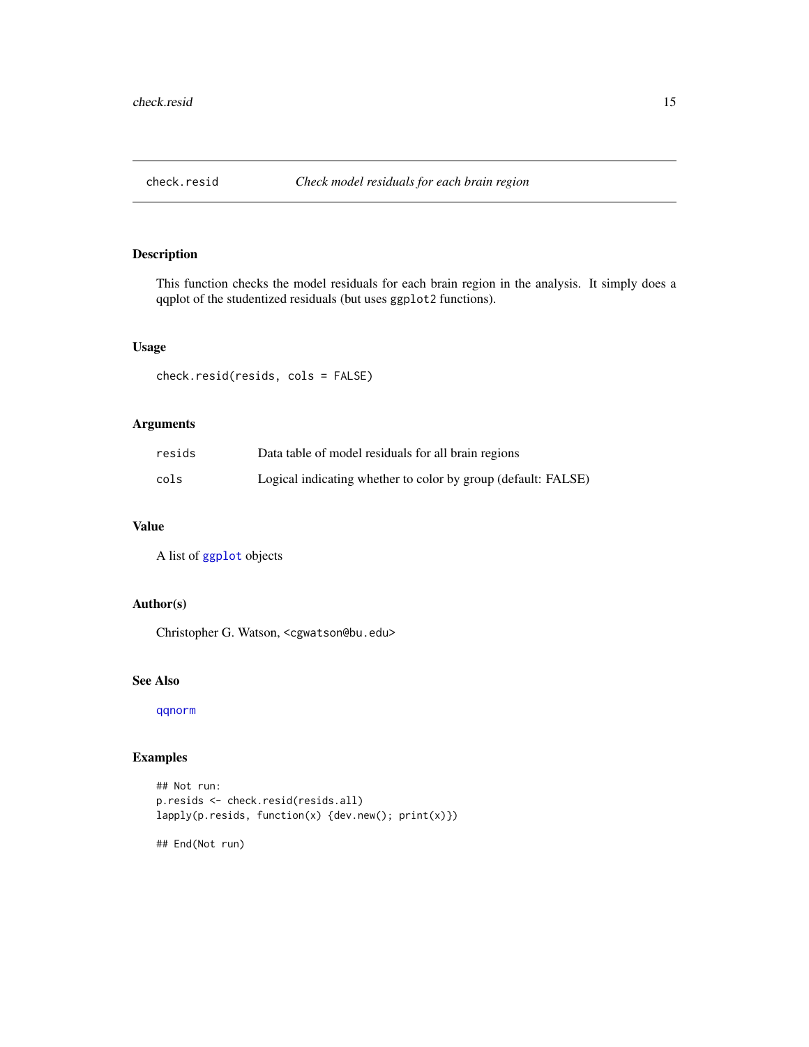## check.resid — *Check model residuals for each brain region*

### Description

This function checks the model residuals for each brain region in the analysis. It simply does a qqplot of the studentized residuals (but uses `ggplot2` functions).

### Usage

```
check.resid(resids, cols = FALSE)
```

### Arguments

| | |
|---|---|
| `resids` | Data table of model residuals for all brain regions |
| `cols` | Logical indicating whether to color by group (default: FALSE) |

### Value

A list of `ggplot` objects

### Author(s)

Christopher G. Watson, `<cgwatson@bu.edu>`

### See Also

`qqnorm`

### Examples

```
## Not run:
p.resids <- check.resid(resids.all)
lapply(p.resids, function(x) {dev.new(); print(x)})

## End(Not run)
```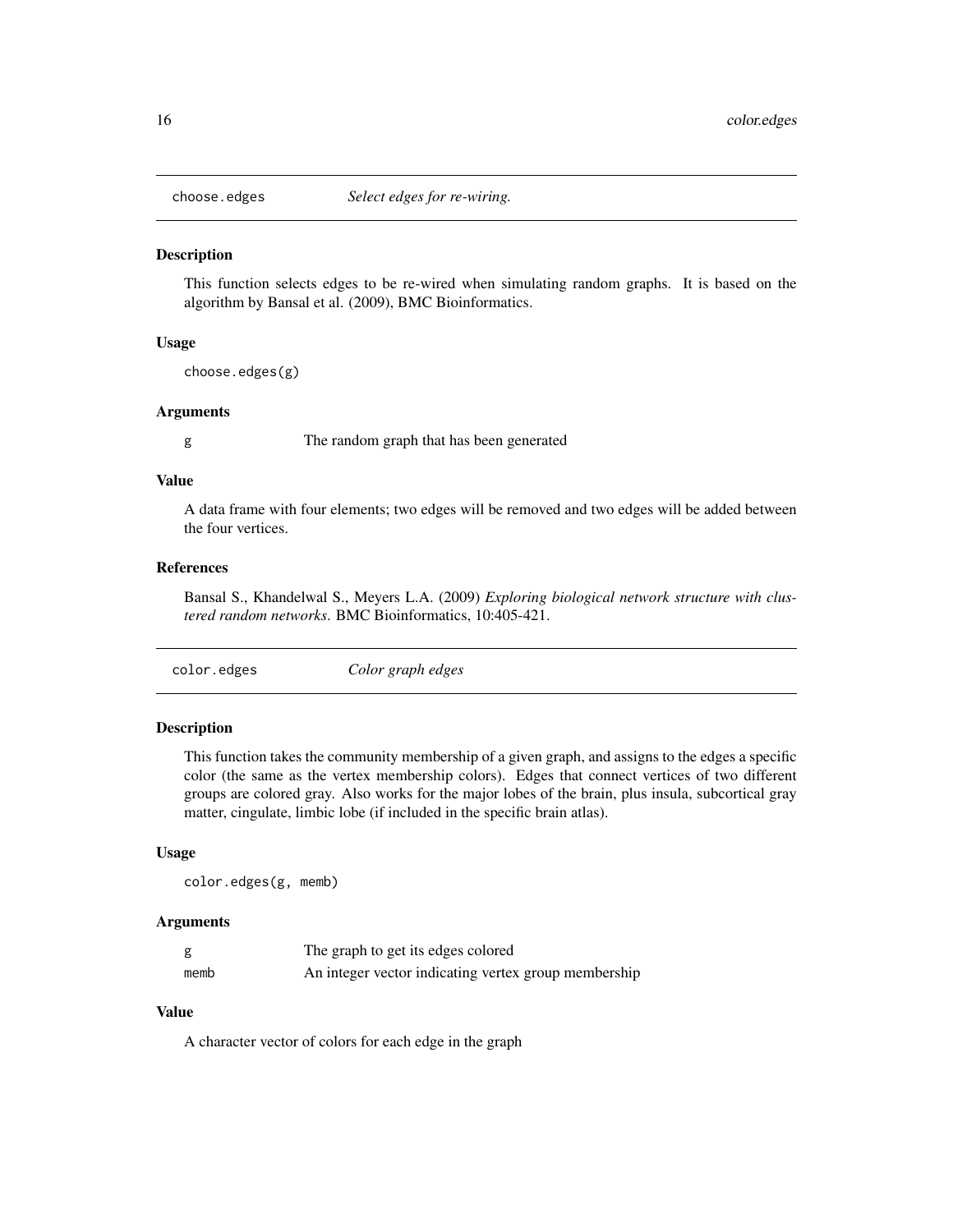## choose.edges *Select edges for re-wiring.*

### Description

This function selects edges to be re-wired when simulating random graphs. It is based on the algorithm by Bansal et al. (2009), BMC Bioinformatics.

### Usage

```
choose.edges(g)
```

### Arguments

| | |
|---|---|
| g | The random graph that has been generated |

### Value

A data frame with four elements; two edges will be removed and two edges will be added between the four vertices.

### References

Bansal S., Khandelwal S., Meyers L.A. (2009) *Exploring biological network structure with clustered random networks.* BMC Bioinformatics, 10:405-421.

## color.edges *Color graph edges*

### Description

This function takes the community membership of a given graph, and assigns to the edges a specific color (the same as the vertex membership colors). Edges that connect vertices of two different groups are colored gray. Also works for the major lobes of the brain, plus insula, subcortical gray matter, cingulate, limbic lobe (if included in the specific brain atlas).

### Usage

```
color.edges(g, memb)
```

### Arguments

| | |
|---|---|
| g | The graph to get its edges colored |
| memb | An integer vector indicating vertex group membership |

### Value

A character vector of colors for each edge in the graph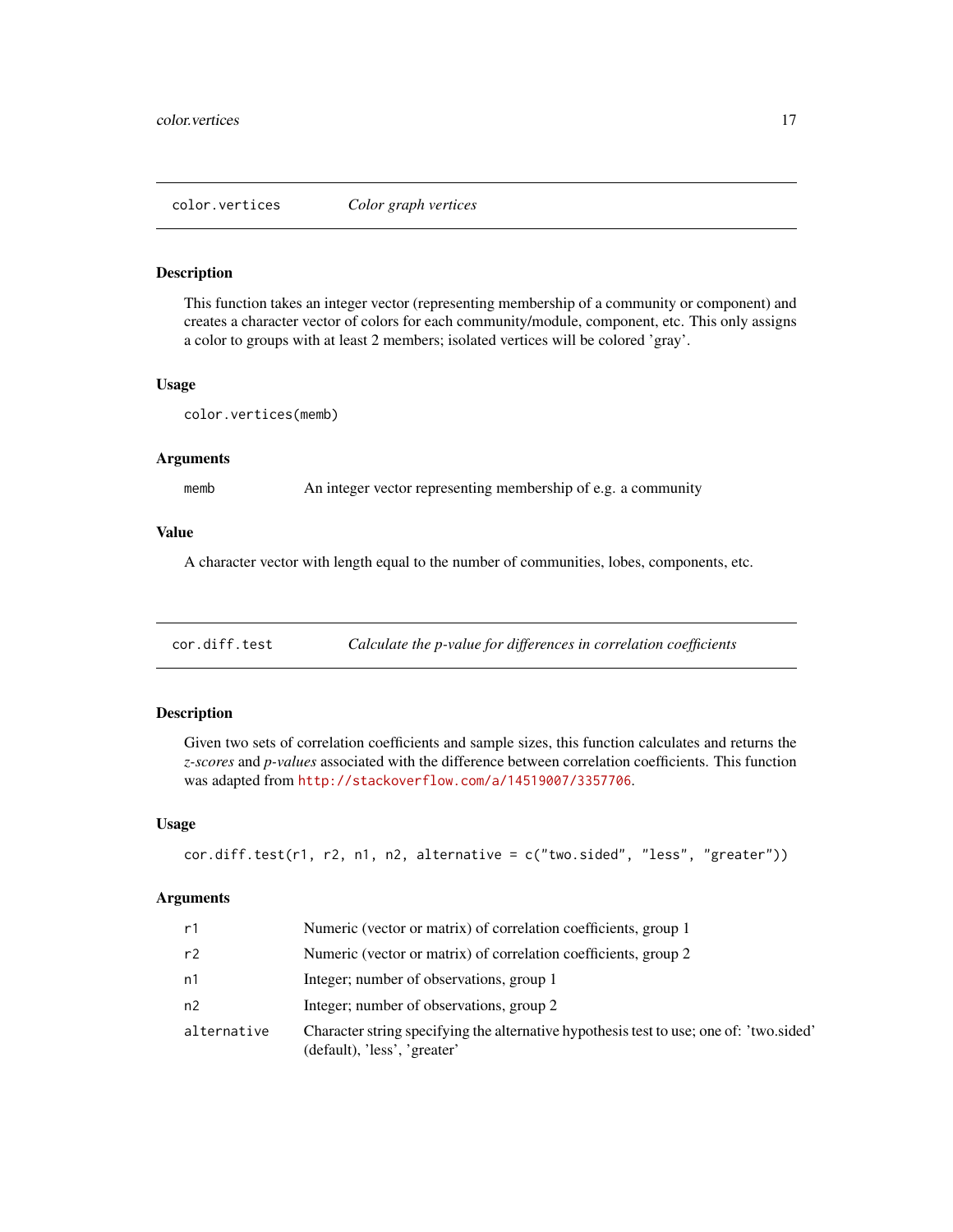## color.vertices *Color graph vertices*

### Description

This function takes an integer vector (representing membership of a community or component) and creates a character vector of colors for each community/module, component, etc. This only assigns a color to groups with at least 2 members; isolated vertices will be colored 'gray'.

### Usage

```
color.vertices(memb)
```

### Arguments

| | |
|---|---|
| memb | An integer vector representing membership of e.g. a community |

### Value

A character vector with length equal to the number of communities, lobes, components, etc.

## cor.diff.test *Calculate the p-value for differences in correlation coefficients*

### Description

Given two sets of correlation coefficients and sample sizes, this function calculates and returns the *z-scores* and *p-values* associated with the difference between correlation coefficients. This function was adapted from http://stackoverflow.com/a/14519007/3357706.

### Usage

```
cor.diff.test(r1, r2, n1, n2, alternative = c("two.sided", "less", "greater"))
```

### Arguments

| | |
|---|---|
| r1 | Numeric (vector or matrix) of correlation coefficients, group 1 |
| r2 | Numeric (vector or matrix) of correlation coefficients, group 2 |
| n1 | Integer; number of observations, group 1 |
| n2 | Integer; number of observations, group 2 |
| alternative | Character string specifying the alternative hypothesis test to use; one of: 'two.sided' (default), 'less', 'greater' |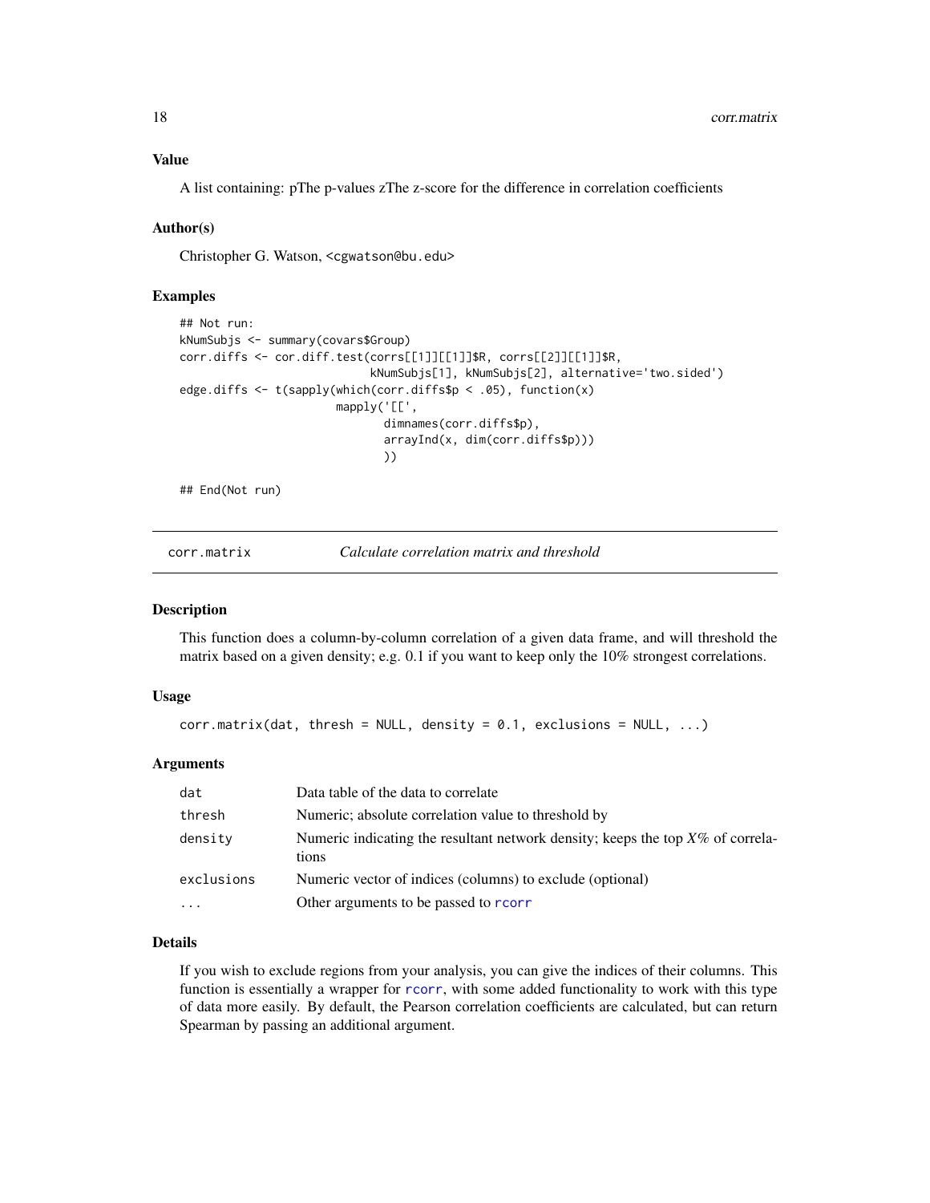## Value

A list containing: pThe p-values zThe z-score for the difference in correlation coefficients

## Author(s)

Christopher G. Watson, <cgwatson@bu.edu>

## Examples

```
## Not run:
kNumSubjs <- summary(covars$Group)
corr.diffs <- cor.diff.test(corrs[[1]][[1]]$R, corrs[[2]][[1]]$R,
                            kNumSubjs[1], kNumSubjs[2], alternative='two.sided')
edge.diffs <- t(sapply(which(corr.diffs$p < .05), function(x)
                       mapply('[[',
                              dimnames(corr.diffs$p),
                              arrayInd(x, dim(corr.diffs$p)))
                              ))

## End(Not run)
```

---

# corr.matrix *Calculate correlation matrix and threshold*

## Description

This function does a column-by-column correlation of a given data frame, and will threshold the matrix based on a given density; e.g. 0.1 if you want to keep only the 10% strongest correlations.

## Usage

```
corr.matrix(dat, thresh = NULL, density = 0.1, exclusions = NULL, ...)
```

## Arguments

| | |
|---|---|
| dat | Data table of the data to correlate |
| thresh | Numeric; absolute correlation value to threshold by |
| density | Numeric indicating the resultant network density; keeps the top *X*% of correlations |
| exclusions | Numeric vector of indices (columns) to exclude (optional) |
| ... | Other arguments to be passed to rcorr |

## Details

If you wish to exclude regions from your analysis, you can give the indices of their columns. This function is essentially a wrapper for rcorr, with some added functionality to work with this type of data more easily. By default, the Pearson correlation coefficients are calculated, but can return Spearman by passing an additional argument.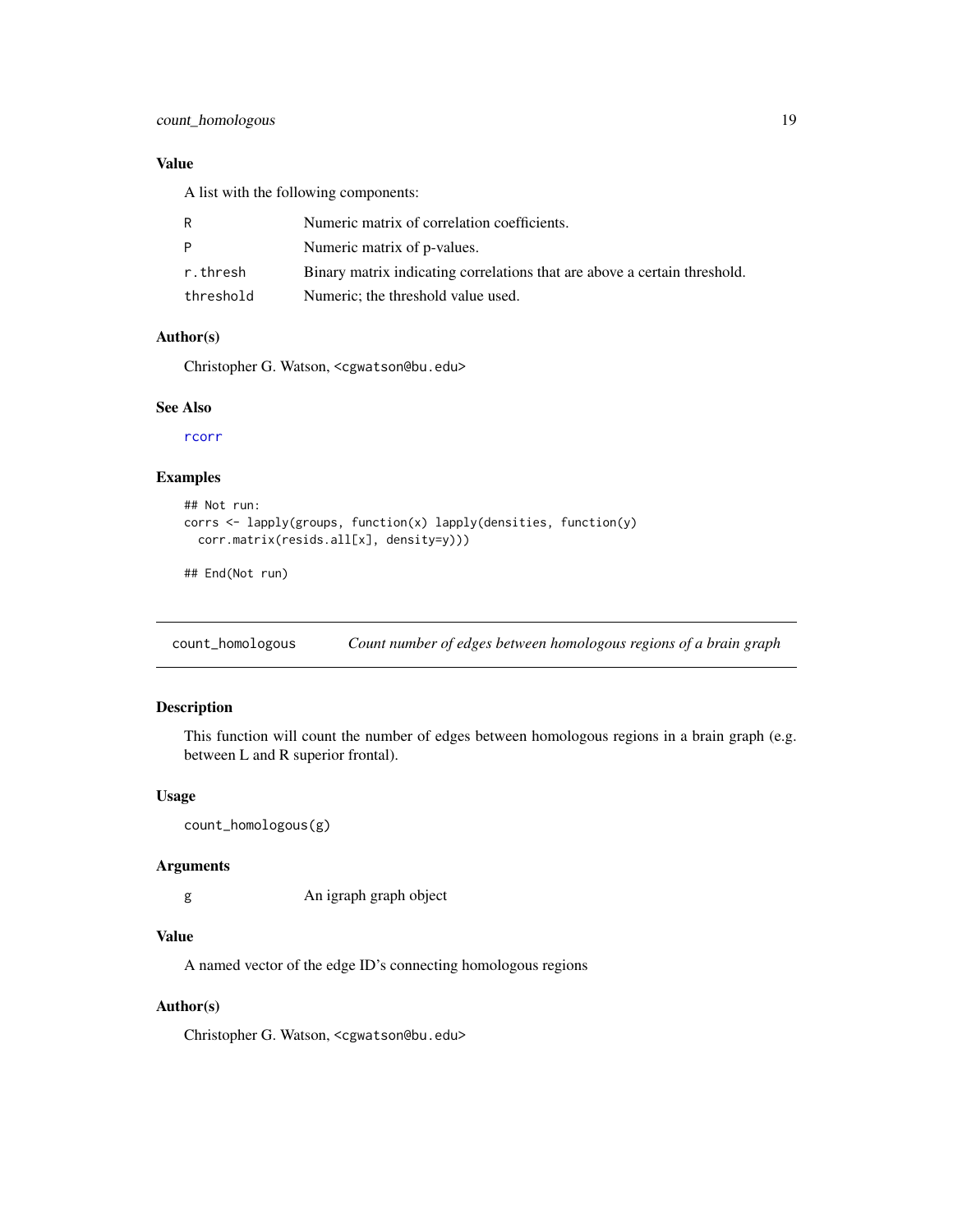### Value

A list with the following components:

| | |
|---|---|
| R | Numeric matrix of correlation coefficients. |
| P | Numeric matrix of p-values. |
| r.thresh | Binary matrix indicating correlations that are above a certain threshold. |
| threshold | Numeric; the threshold value used. |

### Author(s)

Christopher G. Watson, <cgwatson@bu.edu>

### See Also

rcorr

### Examples

```
## Not run:
corrs <- lapply(groups, function(x) lapply(densities, function(y)
  corr.matrix(resids.all[x], density=y)))

## End(Not run)
```

---

## count_homologous *Count number of edges between homologous regions of a brain graph*

### Description

This function will count the number of edges between homologous regions in a brain graph (e.g. between L and R superior frontal).

### Usage

```
count_homologous(g)
```

### Arguments

| | |
|---|---|
| g | An igraph graph object |

### Value

A named vector of the edge ID's connecting homologous regions

### Author(s)

Christopher G. Watson, <cgwatson@bu.edu>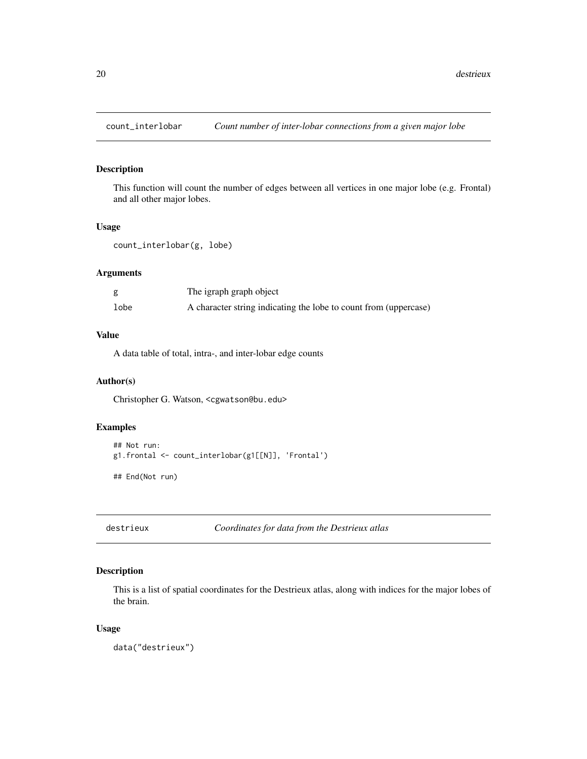## count_interlobar — *Count number of inter-lobar connections from a given major lobe*

### Description

This function will count the number of edges between all vertices in one major lobe (e.g. Frontal) and all other major lobes.

### Usage

```
count_interlobar(g, lobe)
```

### Arguments

| | |
|---|---|
| g | The igraph graph object |
| lobe | A character string indicating the lobe to count from (uppercase) |

### Value

A data table of total, intra-, and inter-lobar edge counts

### Author(s)

Christopher G. Watson, <cgwatson@bu.edu>

### Examples

```
## Not run:
g1.frontal <- count_interlobar(g1[[N]], 'Frontal')

## End(Not run)
```

## destrieux — *Coordinates for data from the Destrieux atlas*

### Description

This is a list of spatial coordinates for the Destrieux atlas, along with indices for the major lobes of the brain.

### Usage

```
data("destrieux")
```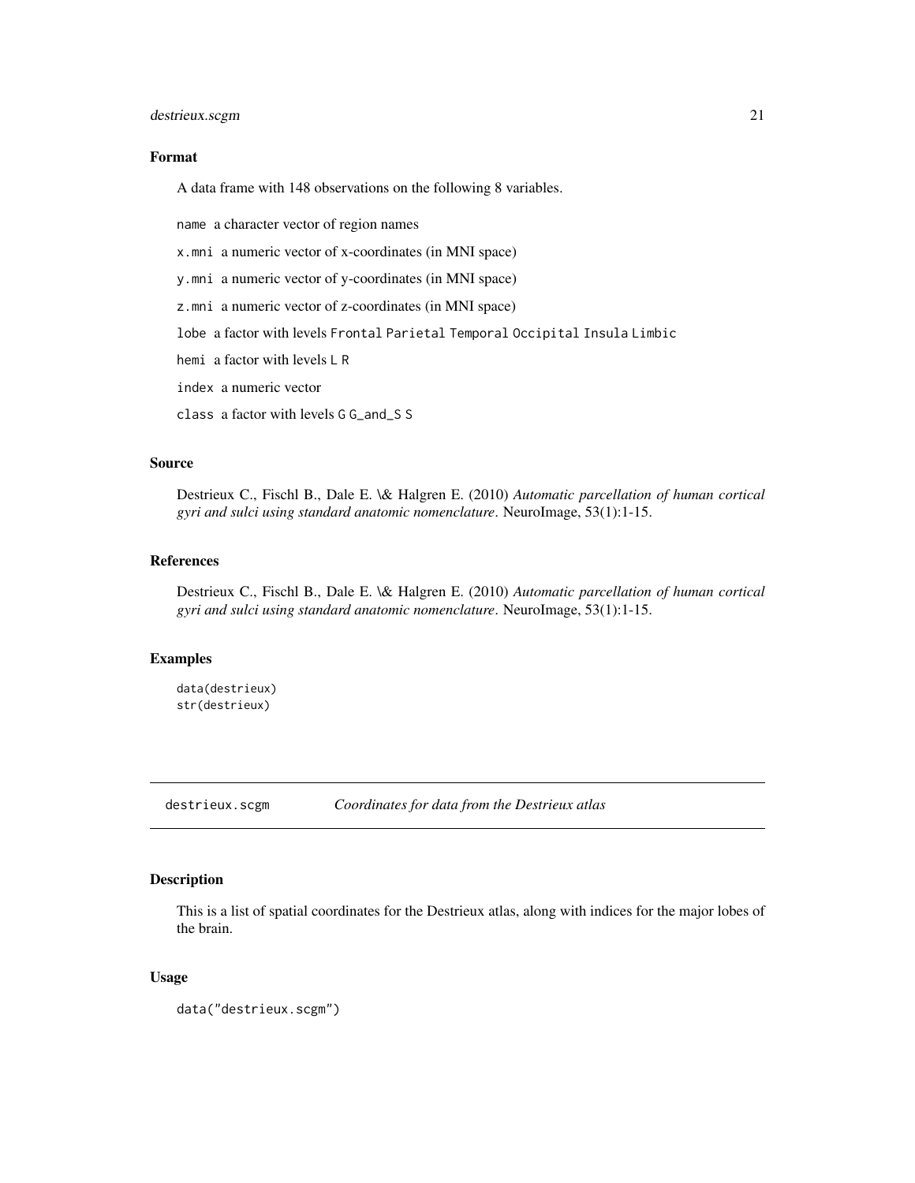### Format

A data frame with 148 observations on the following 8 variables.

`name` a character vector of region names

`x.mni` a numeric vector of x-coordinates (in MNI space)

`y.mni` a numeric vector of y-coordinates (in MNI space)

`z.mni` a numeric vector of z-coordinates (in MNI space)

`lobe` a factor with levels `Frontal` `Parietal` `Temporal` `Occipital` `Insula` `Limbic`

`hemi` a factor with levels `L` `R`

`index` a numeric vector

`class` a factor with levels `G` `G_and_S` `S`

### Source

Destrieux C., Fischl B., Dale E. \& Halgren E. (2010) *Automatic parcellation of human cortical gyri and sulci using standard anatomic nomenclature*. NeuroImage, 53(1):1-15.

### References

Destrieux C., Fischl B., Dale E. \& Halgren E. (2010) *Automatic parcellation of human cortical gyri and sulci using standard anatomic nomenclature*. NeuroImage, 53(1):1-15.

### Examples

```
data(destrieux)
str(destrieux)
```

---

## destrieux.scgm — *Coordinates for data from the Destrieux atlas*

### Description

This is a list of spatial coordinates for the Destrieux atlas, along with indices for the major lobes of the brain.

### Usage

```
data("destrieux.scgm")
```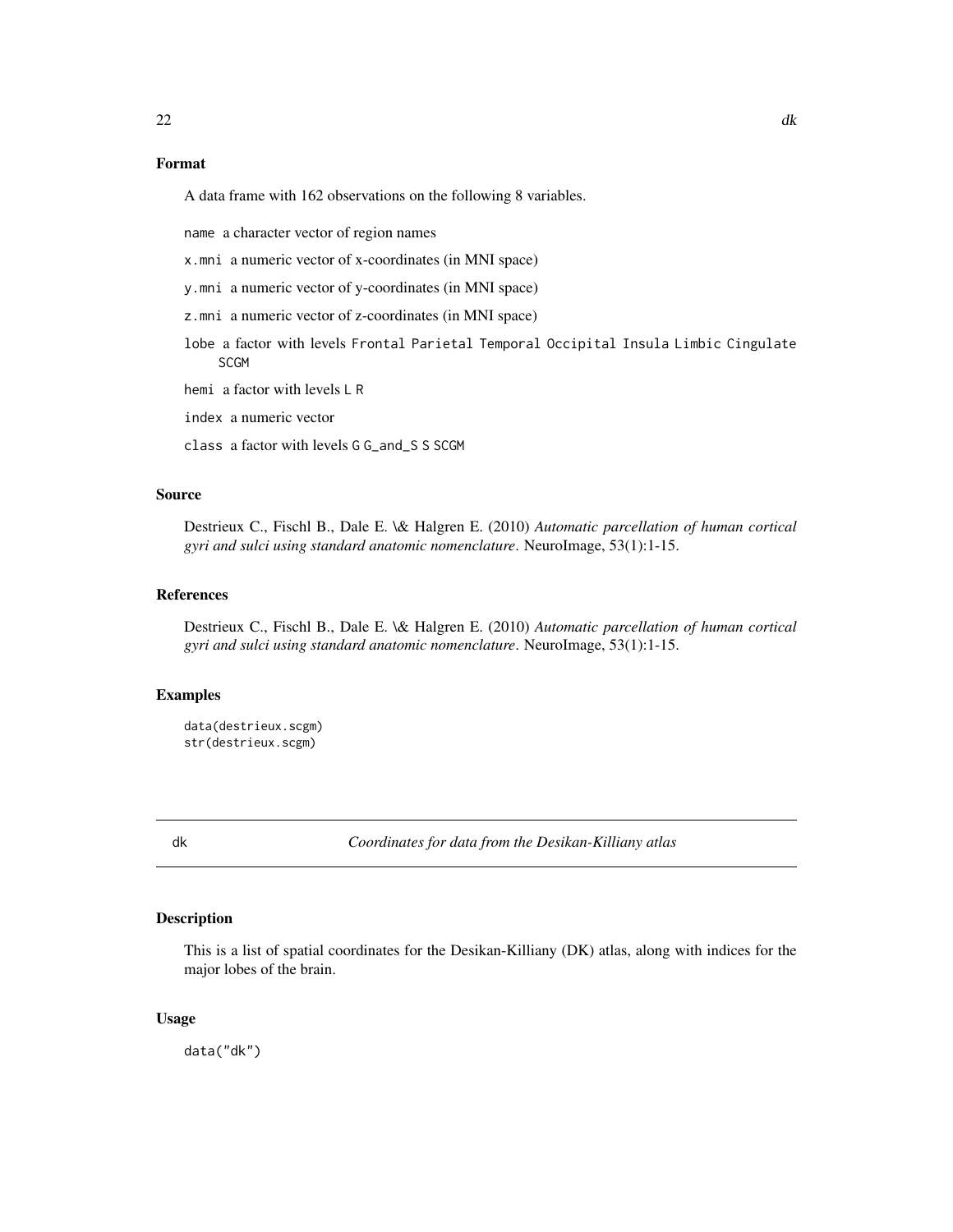### Format

A data frame with 162 observations on the following 8 variables.

- `name` a character vector of region names
- `x.mni` a numeric vector of x-coordinates (in MNI space)
- `y.mni` a numeric vector of y-coordinates (in MNI space)
- `z.mni` a numeric vector of z-coordinates (in MNI space)
- `lobe` a factor with levels `Frontal Parietal Temporal Occipital Insula Limbic Cingulate SCGM`
- `hemi` a factor with levels `L R`
- `index` a numeric vector
- `class` a factor with levels `G G_and_S S SCGM`

### Source

Destrieux C., Fischl B., Dale E. \& Halgren E. (2010) *Automatic parcellation of human cortical gyri and sulci using standard anatomic nomenclature*. NeuroImage, 53(1):1-15.

### References

Destrieux C., Fischl B., Dale E. \& Halgren E. (2010) *Automatic parcellation of human cortical gyri and sulci using standard anatomic nomenclature*. NeuroImage, 53(1):1-15.

### Examples

```
data(destrieux.scgm)
str(destrieux.scgm)
```

---

## dk — *Coordinates for data from the Desikan-Killiany atlas*

### Description

This is a list of spatial coordinates for the Desikan-Killiany (DK) atlas, along with indices for the major lobes of the brain.

### Usage

```
data("dk")
```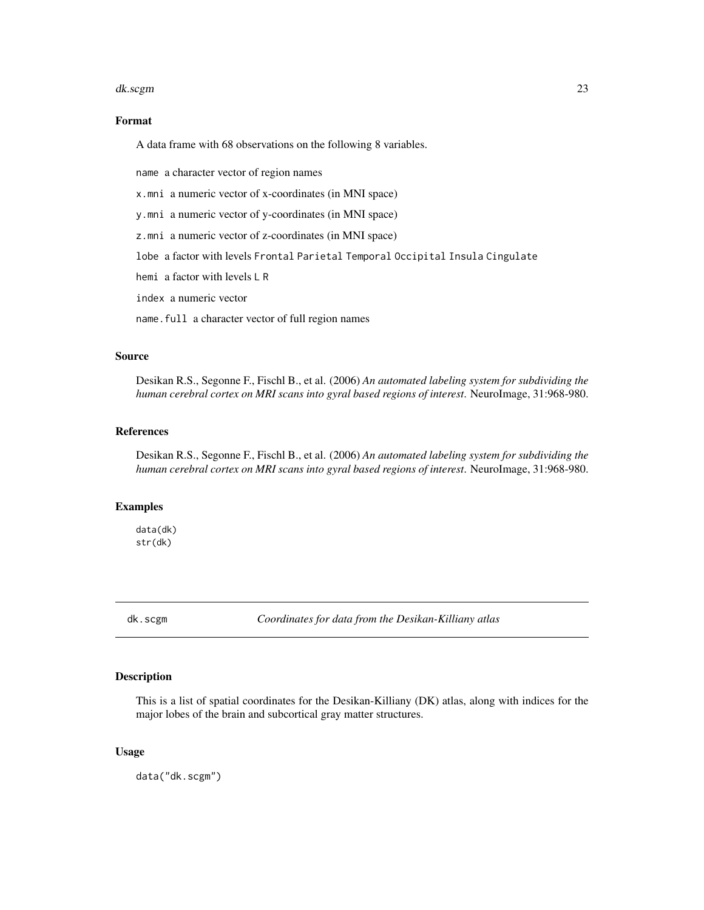### Format

A data frame with 68 observations on the following 8 variables.

- `name` a character vector of region names
- `x.mni` a numeric vector of x-coordinates (in MNI space)
- `y.mni` a numeric vector of y-coordinates (in MNI space)
- `z.mni` a numeric vector of z-coordinates (in MNI space)
- `lobe` a factor with levels `Frontal` `Parietal` `Temporal` `Occipital` `Insula` `Cingulate`
- `hemi` a factor with levels `L` `R`
- `index` a numeric vector
- `name.full` a character vector of full region names

### Source

Desikan R.S., Segonne F., Fischl B., et al. (2006) *An automated labeling system for subdividing the human cerebral cortex on MRI scans into gyral based regions of interest*. NeuroImage, 31:968-980.

### References

Desikan R.S., Segonne F., Fischl B., et al. (2006) *An automated labeling system for subdividing the human cerebral cortex on MRI scans into gyral based regions of interest*. NeuroImage, 31:968-980.

### Examples

```
data(dk)
str(dk)
```

---

## dk.scgm — *Coordinates for data from the Desikan-Killiany atlas*

### Description

This is a list of spatial coordinates for the Desikan-Killiany (DK) atlas, along with indices for the major lobes of the brain and subcortical gray matter structures.

### Usage

```
data("dk.scgm")
```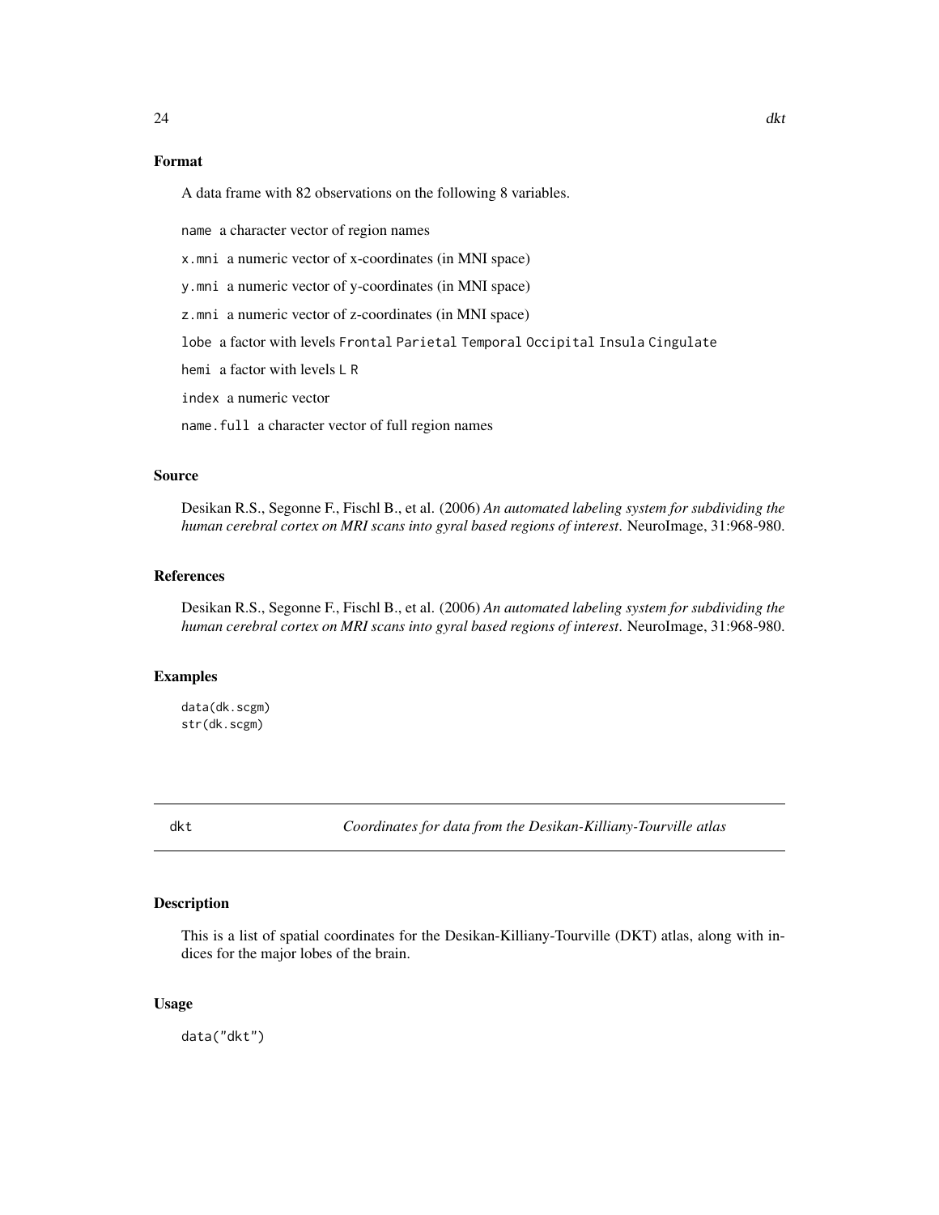## Format

A data frame with 82 observations on the following 8 variables.

`name` a character vector of region names

`x.mni` a numeric vector of x-coordinates (in MNI space)

`y.mni` a numeric vector of y-coordinates (in MNI space)

`z.mni` a numeric vector of z-coordinates (in MNI space)

`lobe` a factor with levels `Frontal` `Parietal` `Temporal` `Occipital` `Insula` `Cingulate`

`hemi` a factor with levels `L` `R`

`index` a numeric vector

`name.full` a character vector of full region names

## Source

Desikan R.S., Segonne F., Fischl B., et al. (2006) *An automated labeling system for subdividing the human cerebral cortex on MRI scans into gyral based regions of interest*. NeuroImage, 31:968-980.

## References

Desikan R.S., Segonne F., Fischl B., et al. (2006) *An automated labeling system for subdividing the human cerebral cortex on MRI scans into gyral based regions of interest*. NeuroImage, 31:968-980.

## Examples

```
data(dk.scgm)
str(dk.scgm)
```

---

# dkt — *Coordinates for data from the Desikan-Killiany-Tourville atlas*

## Description

This is a list of spatial coordinates for the Desikan-Killiany-Tourville (DKT) atlas, along with indices for the major lobes of the brain.

## Usage

```
data("dkt")
```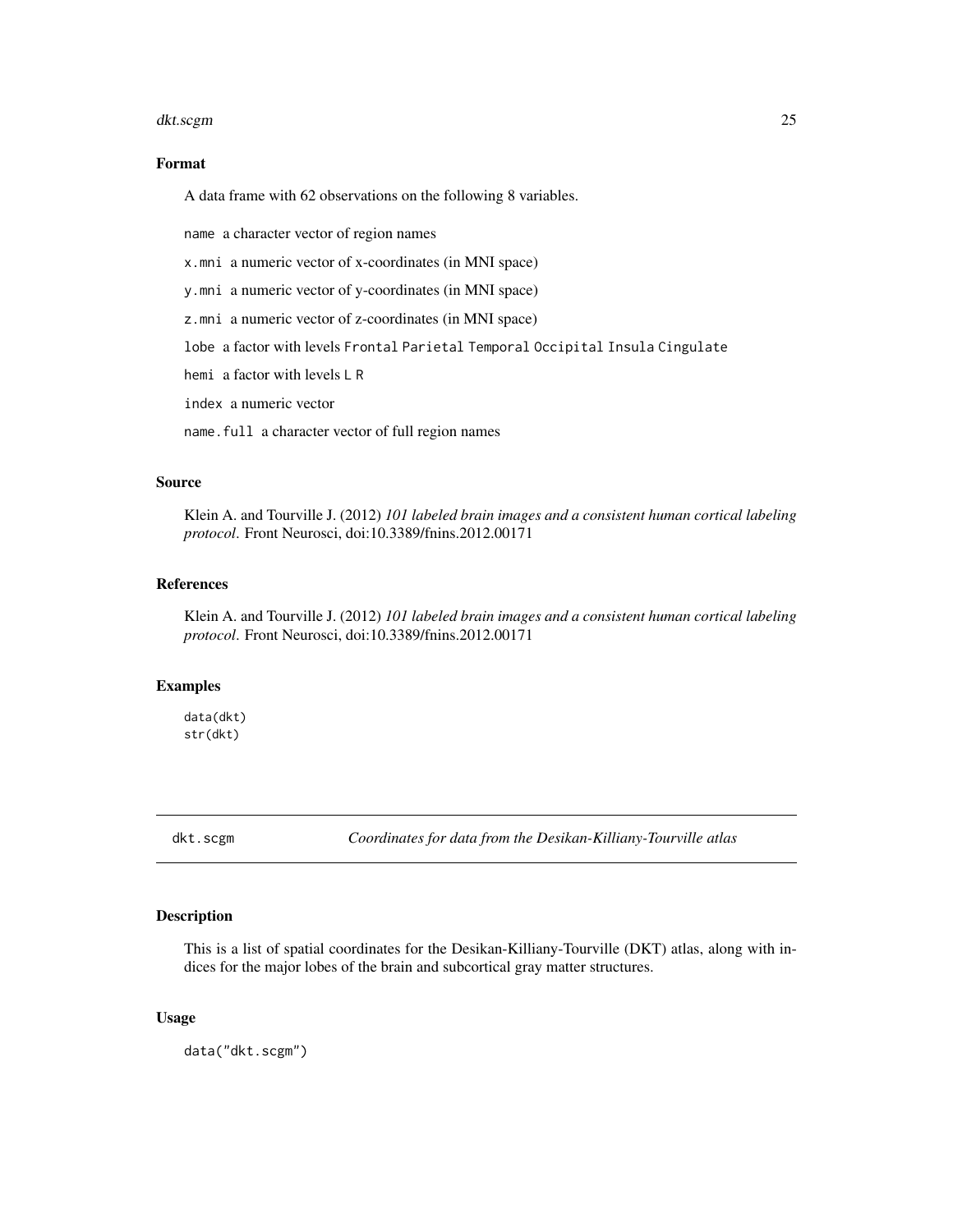### Format

A data frame with 62 observations on the following 8 variables.

- `name` a character vector of region names
- `x.mni` a numeric vector of x-coordinates (in MNI space)
- `y.mni` a numeric vector of y-coordinates (in MNI space)
- `z.mni` a numeric vector of z-coordinates (in MNI space)
- `lobe` a factor with levels `Frontal` `Parietal` `Temporal` `Occipital` `Insula` `Cingulate`
- `hemi` a factor with levels `L` `R`
- `index` a numeric vector
- `name.full` a character vector of full region names

### Source

Klein A. and Tourville J. (2012) *101 labeled brain images and a consistent human cortical labeling protocol*. Front Neurosci, doi:10.3389/fnins.2012.00171

### References

Klein A. and Tourville J. (2012) *101 labeled brain images and a consistent human cortical labeling protocol*. Front Neurosci, doi:10.3389/fnins.2012.00171

### Examples

```
data(dkt)
str(dkt)
```

---

## dkt.scgm *Coordinates for data from the Desikan-Killiany-Tourville atlas*

### Description

This is a list of spatial coordinates for the Desikan-Killiany-Tourville (DKT) atlas, along with indices for the major lobes of the brain and subcortical gray matter structures.

### Usage

```
data("dkt.scgm")
```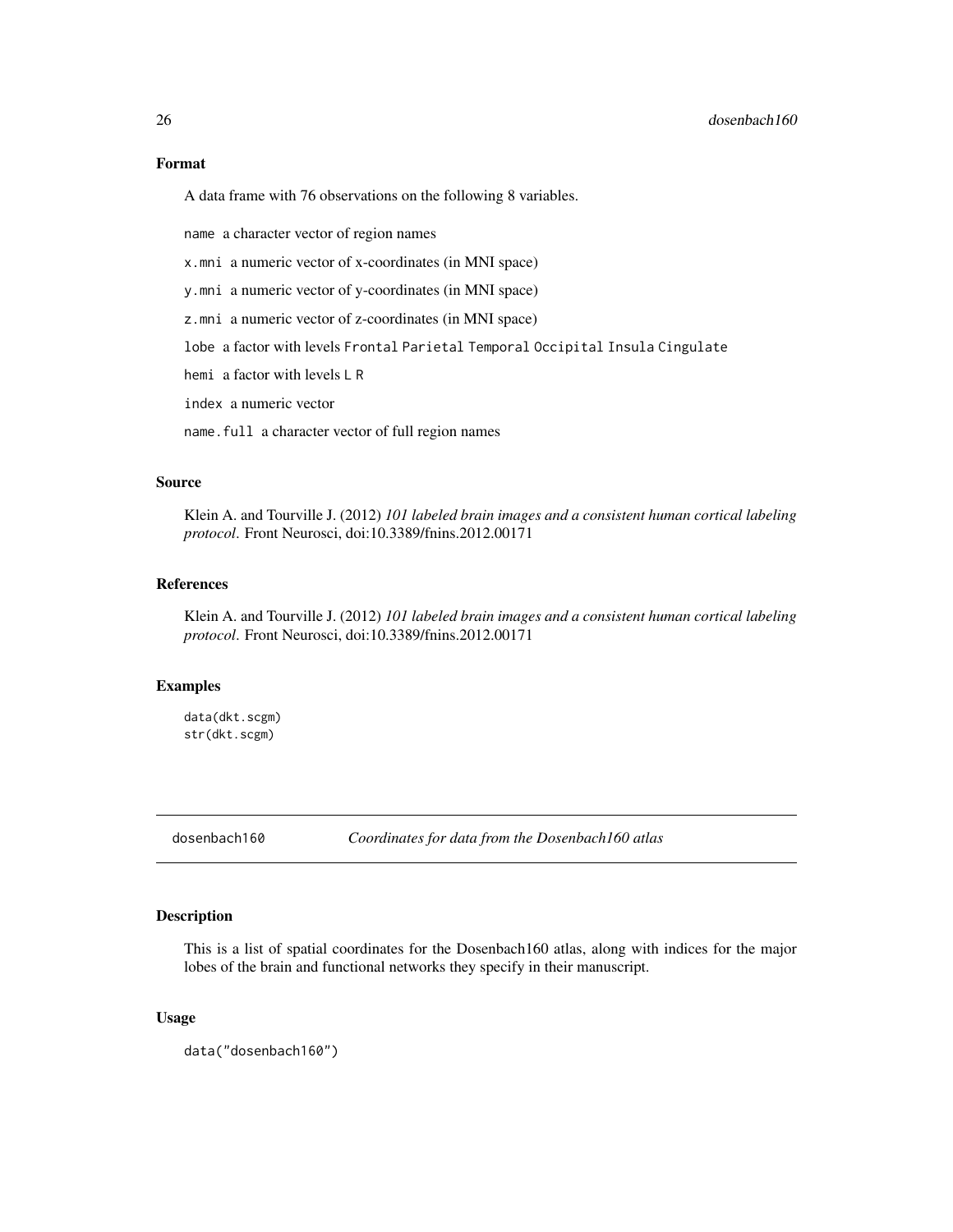### Format

A data frame with 76 observations on the following 8 variables.

`name` a character vector of region names

`x.mni` a numeric vector of x-coordinates (in MNI space)

`y.mni` a numeric vector of y-coordinates (in MNI space)

`z.mni` a numeric vector of z-coordinates (in MNI space)

`lobe` a factor with levels `Frontal` `Parietal` `Temporal` `Occipital` `Insula` `Cingulate`

`hemi` a factor with levels `L` `R`

`index` a numeric vector

`name.full` a character vector of full region names

### Source

Klein A. and Tourville J. (2012) *101 labeled brain images and a consistent human cortical labeling protocol*. Front Neurosci, doi:10.3389/fnins.2012.00171

### References

Klein A. and Tourville J. (2012) *101 labeled brain images and a consistent human cortical labeling protocol*. Front Neurosci, doi:10.3389/fnins.2012.00171

### Examples

```
data(dkt.scgm)
str(dkt.scgm)
```

---

## dosenbach160 — *Coordinates for data from the Dosenbach160 atlas*

### Description

This is a list of spatial coordinates for the Dosenbach160 atlas, along with indices for the major lobes of the brain and functional networks they specify in their manuscript.

### Usage

```
data("dosenbach160")
```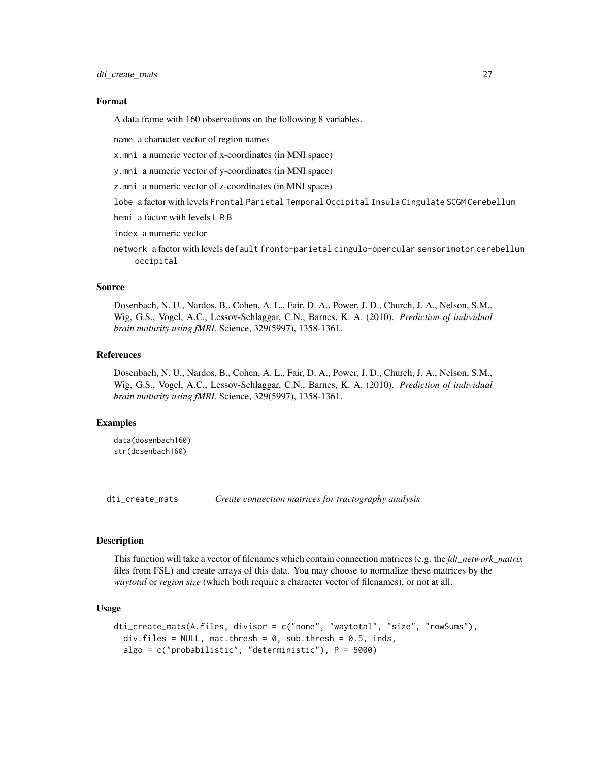### Format

A data frame with 160 observations on the following 8 variables.

`name` a character vector of region names

`x.mni` a numeric vector of x-coordinates (in MNI space)

`y.mni` a numeric vector of y-coordinates (in MNI space)

`z.mni` a numeric vector of z-coordinates (in MNI space)

`lobe` a factor with levels `Frontal` `Parietal` `Temporal` `Occipital` `Insula` `Cingulate` `SCGM` `Cerebellum`

`hemi` a factor with levels `L` `R` `B`

`index` a numeric vector

`network` a factor with levels `default` `fronto-parietal` `cingulo-opercular` `sensorimotor` `cerebellum` `occipital`

### Source

Dosenbach, N. U., Nardos, B., Cohen, A. L., Fair, D. A., Power, J. D., Church, J. A., Nelson, S.M., Wig, G.S., Vogel, A.C., Lessov-Schlaggar, C.N., Barnes, K. A. (2010). *Prediction of individual brain maturity using fMRI*. Science, 329(5997), 1358-1361.

### References

Dosenbach, N. U., Nardos, B., Cohen, A. L., Fair, D. A., Power, J. D., Church, J. A., Nelson, S.M., Wig, G.S., Vogel, A.C., Lessov-Schlaggar, C.N., Barnes, K. A. (2010). *Prediction of individual brain maturity using fMRI*. Science, 329(5997), 1358-1361.

### Examples

```
data(dosenbach160)
str(dosenbach160)
```

---

## dti_create_mats — *Create connection matrices for tractography analysis*

### Description

This function will take a vector of filenames which contain connection matrices (e.g. the *fdt_network_matrix* files from FSL) and create arrays of this data. You may choose to normalize these matrices by the *waytotal* or *region size* (which both require a character vector of filenames), or not at all.

### Usage

```
dti_create_mats(A.files, divisor = c("none", "waytotal", "size", "rowSums"),
  div.files = NULL, mat.thresh = 0, sub.thresh = 0.5, inds,
  algo = c("probabilistic", "deterministic"), P = 5000)
```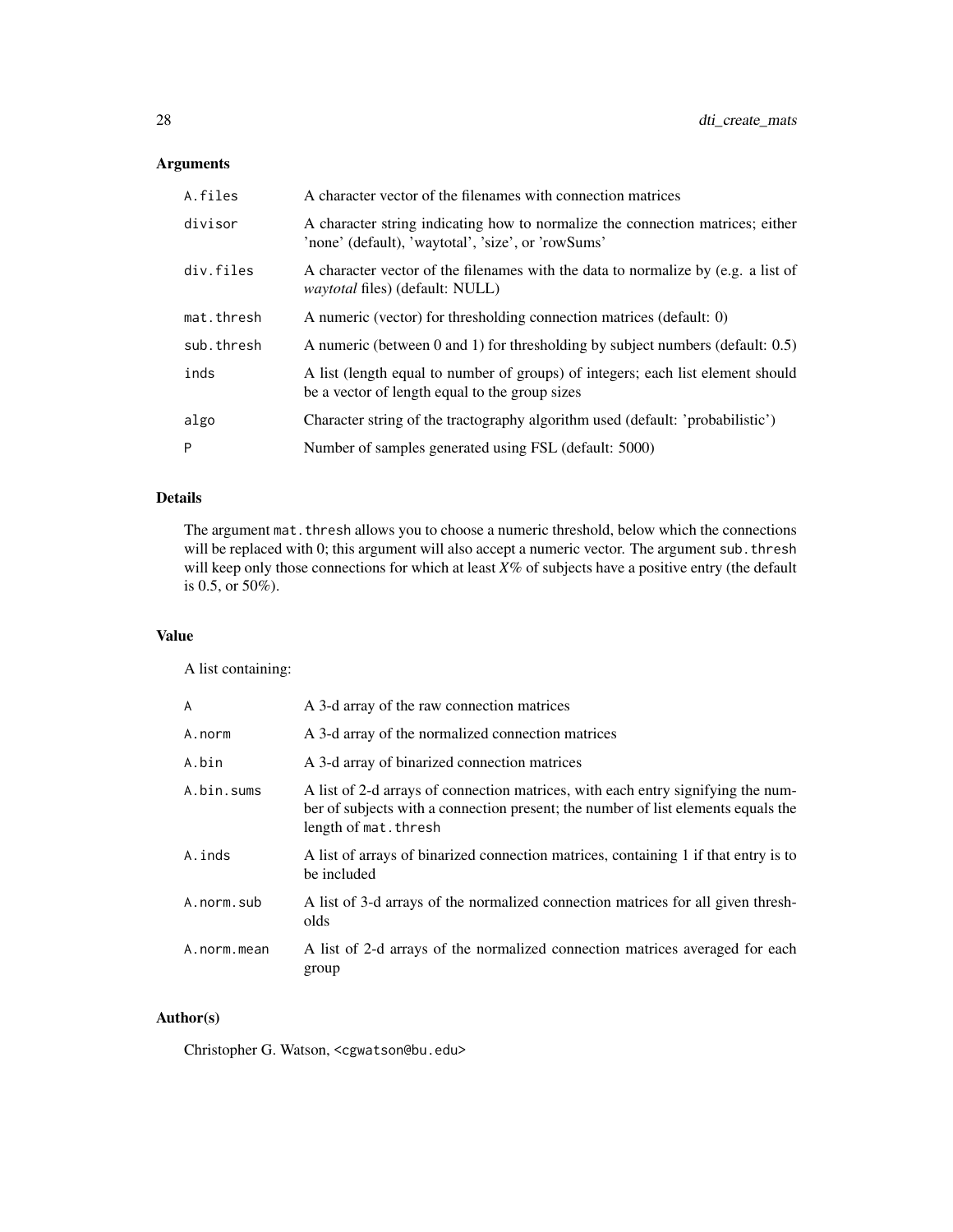## Arguments

| | |
|---|---|
| `A.files` | A character vector of the filenames with connection matrices |
| `divisor` | A character string indicating how to normalize the connection matrices; either 'none' (default), 'waytotal', 'size', or 'rowSums' |
| `div.files` | A character vector of the filenames with the data to normalize by (e.g. a list of *waytotal* files) (default: NULL) |
| `mat.thresh` | A numeric (vector) for thresholding connection matrices (default: 0) |
| `sub.thresh` | A numeric (between 0 and 1) for thresholding by subject numbers (default: 0.5) |
| `inds` | A list (length equal to number of groups) of integers; each list element should be a vector of length equal to the group sizes |
| `algo` | Character string of the tractography algorithm used (default: 'probabilistic') |
| `P` | Number of samples generated using FSL (default: 5000) |

## Details

The argument `mat.thresh` allows you to choose a numeric threshold, below which the connections will be replaced with 0; this argument will also accept a numeric vector. The argument `sub.thresh` will keep only those connections for which at least *X*% of subjects have a positive entry (the default is 0.5, or 50%).

## Value

A list containing:

| | |
|---|---|
| `A` | A 3-d array of the raw connection matrices |
| `A.norm` | A 3-d array of the normalized connection matrices |
| `A.bin` | A 3-d array of binarized connection matrices |
| `A.bin.sums` | A list of 2-d arrays of connection matrices, with each entry signifying the number of subjects with a connection present; the number of list elements equals the length of `mat.thresh` |
| `A.inds` | A list of arrays of binarized connection matrices, containing 1 if that entry is to be included |
| `A.norm.sub` | A list of 3-d arrays of the normalized connection matrices for all given thresholds |
| `A.norm.mean` | A list of 2-d arrays of the normalized connection matrices averaged for each group |

## Author(s)

Christopher G. Watson, <cgwatson@bu.edu>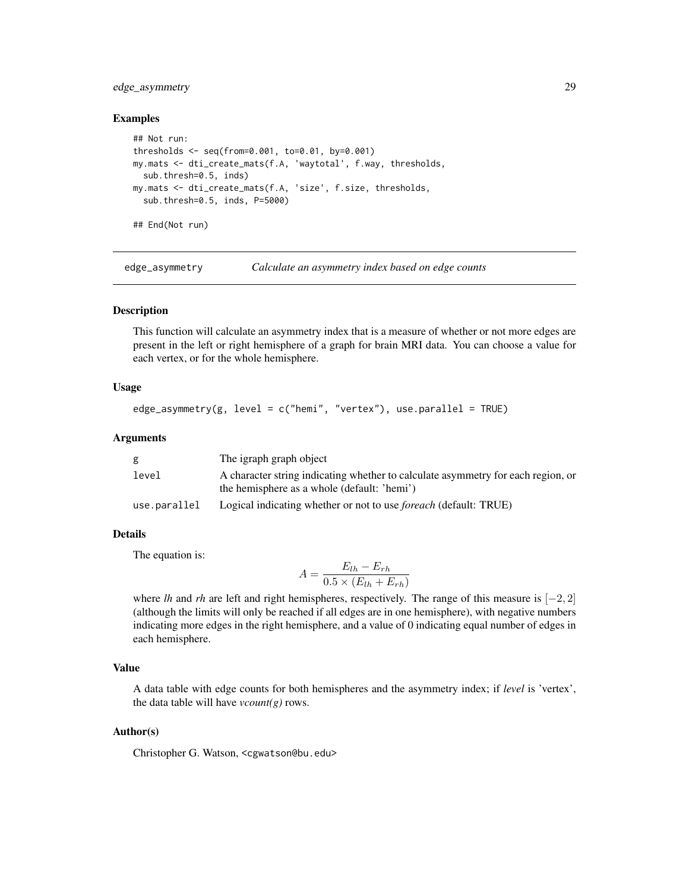## Examples

```
## Not run:
thresholds <- seq(from=0.001, to=0.01, by=0.001)
my.mats <- dti_create_mats(f.A, 'waytotal', f.way, thresholds,
  sub.thresh=0.5, inds)
my.mats <- dti_create_mats(f.A, 'size', f.size, thresholds,
  sub.thresh=0.5, inds, P=5000)

## End(Not run)
```

---

# edge_asymmetry *Calculate an asymmetry index based on edge counts*

## Description

This function will calculate an asymmetry index that is a measure of whether or not more edges are present in the left or right hemisphere of a graph for brain MRI data. You can choose a value for each vertex, or for the whole hemisphere.

## Usage

```
edge_asymmetry(g, level = c("hemi", "vertex"), use.parallel = TRUE)
```

## Arguments

| | |
|---|---|
| g | The igraph graph object |
| level | A character string indicating whether to calculate asymmetry for each region, or the hemisphere as a whole (default: 'hemi') |
| use.parallel | Logical indicating whether or not to use *foreach* (default: TRUE) |

## Details

The equation is:

$$A = \frac{E_{lh} - E_{rh}}{0.5 \times (E_{lh} + E_{rh})}$$

where *lh* and *rh* are left and right hemispheres, respectively. The range of this measure is $[-2, 2]$ (although the limits will only be reached if all edges are in one hemisphere), with negative numbers indicating more edges in the right hemisphere, and a value of 0 indicating equal number of edges in each hemisphere.

## Value

A data table with edge counts for both hemispheres and the asymmetry index; if *level* is 'vertex', the data table will have *vcount(g)* rows.

## Author(s)

Christopher G. Watson, <cgwatson@bu.edu>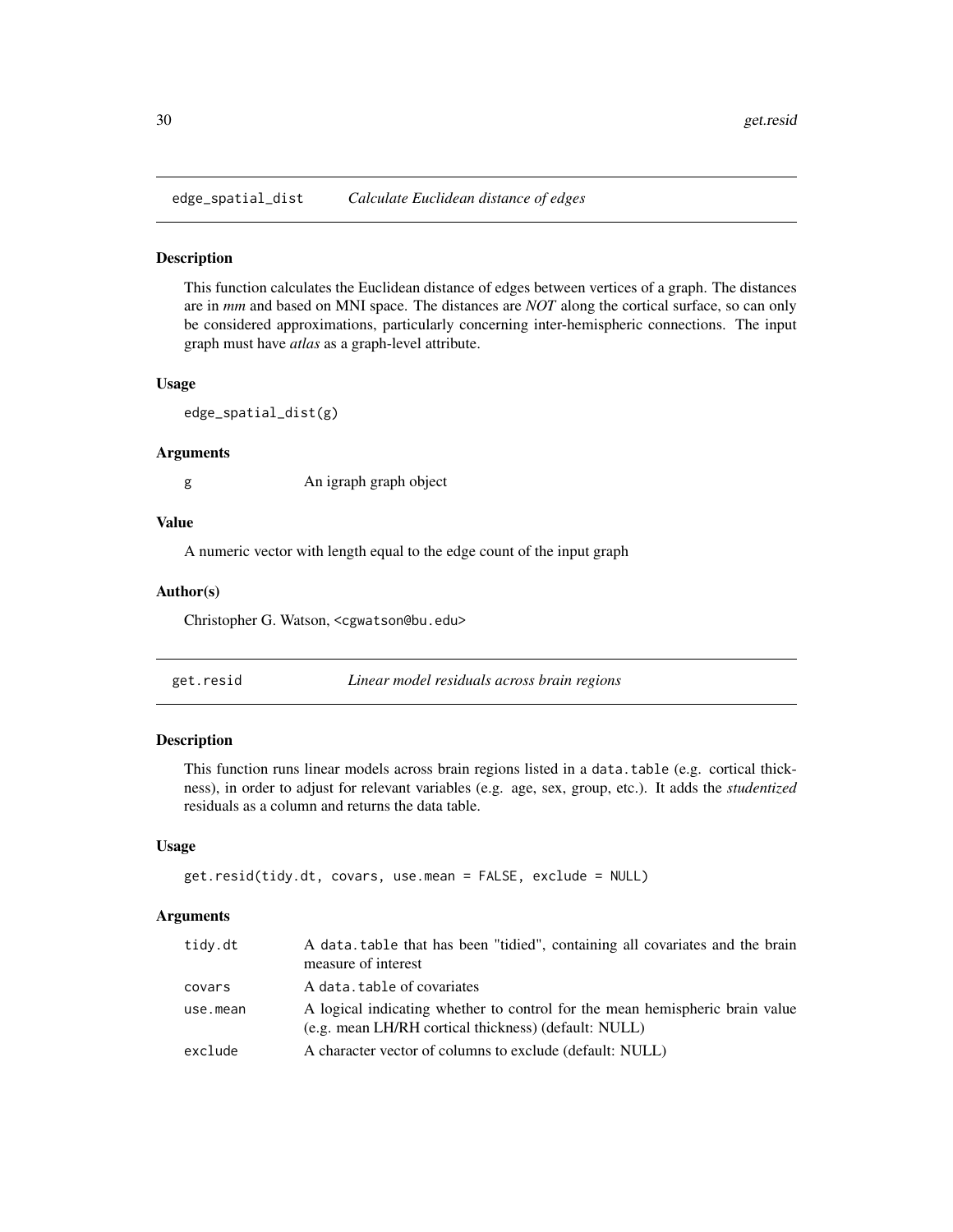## edge_spatial_dist *Calculate Euclidean distance of edges*

### Description

This function calculates the Euclidean distance of edges between vertices of a graph. The distances are in *mm* and based on MNI space. The distances are *NOT* along the cortical surface, so can only be considered approximations, particularly concerning inter-hemispheric connections. The input graph must have *atlas* as a graph-level attribute.

### Usage

```
edge_spatial_dist(g)
```

### Arguments

| | |
|---|---|
| g | An igraph graph object |

### Value

A numeric vector with length equal to the edge count of the input graph

### Author(s)

Christopher G. Watson, <cgwatson@bu.edu>

## get.resid *Linear model residuals across brain regions*

### Description

This function runs linear models across brain regions listed in a `data.table` (e.g. cortical thickness), in order to adjust for relevant variables (e.g. age, sex, group, etc.). It adds the *studentized* residuals as a column and returns the data table.

### Usage

```
get.resid(tidy.dt, covars, use.mean = FALSE, exclude = NULL)
```

### Arguments

| | |
|---|---|
| tidy.dt | A `data.table` that has been "tidied", containing all covariates and the brain measure of interest |
| covars | A `data.table` of covariates |
| use.mean | A logical indicating whether to control for the mean hemispheric brain value (e.g. mean LH/RH cortical thickness) (default: NULL) |
| exclude | A character vector of columns to exclude (default: NULL) |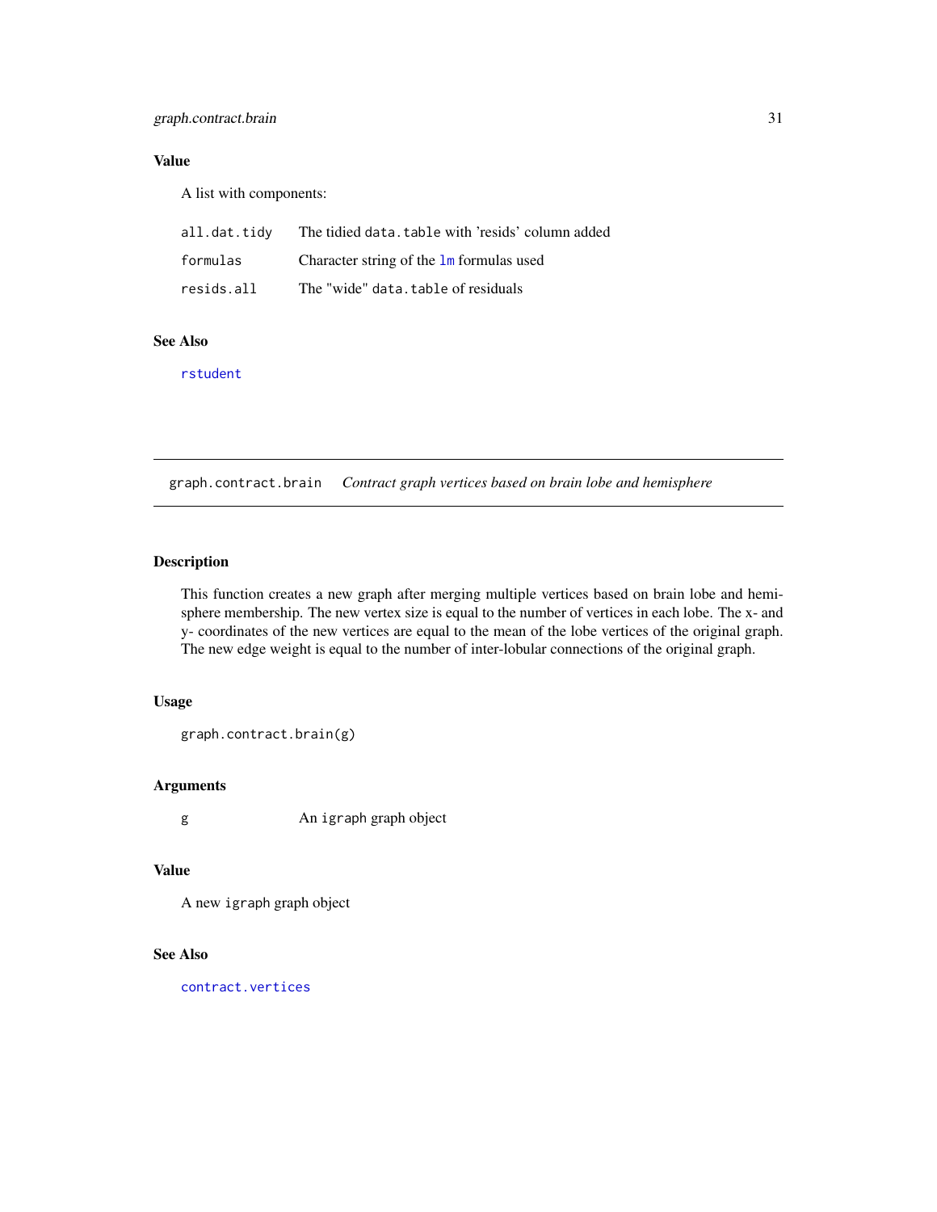### Value

A list with components:

| | |
|---|---|
| `all.dat.tidy` | The tidied `data.table` with 'resids' column added |
| `formulas` | Character string of the `lm` formulas used |
| `resids.all` | The "wide" `data.table` of residuals |

### See Also

`rstudent`

---

## `graph.contract.brain` *Contract graph vertices based on brain lobe and hemisphere*

---

### Description

This function creates a new graph after merging multiple vertices based on brain lobe and hemisphere membership. The new vertex size is equal to the number of vertices in each lobe. The x- and y- coordinates of the new vertices are equal to the mean of the lobe vertices of the original graph. The new edge weight is equal to the number of inter-lobular connections of the original graph.

### Usage

```
graph.contract.brain(g)
```

### Arguments

| | |
|---|---|
| `g` | An `igraph` graph object |

### Value

A new `igraph` graph object

### See Also

`contract.vertices`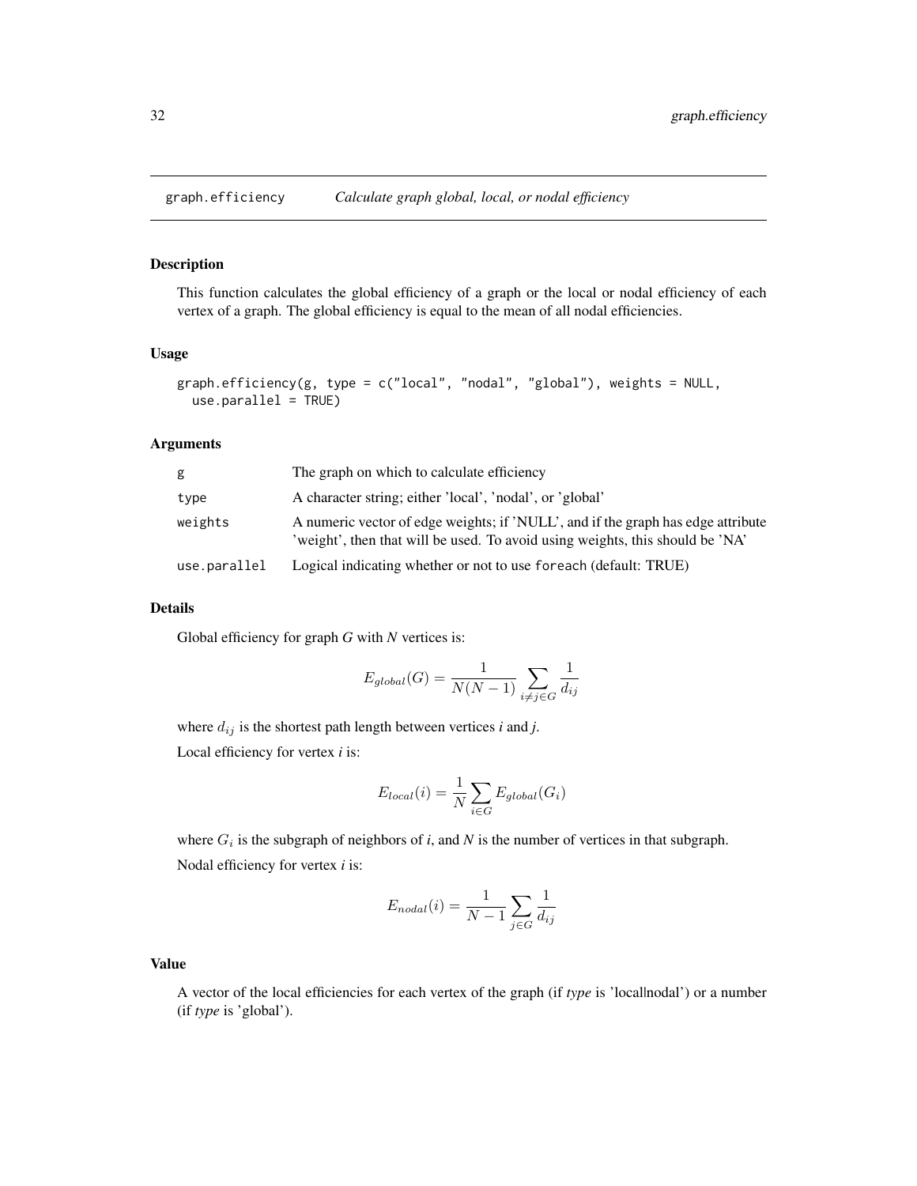## graph.efficiency *Calculate graph global, local, or nodal efficiency*

### Description

This function calculates the global efficiency of a graph or the local or nodal efficiency of each vertex of a graph. The global efficiency is equal to the mean of all nodal efficiencies.

### Usage

```
graph.efficiency(g, type = c("local", "nodal", "global"), weights = NULL,
  use.parallel = TRUE)
```

### Arguments

| | |
|---|---|
| g | The graph on which to calculate efficiency |
| type | A character string; either 'local', 'nodal', or 'global' |
| weights | A numeric vector of edge weights; if 'NULL', and if the graph has edge attribute 'weight', then that will be used. To avoid using weights, this should be 'NA' |
| use.parallel | Logical indicating whether or not to use foreach (default: TRUE) |

### Details

Global efficiency for graph *G* with *N* vertices is:

$$E_{global}(G) = \frac{1}{N(N-1)} \sum_{i \neq j \in G} \frac{1}{d_{ij}}$$

where $d_{ij}$ is the shortest path length between vertices *i* and *j*.

Local efficiency for vertex *i* is:

$$E_{local}(i) = \frac{1}{N} \sum_{i \in G} E_{global}(G_i)$$

where $G_i$ is the subgraph of neighbors of *i*, and *N* is the number of vertices in that subgraph.

Nodal efficiency for vertex *i* is:

$$E_{nodal}(i) = \frac{1}{N-1} \sum_{j \in G} \frac{1}{d_{ij}}$$

### Value

A vector of the local efficiencies for each vertex of the graph (if *type* is 'local|nodal') or a number (if *type* is 'global').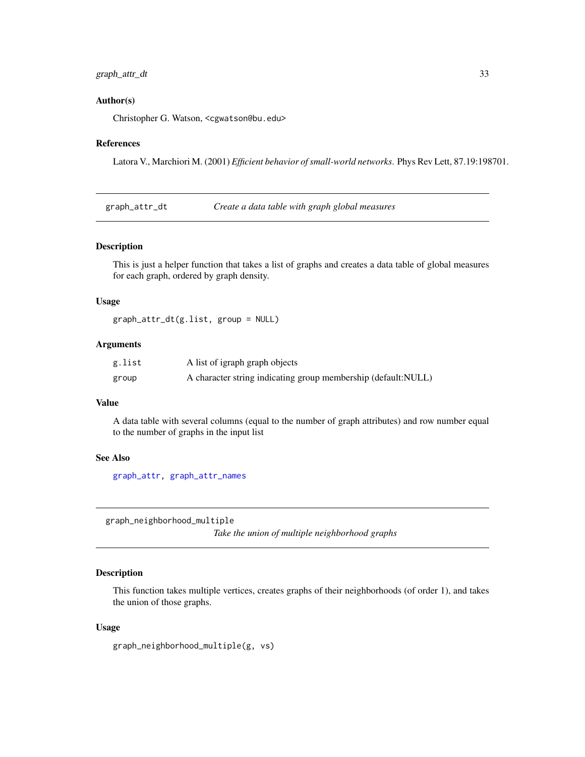### Author(s)

Christopher G. Watson, <cgwatson@bu.edu>

### References

Latora V., Marchiori M. (2001) *Efficient behavior of small-world networks.* Phys Rev Lett, 87.19:198701.

---

## graph_attr_dt — *Create a data table with graph global measures*

### Description

This is just a helper function that takes a list of graphs and creates a data table of global measures for each graph, ordered by graph density.

### Usage

```
graph_attr_dt(g.list, group = NULL)
```

### Arguments

| | |
|---|---|
| `g.list` | A list of igraph graph objects |
| `group` | A character string indicating group membership (default:NULL) |

### Value

A data table with several columns (equal to the number of graph attributes) and row number equal to the number of graphs in the input list

### See Also

`graph_attr`, `graph_attr_names`

---

## graph_neighborhood_multiple — *Take the union of multiple neighborhood graphs*

### Description

This function takes multiple vertices, creates graphs of their neighborhoods (of order 1), and takes the union of those graphs.

### Usage

```
graph_neighborhood_multiple(g, vs)
```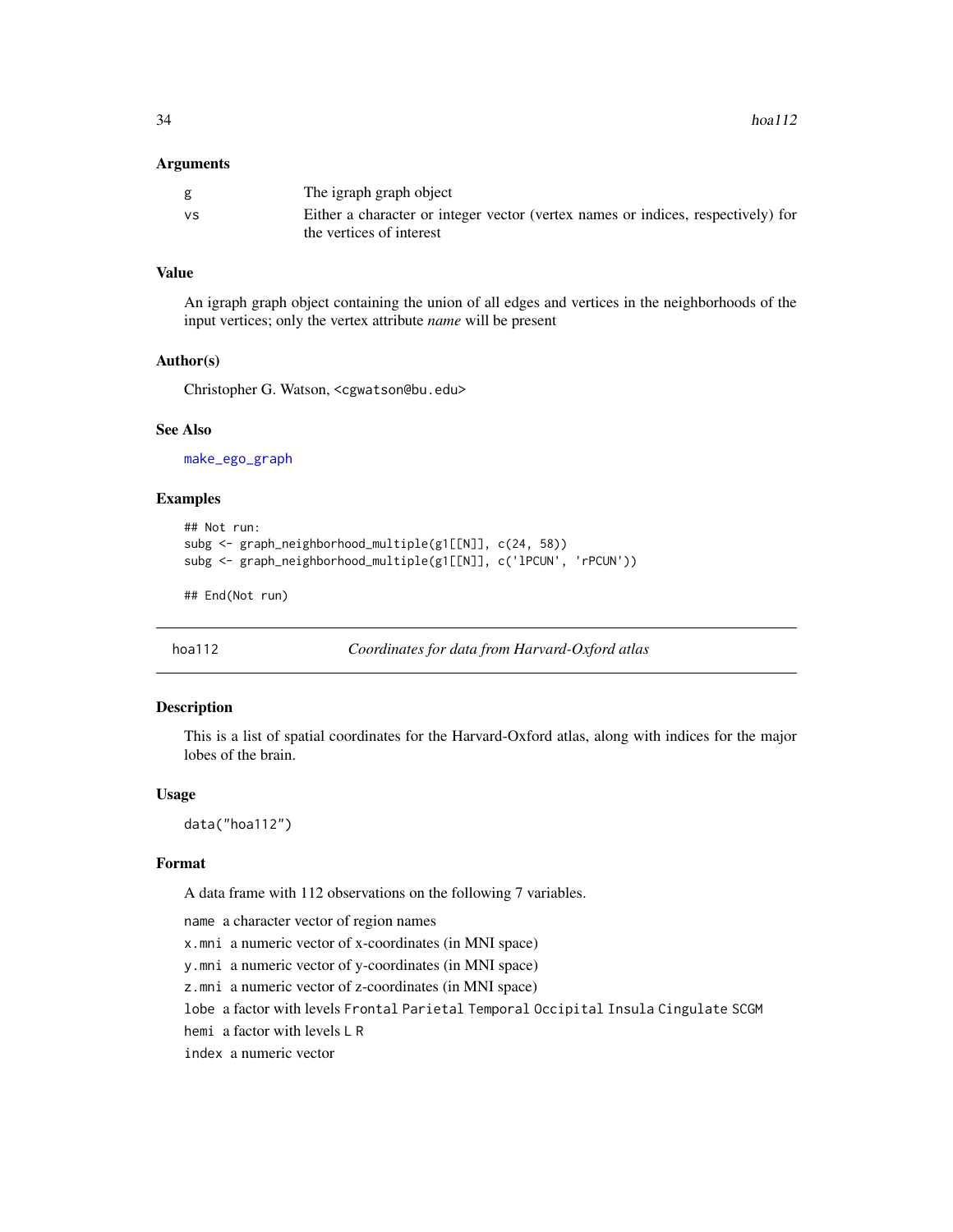### Arguments

| | |
|---|---|
| g | The igraph graph object |
| vs | Either a character or integer vector (vertex names or indices, respectively) for the vertices of interest |

### Value

An igraph graph object containing the union of all edges and vertices in the neighborhoods of the input vertices; only the vertex attribute *name* will be present

### Author(s)

Christopher G. Watson, <cgwatson@bu.edu>

### See Also

make_ego_graph

### Examples

```
## Not run:
subg <- graph_neighborhood_multiple(g1[[N]], c(24, 58))
subg <- graph_neighborhood_multiple(g1[[N]], c('lPCUN', 'rPCUN'))

## End(Not run)
```

---

## hoa112 — *Coordinates for data from Harvard-Oxford atlas*

### Description

This is a list of spatial coordinates for the Harvard-Oxford atlas, along with indices for the major lobes of the brain.

### Usage

```
data("hoa112")
```

### Format

A data frame with 112 observations on the following 7 variables.

- `name` a character vector of region names
- `x.mni` a numeric vector of x-coordinates (in MNI space)
- `y.mni` a numeric vector of y-coordinates (in MNI space)
- `z.mni` a numeric vector of z-coordinates (in MNI space)
- `lobe` a factor with levels `Frontal` `Parietal` `Temporal` `Occipital` `Insula` `Cingulate` `SCGM`
- `hemi` a factor with levels `L` `R`
- `index` a numeric vector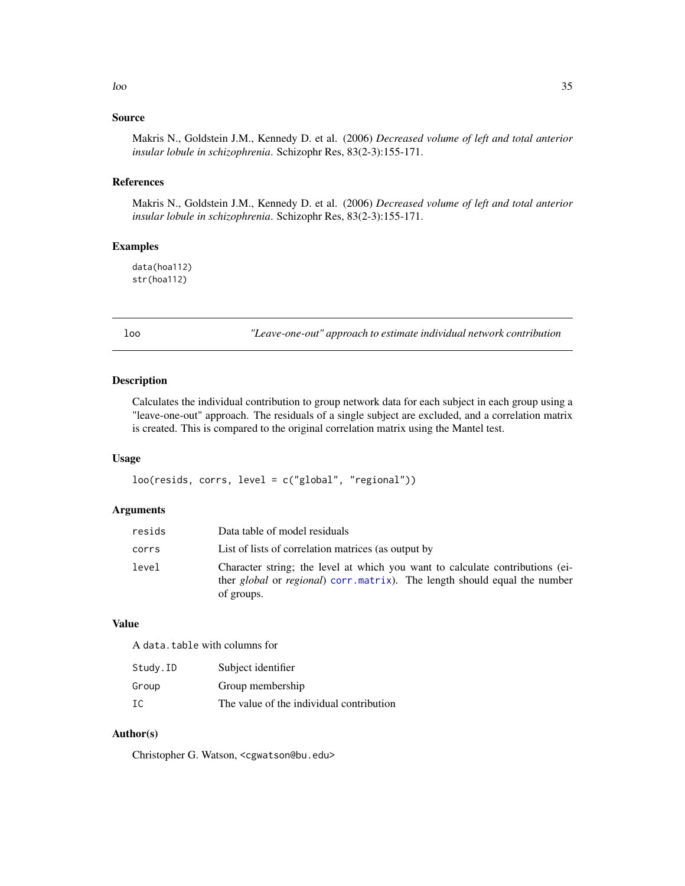## Source

Makris N., Goldstein J.M., Kennedy D. et al. (2006) *Decreased volume of left and total anterior insular lobule in schizophrenia*. Schizophr Res, 83(2-3):155-171.

## References

Makris N., Goldstein J.M., Kennedy D. et al. (2006) *Decreased volume of left and total anterior insular lobule in schizophrenia*. Schizophr Res, 83(2-3):155-171.

## Examples

```
data(hoa112)
str(hoa112)
```

---

# loo — *"Leave-one-out" approach to estimate individual network contribution*

---

## Description

Calculates the individual contribution to group network data for each subject in each group using a "leave-one-out" approach. The residuals of a single subject are excluded, and a correlation matrix is created. This is compared to the original correlation matrix using the Mantel test.

## Usage

```
loo(resids, corrs, level = c("global", "regional"))
```

## Arguments

| | |
|---|---|
| `resids` | Data table of model residuals |
| `corrs` | List of lists of correlation matrices (as output by |
| `level` | Character string; the level at which you want to calculate contributions (either *global* or *regional*) `corr.matrix`). The length should equal the number of groups. |

## Value

A `data.table` with columns for

| | |
|---|---|
| `Study.ID` | Subject identifier |
| `Group` | Group membership |
| `IC` | The value of the individual contribution |

## Author(s)

Christopher G. Watson, <cgwatson@bu.edu>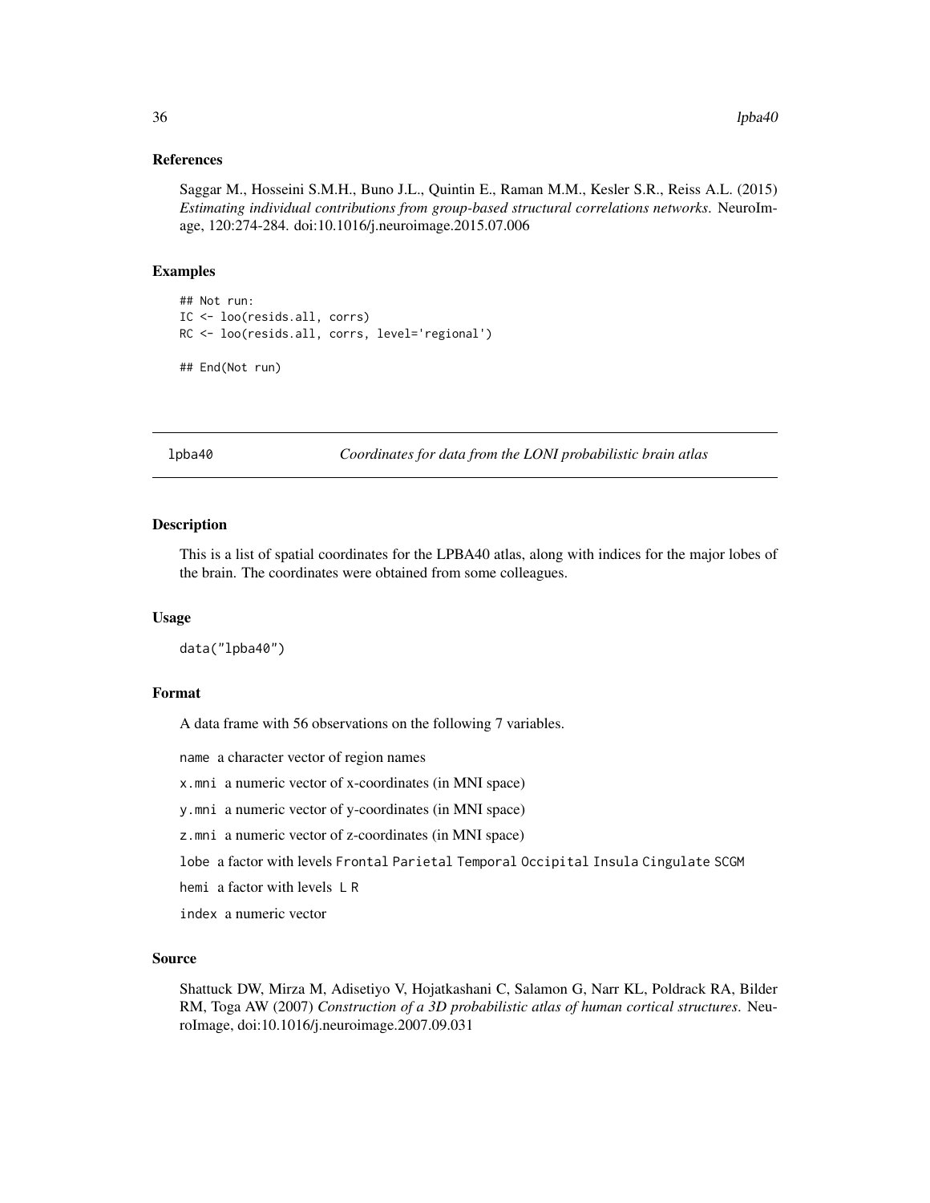### References

Saggar M., Hosseini S.M.H., Buno J.L., Quintin E., Raman M.M., Kesler S.R., Reiss A.L. (2015) *Estimating individual contributions from group-based structural correlations networks*. NeuroImage, 120:274-284. doi:10.1016/j.neuroimage.2015.07.006

### Examples

```
## Not run:
IC <- loo(resids.all, corrs)
RC <- loo(resids.all, corrs, level='regional')

## End(Not run)
```

---

## lpba40 — *Coordinates for data from the LONI probabilistic brain atlas*

---

### Description

This is a list of spatial coordinates for the LPBA40 atlas, along with indices for the major lobes of the brain. The coordinates were obtained from some colleagues.

### Usage

```
data("lpba40")
```

### Format

A data frame with 56 observations on the following 7 variables.

`name` a character vector of region names

`x.mni` a numeric vector of x-coordinates (in MNI space)

`y.mni` a numeric vector of y-coordinates (in MNI space)

`z.mni` a numeric vector of z-coordinates (in MNI space)

`lobe` a factor with levels `Frontal` `Parietal` `Temporal` `Occipital` `Insula` `Cingulate` `SCGM`

`hemi` a factor with levels `L` `R`

`index` a numeric vector

### Source

Shattuck DW, Mirza M, Adisetiyo V, Hojatkashani C, Salamon G, Narr KL, Poldrack RA, Bilder RM, Toga AW (2007) *Construction of a 3D probabilistic atlas of human cortical structures*. NeuroImage, doi:10.1016/j.neuroimage.2007.09.031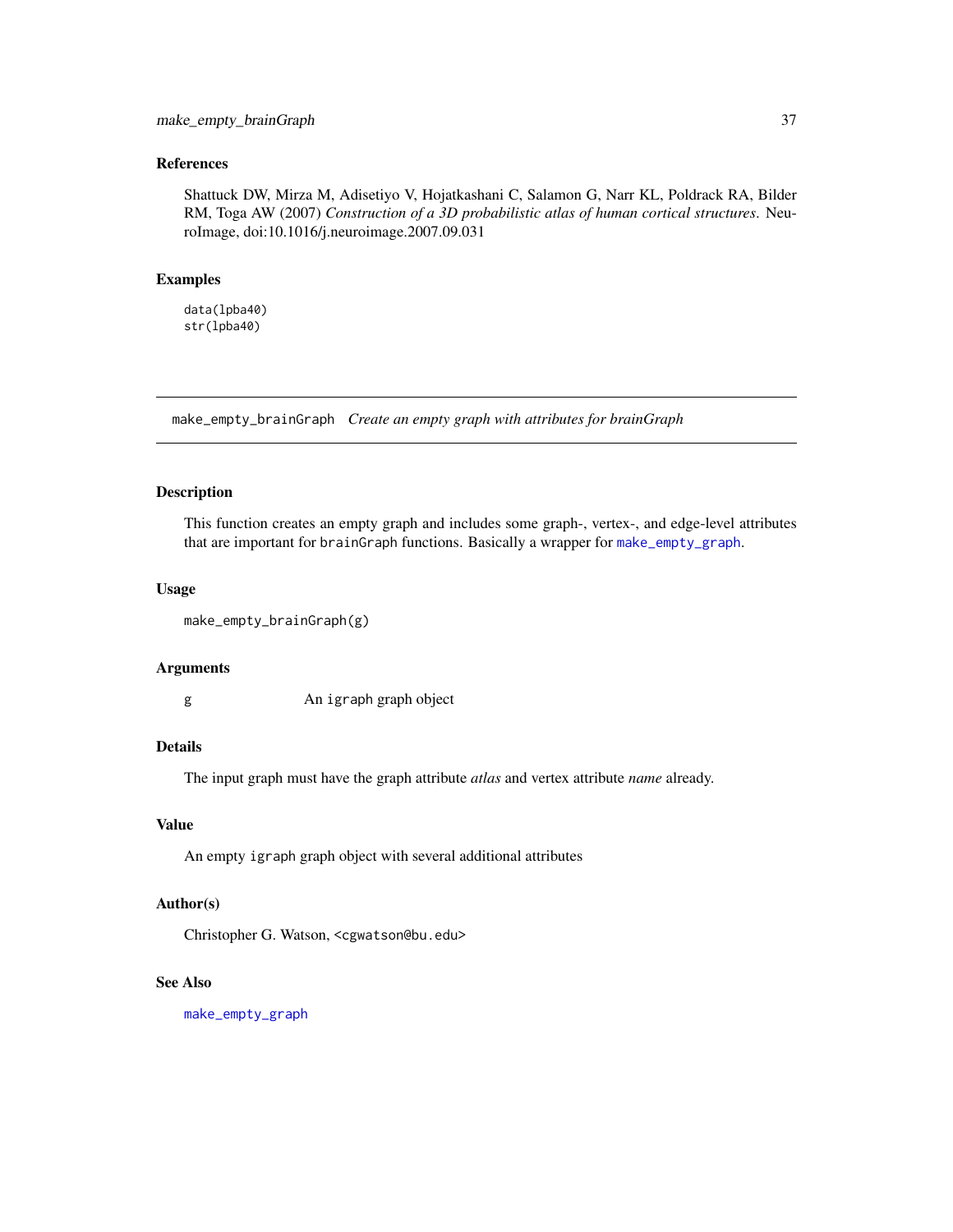### References

Shattuck DW, Mirza M, Adisetiyo V, Hojatkashani C, Salamon G, Narr KL, Poldrack RA, Bilder RM, Toga AW (2007) *Construction of a 3D probabilistic atlas of human cortical structures*. NeuroImage, doi:10.1016/j.neuroimage.2007.09.031

### Examples

```
data(lpba40)
str(lpba40)
```

---

## make_empty_brainGraph *Create an empty graph with attributes for brainGraph*

---

### Description

This function creates an empty graph and includes some graph-, vertex-, and edge-level attributes that are important for brainGraph functions. Basically a wrapper for make_empty_graph.

### Usage

```
make_empty_brainGraph(g)
```

### Arguments

| | |
|---|---|
| g | An igraph graph object |

### Details

The input graph must have the graph attribute *atlas* and vertex attribute *name* already.

### Value

An empty igraph graph object with several additional attributes

### Author(s)

Christopher G. Watson, <cgwatson@bu.edu>

### See Also

make_empty_graph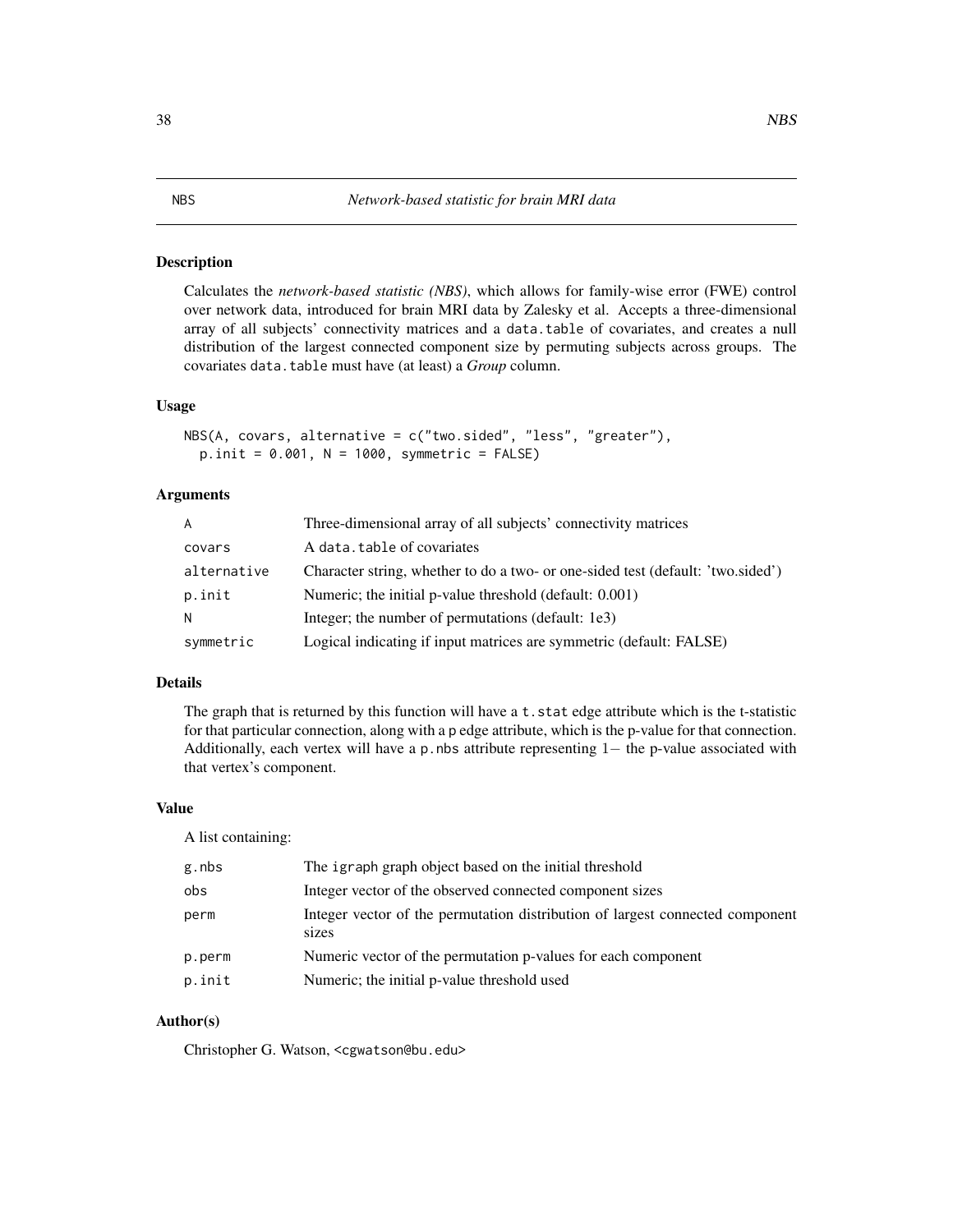# NBS — *Network-based statistic for brain MRI data*

## Description

Calculates the *network-based statistic (NBS)*, which allows for family-wise error (FWE) control over network data, introduced for brain MRI data by Zalesky et al. Accepts a three-dimensional array of all subjects' connectivity matrices and a `data.table` of covariates, and creates a null distribution of the largest connected component size by permuting subjects across groups. The covariates `data.table` must have (at least) a *Group* column.

## Usage

```
NBS(A, covars, alternative = c("two.sided", "less", "greater"),
  p.init = 0.001, N = 1000, symmetric = FALSE)
```

## Arguments

| | |
|---|---|
| `A` | Three-dimensional array of all subjects' connectivity matrices |
| `covars` | A `data.table` of covariates |
| `alternative` | Character string, whether to do a two- or one-sided test (default: 'two.sided') |
| `p.init` | Numeric; the initial p-value threshold (default: 0.001) |
| `N` | Integer; the number of permutations (default: 1e3) |
| `symmetric` | Logical indicating if input matrices are symmetric (default: FALSE) |

## Details

The graph that is returned by this function will have a `t.stat` edge attribute which is the t-statistic for that particular connection, along with a `p` edge attribute, which is the p-value for that connection. Additionally, each vertex will have a `p.nbs` attribute representing $1-$ the p-value associated with that vertex's component.

## Value

A list containing:

| | |
|---|---|
| `g.nbs` | The `igraph` graph object based on the initial threshold |
| `obs` | Integer vector of the observed connected component sizes |
| `perm` | Integer vector of the permutation distribution of largest connected component sizes |
| `p.perm` | Numeric vector of the permutation p-values for each component |
| `p.init` | Numeric; the initial p-value threshold used |

## Author(s)

Christopher G. Watson, <cgwatson@bu.edu>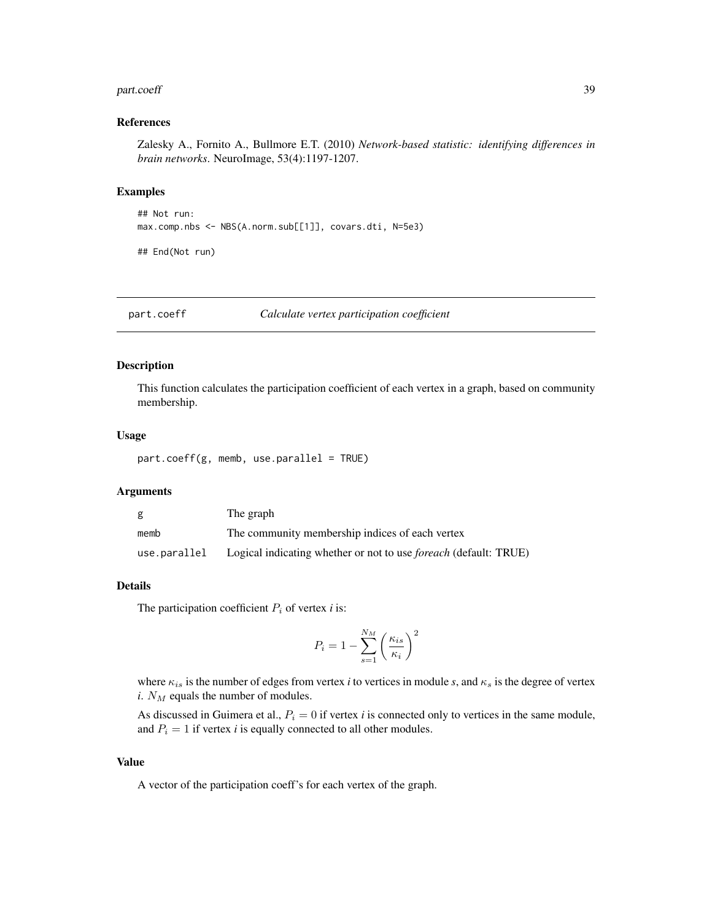## References

Zalesky A., Fornito A., Bullmore E.T. (2010) *Network-based statistic: identifying differences in brain networks*. NeuroImage, 53(4):1197-1207.

## Examples

```
## Not run:
max.comp.nbs <- NBS(A.norm.sub[[1]], covars.dti, N=5e3)

## End(Not run)
```

---

# part.coeff — *Calculate vertex participation coefficient*

---

## Description

This function calculates the participation coefficient of each vertex in a graph, based on community membership.

## Usage

```
part.coeff(g, memb, use.parallel = TRUE)
```

## Arguments

| | |
|---|---|
| g | The graph |
| memb | The community membership indices of each vertex |
| use.parallel | Logical indicating whether or not to use *foreach* (default: TRUE) |

## Details

The participation coefficient $P_i$ of vertex *i* is:

$$P_i = 1 - \sum_{s=1}^{N_M} \left( \frac{\kappa_{is}}{\kappa_i} \right)^2$$

where $\kappa_{is}$ is the number of edges from vertex *i* to vertices in module *s*, and $\kappa_s$ is the degree of vertex *i*. $N_M$ equals the number of modules.

As discussed in Guimera et al., $P_i = 0$ if vertex *i* is connected only to vertices in the same module, and $P_i = 1$ if vertex *i* is equally connected to all other modules.

## Value

A vector of the participation coeff's for each vertex of the graph.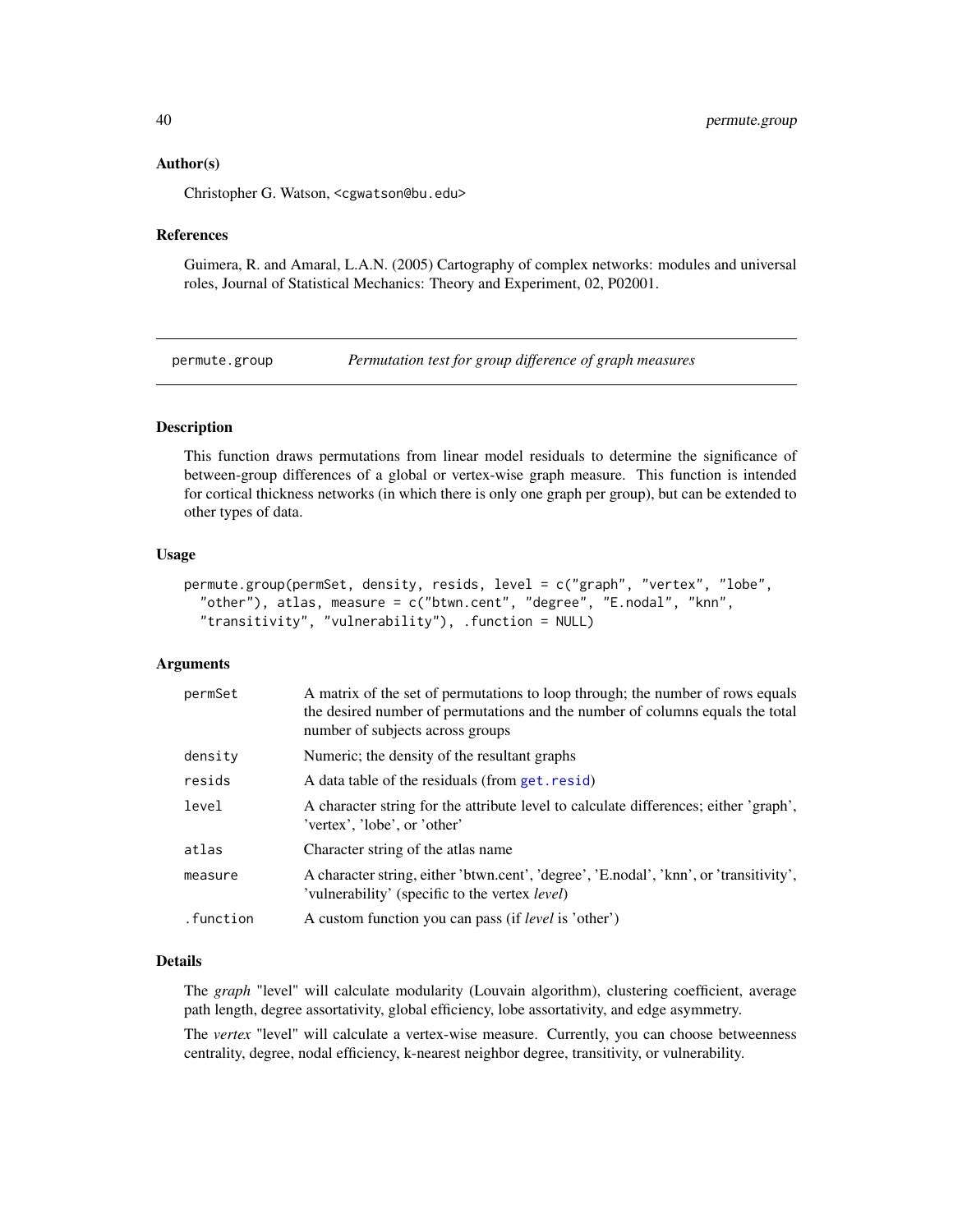### Author(s)

Christopher G. Watson, <cgwatson@bu.edu>

### References

Guimera, R. and Amaral, L.A.N. (2005) Cartography of complex networks: modules and universal roles, Journal of Statistical Mechanics: Theory and Experiment, 02, P02001.

---

## permute.group — *Permutation test for group difference of graph measures*

### Description

This function draws permutations from linear model residuals to determine the significance of between-group differences of a global or vertex-wise graph measure. This function is intended for cortical thickness networks (in which there is only one graph per group), but can be extended to other types of data.

### Usage

```
permute.group(permSet, density, resids, level = c("graph", "vertex", "lobe",
  "other"), atlas, measure = c("btwn.cent", "degree", "E.nodal", "knn",
  "transitivity", "vulnerability"), .function = NULL)
```

### Arguments

| | |
|---|---|
| permSet | A matrix of the set of permutations to loop through; the number of rows equals the desired number of permutations and the number of columns equals the total number of subjects across groups |
| density | Numeric; the density of the resultant graphs |
| resids | A data table of the residuals (from get.resid) |
| level | A character string for the attribute level to calculate differences; either 'graph', 'vertex', 'lobe', or 'other' |
| atlas | Character string of the atlas name |
| measure | A character string, either 'btwn.cent', 'degree', 'E.nodal', 'knn', or 'transitivity', 'vulnerability' (specific to the vertex *level*) |
| .function | A custom function you can pass (if *level* is 'other') |

### Details

The *graph* "level" will calculate modularity (Louvain algorithm), clustering coefficient, average path length, degree assortativity, global efficiency, lobe assortativity, and edge asymmetry.

The *vertex* "level" will calculate a vertex-wise measure. Currently, you can choose betweenness centrality, degree, nodal efficiency, k-nearest neighbor degree, transitivity, or vulnerability.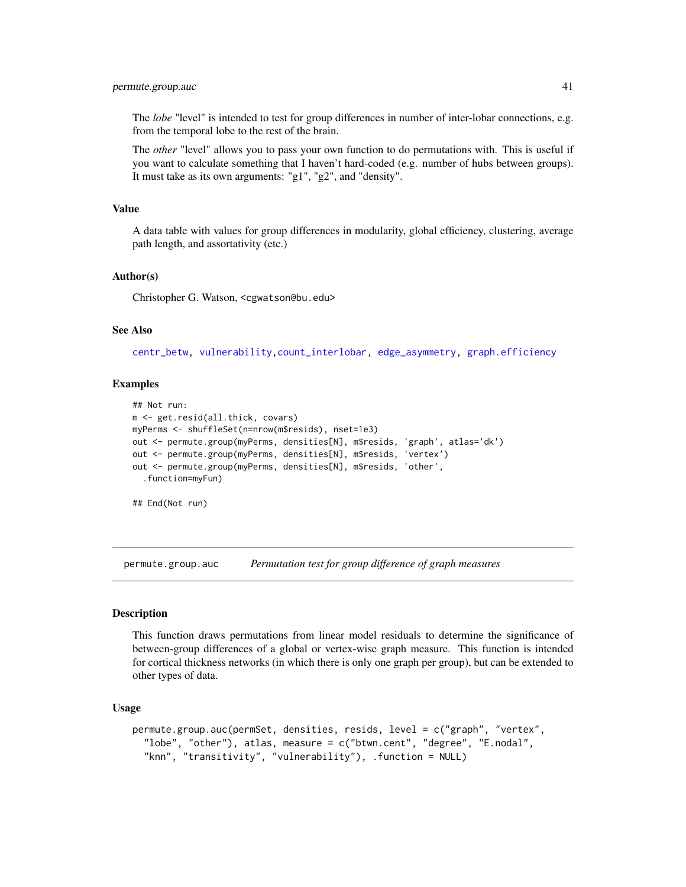The *lobe* "level" is intended to test for group differences in number of inter-lobar connections, e.g. from the temporal lobe to the rest of the brain.

The *other* "level" allows you to pass your own function to do permutations with. This is useful if you want to calculate something that I haven't hard-coded (e.g. number of hubs between groups). It must take as its own arguments: "g1", "g2", and "density".

### Value

A data table with values for group differences in modularity, global efficiency, clustering, average path length, and assortativity (etc.)

### Author(s)

Christopher G. Watson, <cgwatson@bu.edu>

### See Also

`centr_betw`, `vulnerability`,`count_interlobar`, `edge_asymmetry`, `graph.efficiency`

### Examples

```
## Not run:
m <- get.resid(all.thick, covars)
myPerms <- shuffleSet(n=nrow(m$resids), nset=1e3)
out <- permute.group(myPerms, densities[N], m$resids, 'graph', atlas='dk')
out <- permute.group(myPerms, densities[N], m$resids, 'vertex')
out <- permute.group(myPerms, densities[N], m$resids, 'other',
  .function=myFun)

## End(Not run)
```

---

## permute.group.auc — *Permutation test for group difference of graph measures*

### Description

This function draws permutations from linear model residuals to determine the significance of between-group differences of a global or vertex-wise graph measure. This function is intended for cortical thickness networks (in which there is only one graph per group), but can be extended to other types of data.

### Usage

```
permute.group.auc(permSet, densities, resids, level = c("graph", "vertex",
  "lobe", "other"), atlas, measure = c("btwn.cent", "degree", "E.nodal",
  "knn", "transitivity", "vulnerability"), .function = NULL)
```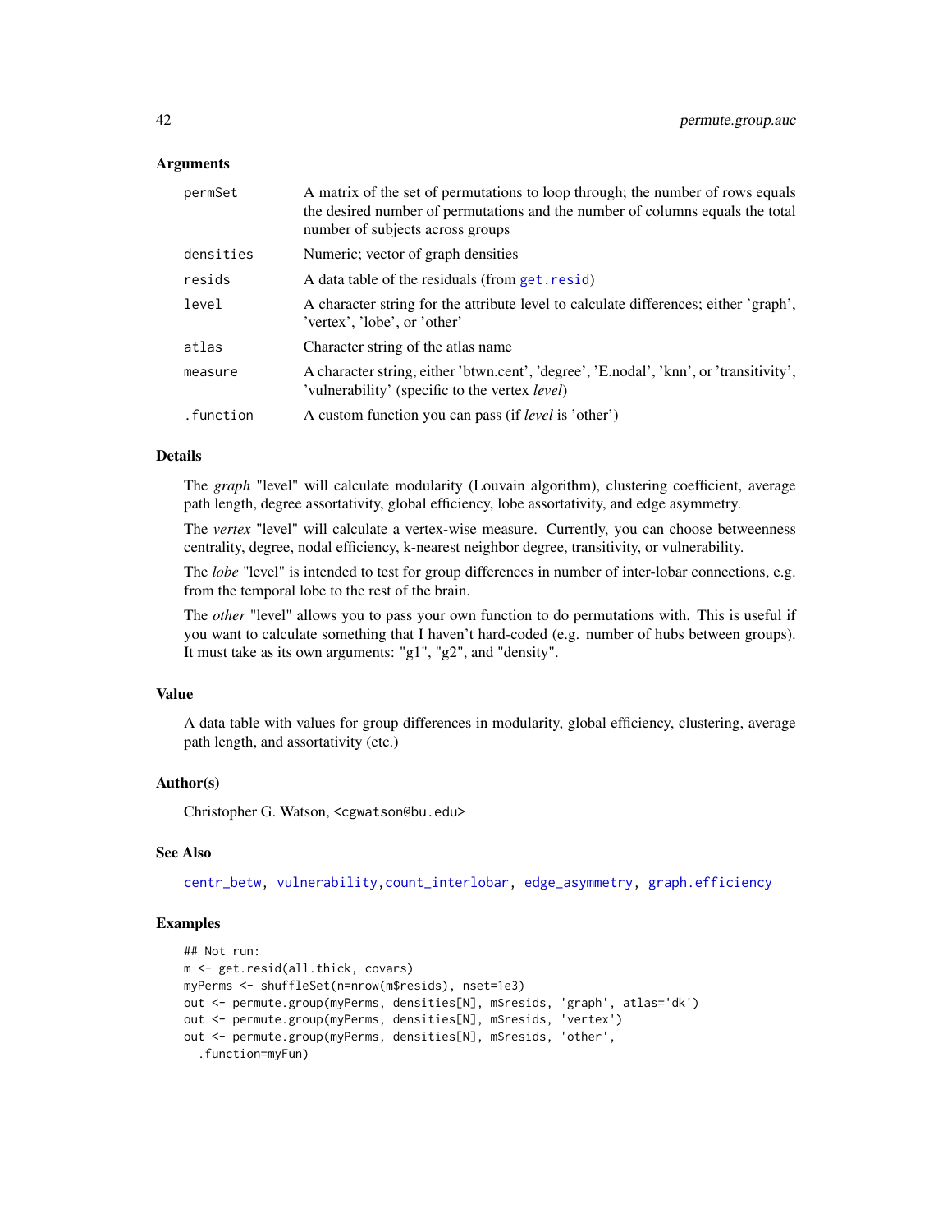### Arguments

| | |
|---|---|
| permSet | A matrix of the set of permutations to loop through; the number of rows equals the desired number of permutations and the number of columns equals the total number of subjects across groups |
| densities | Numeric; vector of graph densities |
| resids | A data table of the residuals (from get.resid) |
| level | A character string for the attribute level to calculate differences; either 'graph', 'vertex', 'lobe', or 'other' |
| atlas | Character string of the atlas name |
| measure | A character string, either 'btwn.cent', 'degree', 'E.nodal', 'knn', or 'transitivity', 'vulnerability' (specific to the vertex *level*) |
| .function | A custom function you can pass (if *level* is 'other') |

### Details

The *graph* "level" will calculate modularity (Louvain algorithm), clustering coefficient, average path length, degree assortativity, global efficiency, lobe assortativity, and edge asymmetry.

The *vertex* "level" will calculate a vertex-wise measure. Currently, you can choose betweenness centrality, degree, nodal efficiency, k-nearest neighbor degree, transitivity, or vulnerability.

The *lobe* "level" is intended to test for group differences in number of inter-lobar connections, e.g. from the temporal lobe to the rest of the brain.

The *other* "level" allows you to pass your own function to do permutations with. This is useful if you want to calculate something that I haven't hard-coded (e.g. number of hubs between groups). It must take as its own arguments: "g1", "g2", and "density".

### Value

A data table with values for group differences in modularity, global efficiency, clustering, average path length, and assortativity (etc.)

### Author(s)

Christopher G. Watson, <cgwatson@bu.edu>

### See Also

centr_betw, vulnerability, count_interlobar, edge_asymmetry, graph.efficiency

### Examples

```
## Not run:
m <- get.resid(all.thick, covars)
myPerms <- shuffleSet(n=nrow(m$resids), nset=1e3)
out <- permute.group(myPerms, densities[N], m$resids, 'graph', atlas='dk')
out <- permute.group(myPerms, densities[N], m$resids, 'vertex')
out <- permute.group(myPerms, densities[N], m$resids, 'other',
  .function=myFun)
```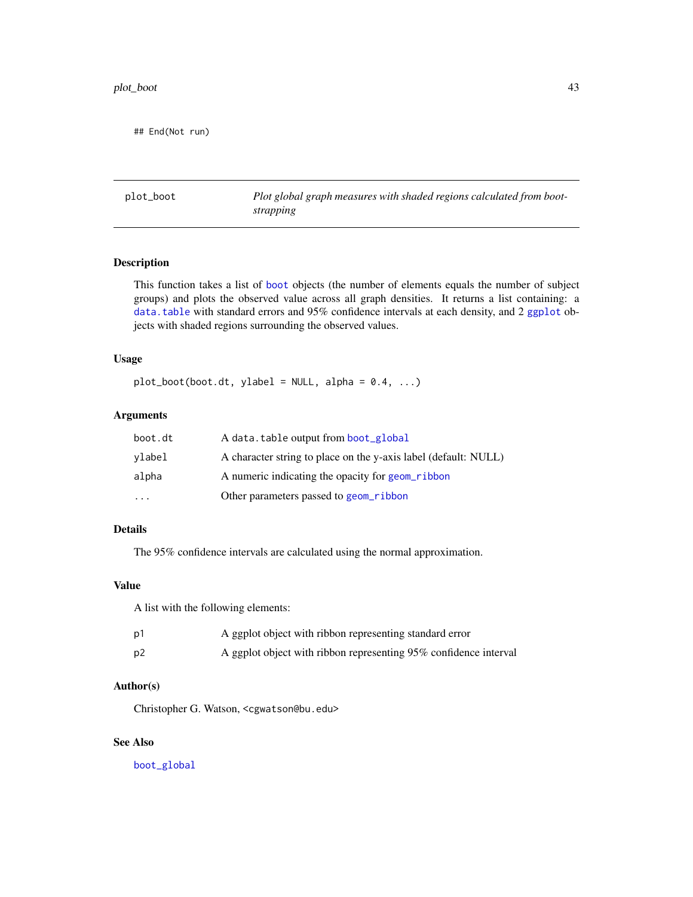```
## End(Not run)
```

---

## plot_boot — *Plot global graph measures with shaded regions calculated from bootstrapping*

### Description

This function takes a list of boot objects (the number of elements equals the number of subject groups) and plots the observed value across all graph densities. It returns a list containing: a data.table with standard errors and 95% confidence intervals at each density, and 2 ggplot objects with shaded regions surrounding the observed values.

### Usage

```
plot_boot(boot.dt, ylabel = NULL, alpha = 0.4, ...)
```

### Arguments

| | |
|---|---|
| boot.dt | A data.table output from boot_global |
| ylabel | A character string to place on the y-axis label (default: NULL) |
| alpha | A numeric indicating the opacity for geom_ribbon |
| ... | Other parameters passed to geom_ribbon |

### Details

The 95% confidence intervals are calculated using the normal approximation.

### Value

A list with the following elements:

| | |
|---|---|
| p1 | A ggplot object with ribbon representing standard error |
| p2 | A ggplot object with ribbon representing 95% confidence interval |

### Author(s)

Christopher G. Watson, <cgwatson@bu.edu>

### See Also

boot_global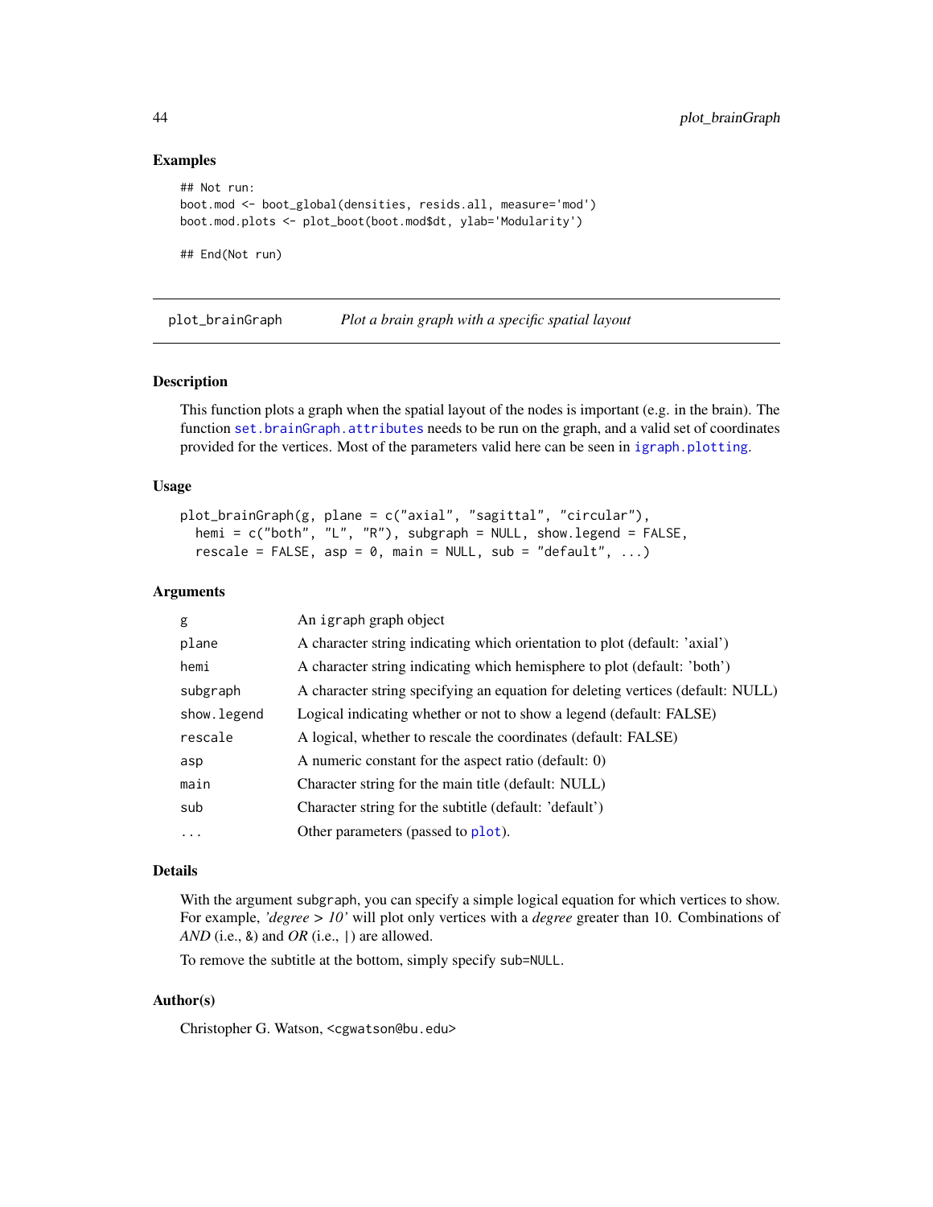### Examples

```
## Not run:
boot.mod <- boot_global(densities, resids.all, measure='mod')
boot.mod.plots <- plot_boot(boot.mod$dt, ylab='Modularity')

## End(Not run)
```

---

## plot_brainGraph — *Plot a brain graph with a specific spatial layout*

---

### Description

This function plots a graph when the spatial layout of the nodes is important (e.g. in the brain). The function `set.brainGraph.attributes` needs to be run on the graph, and a valid set of coordinates provided for the vertices. Most of the parameters valid here can be seen in `igraph.plotting`.

### Usage

```
plot_brainGraph(g, plane = c("axial", "sagittal", "circular"),
  hemi = c("both", "L", "R"), subgraph = NULL, show.legend = FALSE,
  rescale = FALSE, asp = 0, main = NULL, sub = "default", ...)
```

### Arguments

| | |
|---|---|
| `g` | An igraph graph object |
| `plane` | A character string indicating which orientation to plot (default: 'axial') |
| `hemi` | A character string indicating which hemisphere to plot (default: 'both') |
| `subgraph` | A character string specifying an equation for deleting vertices (default: NULL) |
| `show.legend` | Logical indicating whether or not to show a legend (default: FALSE) |
| `rescale` | A logical, whether to rescale the coordinates (default: FALSE) |
| `asp` | A numeric constant for the aspect ratio (default: 0) |
| `main` | Character string for the main title (default: NULL) |
| `sub` | Character string for the subtitle (default: 'default') |
| `...` | Other parameters (passed to `plot`). |

### Details

With the argument `subgraph`, you can specify a simple logical equation for which vertices to show. For example, *'degree > 10'* will plot only vertices with a *degree* greater than 10. Combinations of *AND* (i.e., `&`) and *OR* (i.e., `|`) are allowed.

To remove the subtitle at the bottom, simply specify `sub=NULL`.

### Author(s)

Christopher G. Watson, <cgwatson@bu.edu>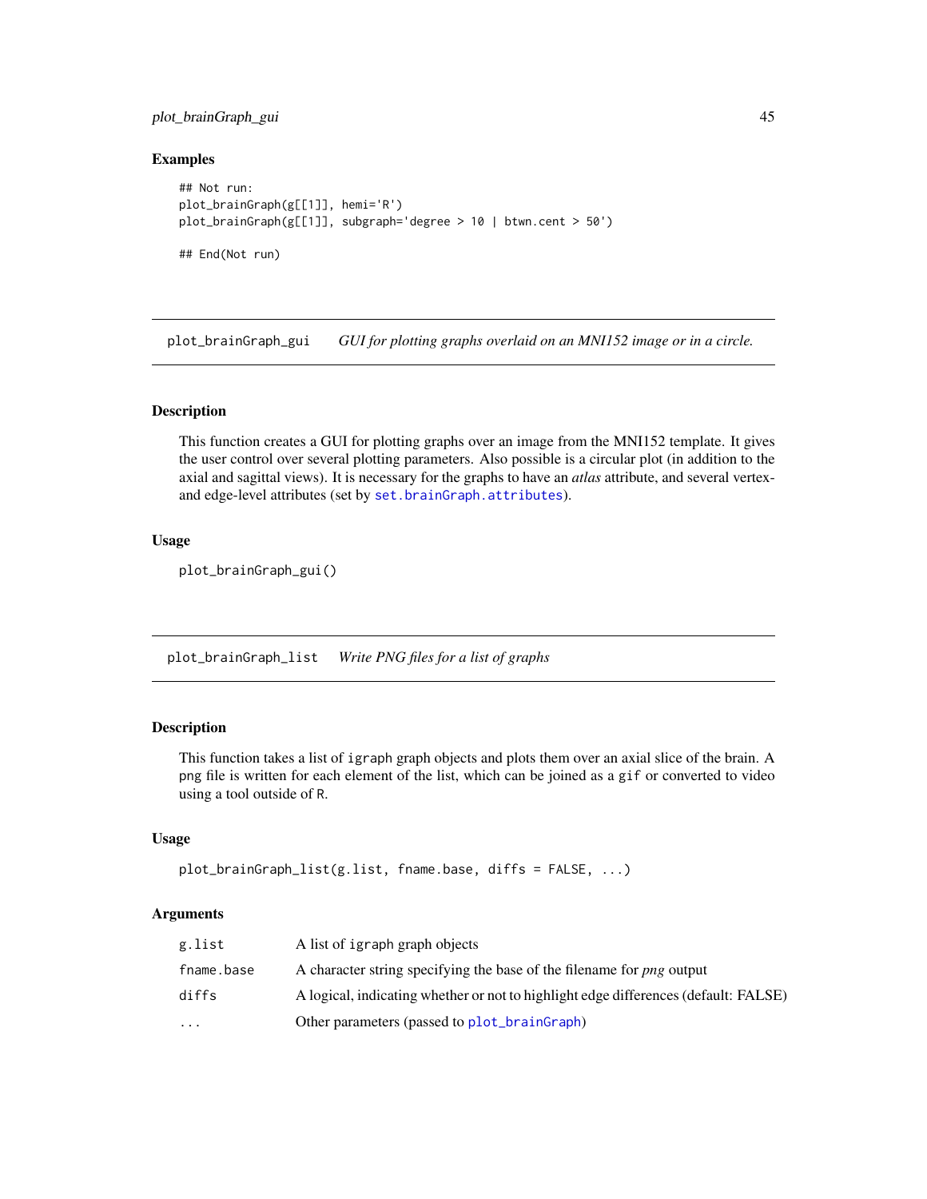### Examples

```
## Not run:
plot_brainGraph(g[[1]], hemi='R')
plot_brainGraph(g[[1]], subgraph='degree > 10 | btwn.cent > 50')

## End(Not run)
```

## plot_brainGraph_gui — *GUI for plotting graphs overlaid on an MNI152 image or in a circle.*

### Description

This function creates a GUI for plotting graphs over an image from the MNI152 template. It gives the user control over several plotting parameters. Also possible is a circular plot (in addition to the axial and sagittal views). It is necessary for the graphs to have an *atlas* attribute, and several vertex- and edge-level attributes (set by `set.brainGraph.attributes`).

### Usage

```
plot_brainGraph_gui()
```

## plot_brainGraph_list — *Write PNG files for a list of graphs*

### Description

This function takes a list of `igraph` graph objects and plots them over an axial slice of the brain. A `png` file is written for each element of the list, which can be joined as a `gif` or converted to video using a tool outside of `R`.

### Usage

```
plot_brainGraph_list(g.list, fname.base, diffs = FALSE, ...)
```

### Arguments

| | |
|---|---|
| `g.list` | A list of `igraph` graph objects |
| `fname.base` | A character string specifying the base of the filename for *png* output |
| `diffs` | A logical, indicating whether or not to highlight edge differences (default: FALSE) |
| `...` | Other parameters (passed to `plot_brainGraph`) |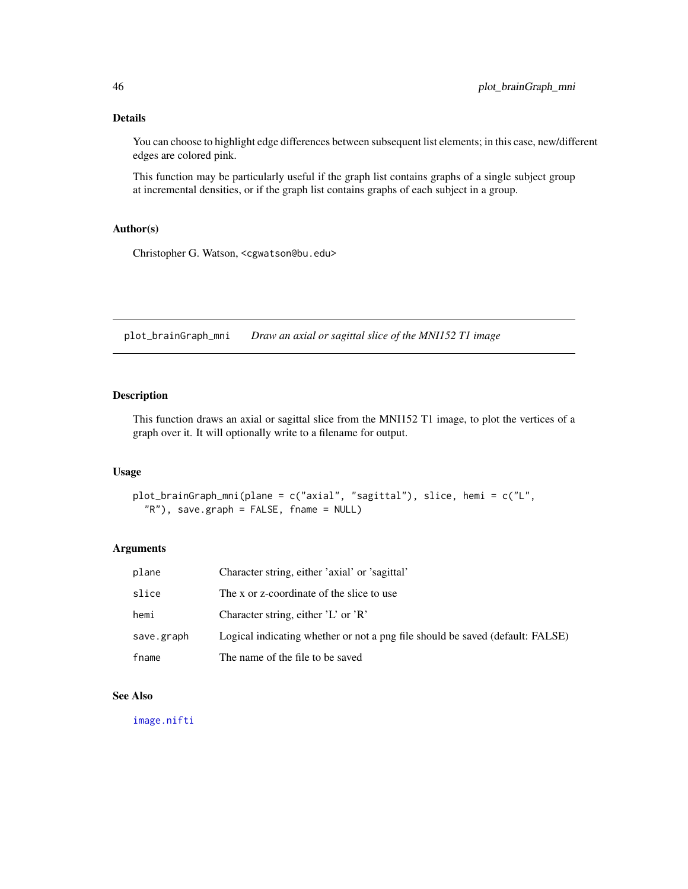## Details

You can choose to highlight edge differences between subsequent list elements; in this case, new/different edges are colored pink.

This function may be particularly useful if the graph list contains graphs of a single subject group at incremental densities, or if the graph list contains graphs of each subject in a group.

## Author(s)

Christopher G. Watson, <cgwatson@bu.edu>

---

# plot_brainGraph_mni    *Draw an axial or sagittal slice of the MNI152 T1 image*

## Description

This function draws an axial or sagittal slice from the MNI152 T1 image, to plot the vertices of a graph over it. It will optionally write to a filename for output.

## Usage

```
plot_brainGraph_mni(plane = c("axial", "sagittal"), slice, hemi = c("L",
  "R"), save.graph = FALSE, fname = NULL)
```

## Arguments

| | |
|---|---|
| plane | Character string, either 'axial' or 'sagittal' |
| slice | The x or z-coordinate of the slice to use |
| hemi | Character string, either 'L' or 'R' |
| save.graph | Logical indicating whether or not a png file should be saved (default: FALSE) |
| fname | The name of the file to be saved |

## See Also

image.nifti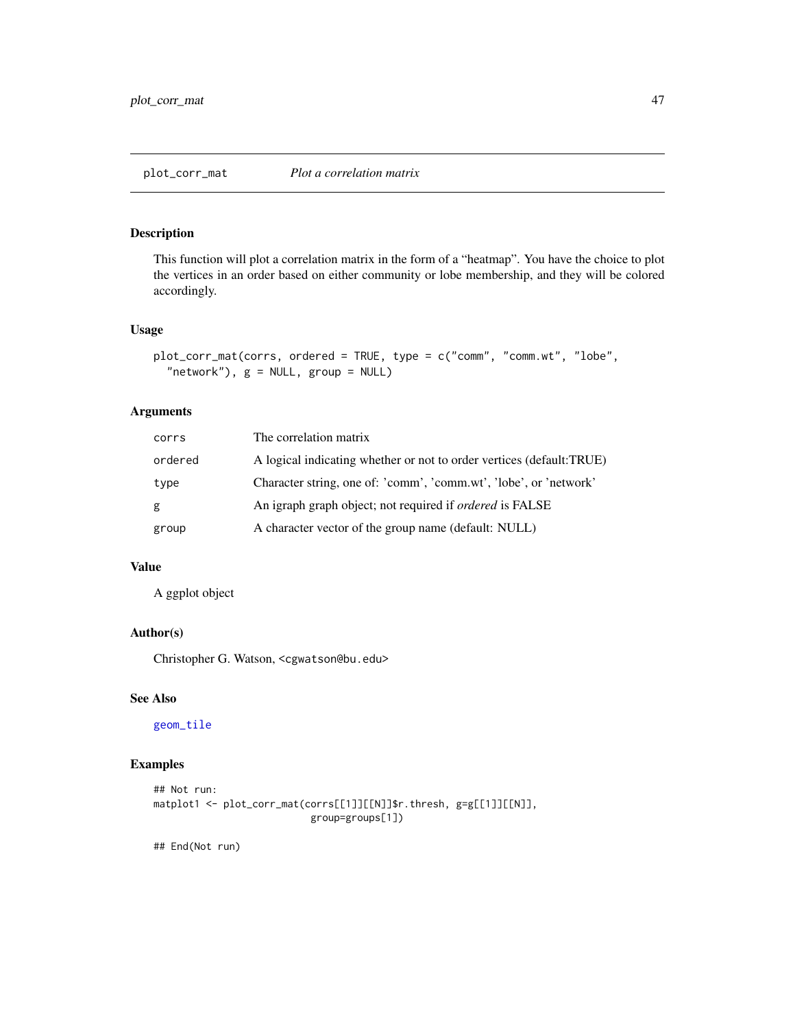## plot_corr_mat — *Plot a correlation matrix*

### Description

This function will plot a correlation matrix in the form of a "heatmap". You have the choice to plot the vertices in an order based on either community or lobe membership, and they will be colored accordingly.

### Usage

```
plot_corr_mat(corrs, ordered = TRUE, type = c("comm", "comm.wt", "lobe",
  "network"), g = NULL, group = NULL)
```

### Arguments

| | |
|---|---|
| corrs | The correlation matrix |
| ordered | A logical indicating whether or not to order vertices (default:TRUE) |
| type | Character string, one of: 'comm', 'comm.wt', 'lobe', or 'network' |
| g | An igraph graph object; not required if *ordered* is FALSE |
| group | A character vector of the group name (default: NULL) |

### Value

A ggplot object

### Author(s)

Christopher G. Watson, <cgwatson@bu.edu>

### See Also

geom_tile

### Examples

```
## Not run:
matplot1 <- plot_corr_mat(corrs[[1]][[N]]$r.thresh, g=g[[1]][[N]],
                          group=groups[1])

## End(Not run)
```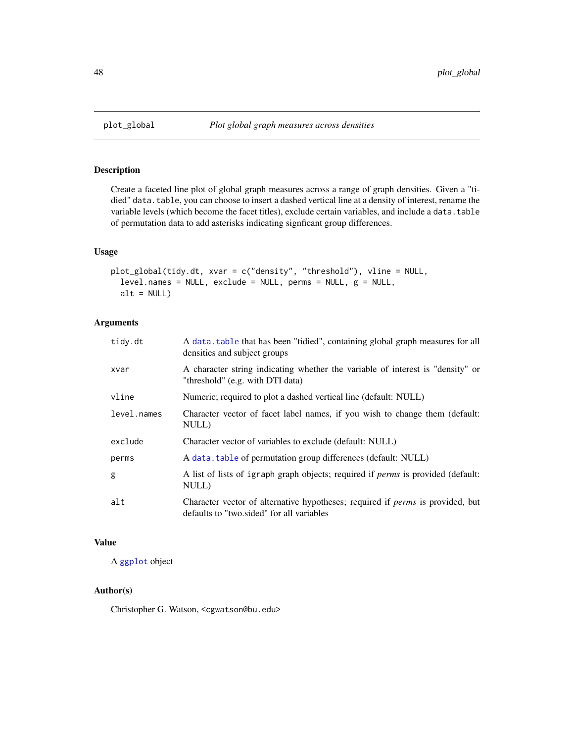## plot_global — *Plot global graph measures across densities*

### Description

Create a faceted line plot of global graph measures across a range of graph densities. Given a "tidied" `data.table`, you can choose to insert a dashed vertical line at a density of interest, rename the variable levels (which become the facet titles), exclude certain variables, and include a `data.table` of permutation data to add asterisks indicating signficant group differences.

### Usage

```
plot_global(tidy.dt, xvar = c("density", "threshold"), vline = NULL,
  level.names = NULL, exclude = NULL, perms = NULL, g = NULL,
  alt = NULL)
```

### Arguments

| | |
|---|---|
| `tidy.dt` | A `data.table` that has been "tidied", containing global graph measures for all densities and subject groups |
| `xvar` | A character string indicating whether the variable of interest is "density" or "threshold" (e.g. with DTI data) |
| `vline` | Numeric; required to plot a dashed vertical line (default: NULL) |
| `level.names` | Character vector of facet label names, if you wish to change them (default: NULL) |
| `exclude` | Character vector of variables to exclude (default: NULL) |
| `perms` | A `data.table` of permutation group differences (default: NULL) |
| `g` | A list of lists of `igraph` graph objects; required if *perms* is provided (default: NULL) |
| `alt` | Character vector of alternative hypotheses; required if *perms* is provided, but defaults to "two.sided" for all variables |

### Value

A `ggplot` object

### Author(s)

Christopher G. Watson, <cgwatson@bu.edu>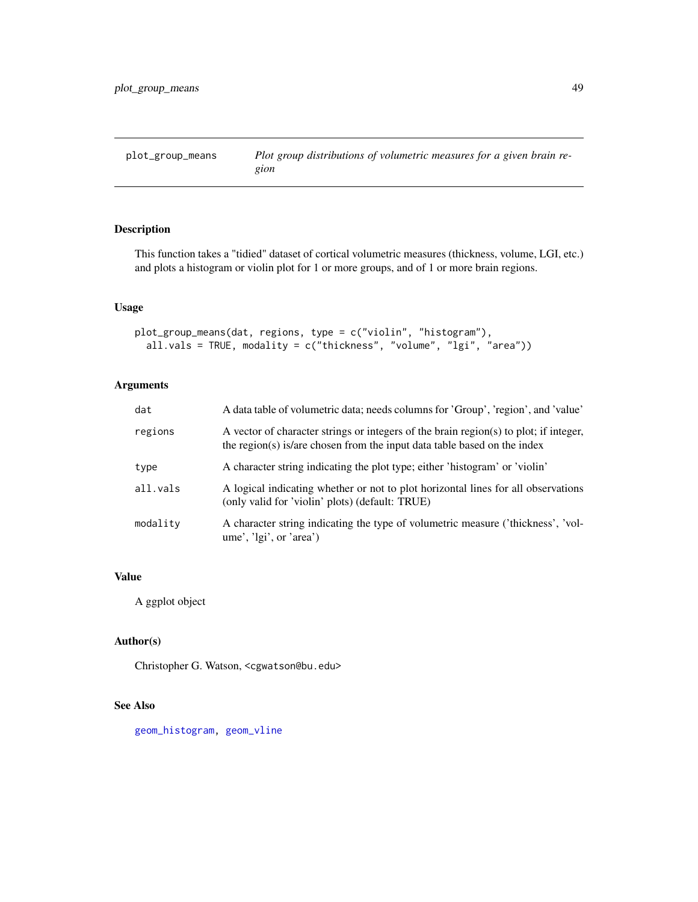## plot_group_means — *Plot group distributions of volumetric measures for a given brain region*

### Description

This function takes a "tidied" dataset of cortical volumetric measures (thickness, volume, LGI, etc.) and plots a histogram or violin plot for 1 or more groups, and of 1 or more brain regions.

### Usage

```
plot_group_means(dat, regions, type = c("violin", "histogram"),
  all.vals = TRUE, modality = c("thickness", "volume", "lgi", "area"))
```

### Arguments

| | |
|---|---|
| `dat` | A data table of volumetric data; needs columns for 'Group', 'region', and 'value' |
| `regions` | A vector of character strings or integers of the brain region(s) to plot; if integer, the region(s) is/are chosen from the input data table based on the index |
| `type` | A character string indicating the plot type; either 'histogram' or 'violin' |
| `all.vals` | A logical indicating whether or not to plot horizontal lines for all observations (only valid for 'violin' plots) (default: TRUE) |
| `modality` | A character string indicating the type of volumetric measure ('thickness', 'volume', 'lgi', or 'area') |

### Value

A ggplot object

### Author(s)

Christopher G. Watson, <cgwatson@bu.edu>

### See Also

geom_histogram, geom_vline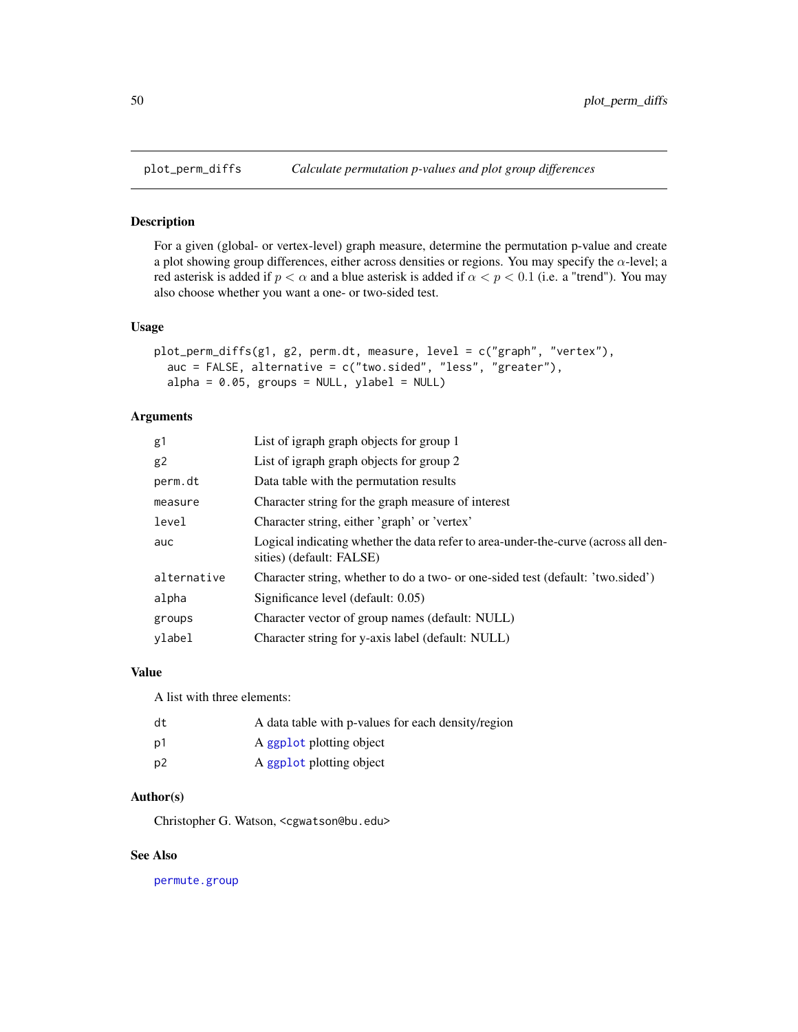## plot_perm_diffs — *Calculate permutation p-values and plot group differences*

### Description

For a given (global- or vertex-level) graph measure, determine the permutation p-value and create a plot showing group differences, either across densities or regions. You may specify the $\alpha$-level; a red asterisk is added if $p < \alpha$ and a blue asterisk is added if $\alpha < p < 0.1$ (i.e. a "trend"). You may also choose whether you want a one- or two-sided test.

### Usage

```
plot_perm_diffs(g1, g2, perm.dt, measure, level = c("graph", "vertex"),
  auc = FALSE, alternative = c("two.sided", "less", "greater"),
  alpha = 0.05, groups = NULL, ylabel = NULL)
```

### Arguments

| | |
|---|---|
| `g1` | List of igraph graph objects for group 1 |
| `g2` | List of igraph graph objects for group 2 |
| `perm.dt` | Data table with the permutation results |
| `measure` | Character string for the graph measure of interest |
| `level` | Character string, either 'graph' or 'vertex' |
| `auc` | Logical indicating whether the data refer to area-under-the-curve (across all densities) (default: FALSE) |
| `alternative` | Character string, whether to do a two- or one-sided test (default: 'two.sided') |
| `alpha` | Significance level (default: 0.05) |
| `groups` | Character vector of group names (default: NULL) |
| `ylabel` | Character string for y-axis label (default: NULL) |

### Value

A list with three elements:

| | |
|---|---|
| `dt` | A data table with p-values for each density/region |
| `p1` | A `ggplot` plotting object |
| `p2` | A `ggplot` plotting object |

### Author(s)

Christopher G. Watson, <cgwatson@bu.edu>

### See Also

`permute.group`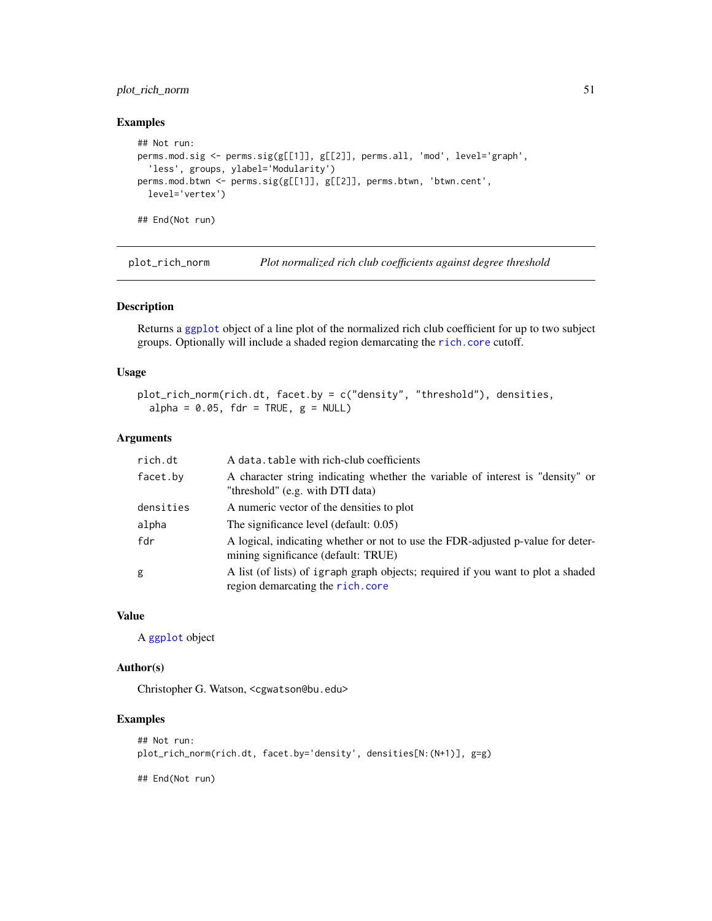### Examples

```
## Not run:
perms.mod.sig <- perms.sig(g[[1]], g[[2]], perms.all, 'mod', level='graph',
  'less', groups, ylabel='Modularity')
perms.mod.btwn <- perms.sig(g[[1]], g[[2]], perms.btwn, 'btwn.cent',
  level='vertex')

## End(Not run)
```

---

## plot_rich_norm — *Plot normalized rich club coefficients against degree threshold*

### Description

Returns a `ggplot` object of a line plot of the normalized rich club coefficient for up to two subject groups. Optionally will include a shaded region demarcating the `rich.core` cutoff.

### Usage

```
plot_rich_norm(rich.dt, facet.by = c("density", "threshold"), densities,
  alpha = 0.05, fdr = TRUE, g = NULL)
```

### Arguments

| | |
|---|---|
| `rich.dt` | A `data.table` with rich-club coefficients |
| `facet.by` | A character string indicating whether the variable of interest is "density" or "threshold" (e.g. with DTI data) |
| `densities` | A numeric vector of the densities to plot |
| `alpha` | The significance level (default: 0.05) |
| `fdr` | A logical, indicating whether or not to use the FDR-adjusted p-value for determining significance (default: TRUE) |
| `g` | A list (of lists) of `igraph` graph objects; required if you want to plot a shaded region demarcating the `rich.core` |

### Value

A `ggplot` object

### Author(s)

Christopher G. Watson, <cgwatson@bu.edu>

### Examples

```
## Not run:
plot_rich_norm(rich.dt, facet.by='density', densities[N:(N+1)], g=g)

## End(Not run)
```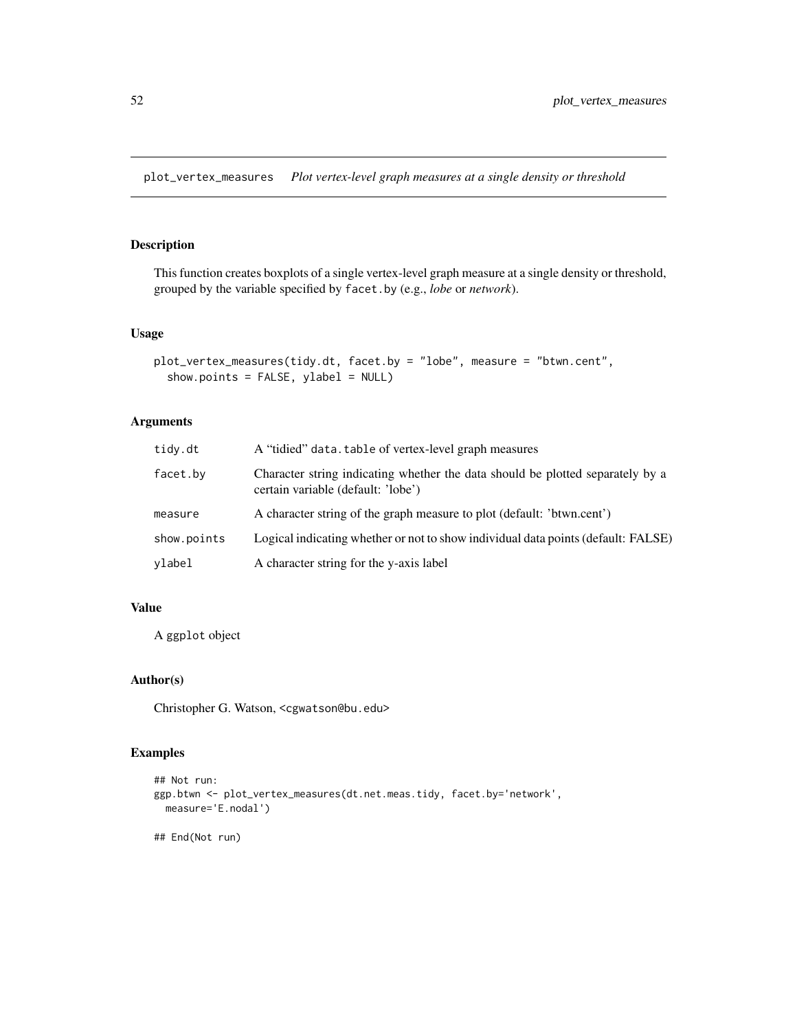# plot_vertex_measures *Plot vertex-level graph measures at a single density or threshold*

## Description

This function creates boxplots of a single vertex-level graph measure at a single density or threshold, grouped by the variable specified by `facet.by` (e.g., *lobe* or *network*).

## Usage

```
plot_vertex_measures(tidy.dt, facet.by = "lobe", measure = "btwn.cent",
  show.points = FALSE, ylabel = NULL)
```

## Arguments

| | |
|---|---|
| `tidy.dt` | A "tidied" `data.table` of vertex-level graph measures |
| `facet.by` | Character string indicating whether the data should be plotted separately by a certain variable (default: 'lobe') |
| `measure` | A character string of the graph measure to plot (default: 'btwn.cent') |
| `show.points` | Logical indicating whether or not to show individual data points (default: FALSE) |
| `ylabel` | A character string for the y-axis label |

## Value

A `ggplot` object

## Author(s)

Christopher G. Watson, <cgwatson@bu.edu>

## Examples

```
## Not run:
ggp.btwn <- plot_vertex_measures(dt.net.meas.tidy, facet.by='network',
  measure='E.nodal')

## End(Not run)
```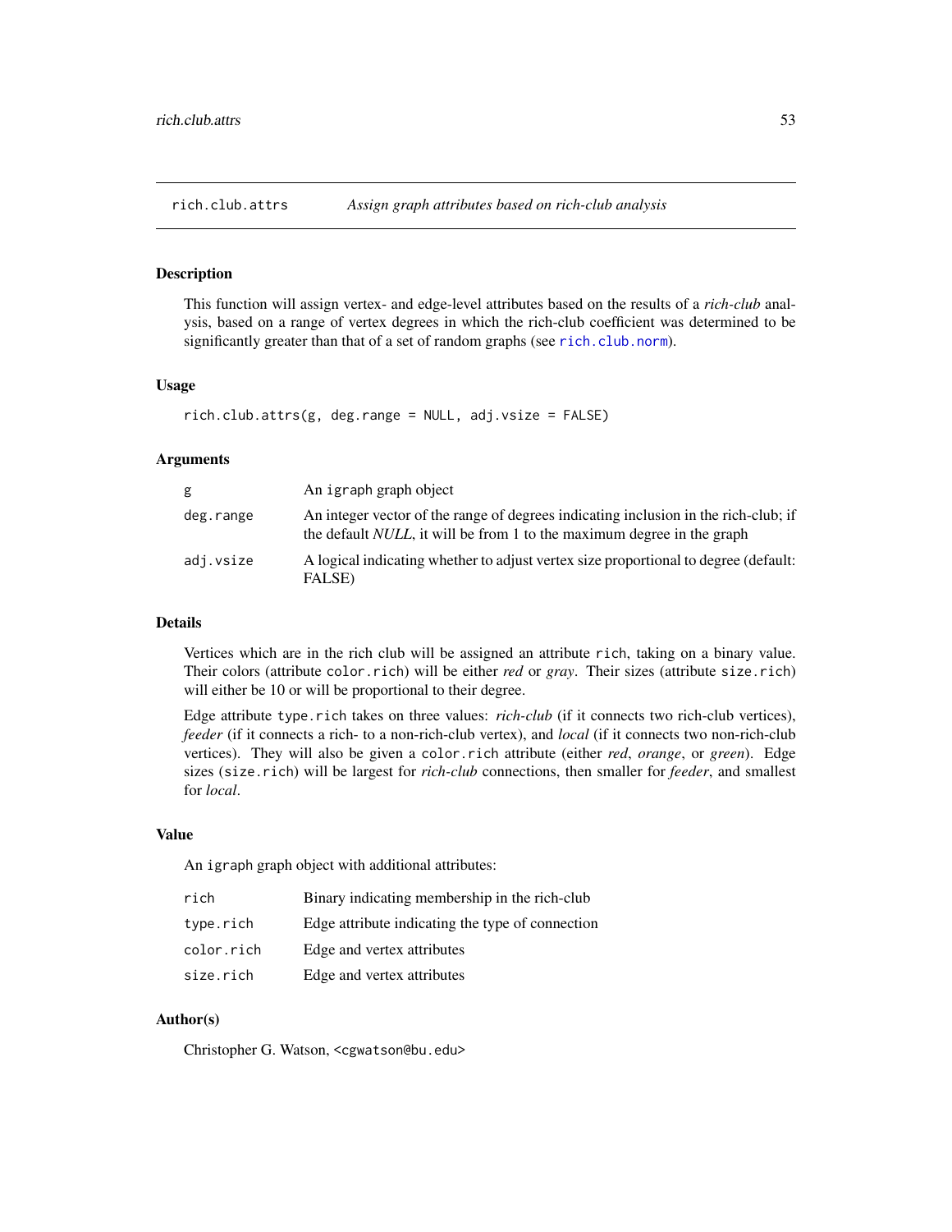# rich.club.attrs *Assign graph attributes based on rich-club analysis*

## Description

This function will assign vertex- and edge-level attributes based on the results of a *rich-club* analysis, based on a range of vertex degrees in which the rich-club coefficient was determined to be significantly greater than that of a set of random graphs (see `rich.club.norm`).

## Usage

```
rich.club.attrs(g, deg.range = NULL, adj.vsize = FALSE)
```

## Arguments

| | |
|---|---|
| `g` | An `igraph` graph object |
| `deg.range` | An integer vector of the range of degrees indicating inclusion in the rich-club; if the default *NULL*, it will be from 1 to the maximum degree in the graph |
| `adj.vsize` | A logical indicating whether to adjust vertex size proportional to degree (default: FALSE) |

## Details

Vertices which are in the rich club will be assigned an attribute `rich`, taking on a binary value. Their colors (attribute `color.rich`) will be either *red* or *gray*. Their sizes (attribute `size.rich`) will either be 10 or will be proportional to their degree.

Edge attribute `type.rich` takes on three values: *rich-club* (if it connects two rich-club vertices), *feeder* (if it connects a rich- to a non-rich-club vertex), and *local* (if it connects two non-rich-club vertices). They will also be given a `color.rich` attribute (either *red*, *orange*, or *green*). Edge sizes (`size.rich`) will be largest for *rich-club* connections, then smaller for *feeder*, and smallest for *local*.

## Value

An `igraph` graph object with additional attributes:

| | |
|---|---|
| `rich` | Binary indicating membership in the rich-club |
| `type.rich` | Edge attribute indicating the type of connection |
| `color.rich` | Edge and vertex attributes |
| `size.rich` | Edge and vertex attributes |

## Author(s)

Christopher G. Watson, `<cgwatson@bu.edu>`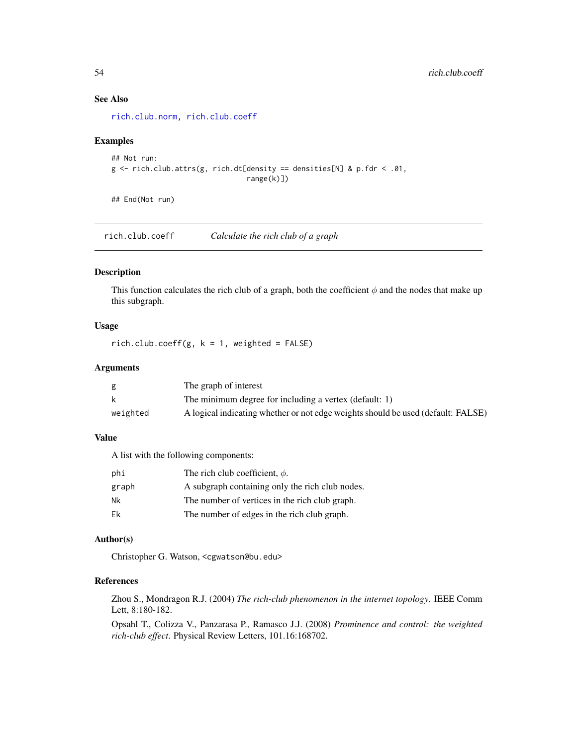### See Also

rich.club.norm, rich.club.coeff

### Examples

```
## Not run:
g <- rich.club.attrs(g, rich.dt[density == densities[N] & p.fdr < .01,
                                range(k)])

## End(Not run)
```

---

## rich.club.coeff — *Calculate the rich club of a graph*

### Description

This function calculates the rich club of a graph, both the coefficient $\phi$ and the nodes that make up this subgraph.

### Usage

```
rich.club.coeff(g, k = 1, weighted = FALSE)
```

### Arguments

| | |
|---|---|
| g | The graph of interest |
| k | The minimum degree for including a vertex (default: 1) |
| weighted | A logical indicating whether or not edge weights should be used (default: FALSE) |

### Value

A list with the following components:

| | |
|---|---|
| phi | The rich club coefficient, $\phi$. |
| graph | A subgraph containing only the rich club nodes. |
| Nk | The number of vertices in the rich club graph. |
| Ek | The number of edges in the rich club graph. |

### Author(s)

Christopher G. Watson, <cgwatson@bu.edu>

### References

Zhou S., Mondragon R.J. (2004) *The rich-club phenomenon in the internet topology*. IEEE Comm Lett, 8:180-182.

Opsahl T., Colizza V., Panzarasa P., Ramasco J.J. (2008) *Prominence and control: the weighted rich-club effect*. Physical Review Letters, 101.16:168702.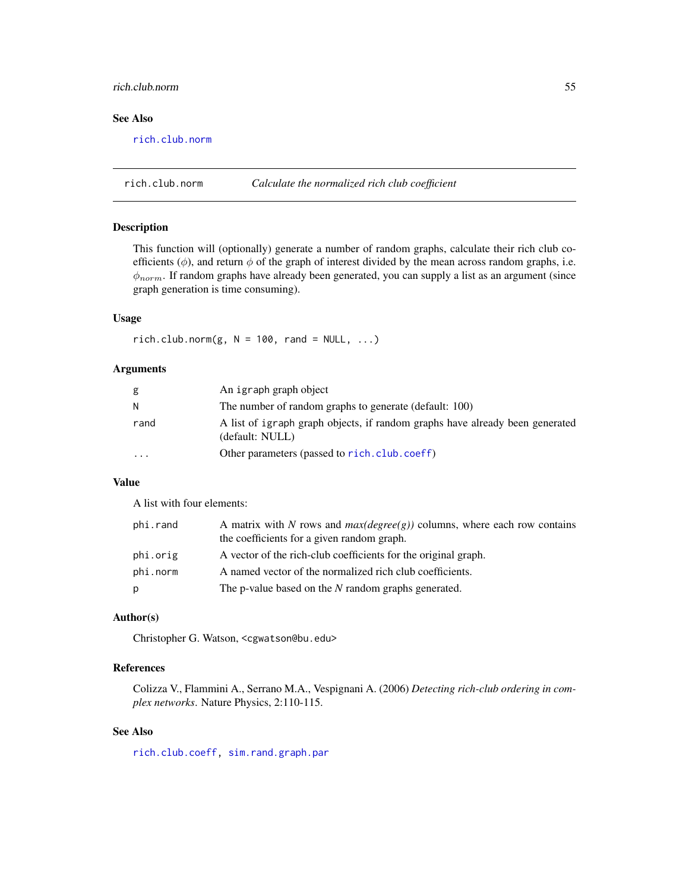### See Also

rich.club.norm

## rich.club.norm — *Calculate the normalized rich club coefficient*

### Description

This function will (optionally) generate a number of random graphs, calculate their rich club coefficients ($\phi$), and return $\phi$ of the graph of interest divided by the mean across random graphs, i.e. $\phi_{norm}$. If random graphs have already been generated, you can supply a list as an argument (since graph generation is time consuming).

### Usage

```
rich.club.norm(g, N = 100, rand = NULL, ...)
```

### Arguments

| | |
|---|---|
| g | An igraph graph object |
| N | The number of random graphs to generate (default: 100) |
| rand | A list of igraph graph objects, if random graphs have already been generated (default: NULL) |
| ... | Other parameters (passed to rich.club.coeff) |

### Value

A list with four elements:

| | |
|---|---|
| phi.rand | A matrix with *N* rows and *max(degree(g))* columns, where each row contains the coefficients for a given random graph. |
| phi.orig | A vector of the rich-club coefficients for the original graph. |
| phi.norm | A named vector of the normalized rich club coefficients. |
| p | The p-value based on the *N* random graphs generated. |

### Author(s)

Christopher G. Watson, <cgwatson@bu.edu>

### References

Colizza V., Flammini A., Serrano M.A., Vespignani A. (2006) *Detecting rich-club ordering in complex networks*. Nature Physics, 2:110-115.

### See Also

rich.club.coeff, sim.rand.graph.par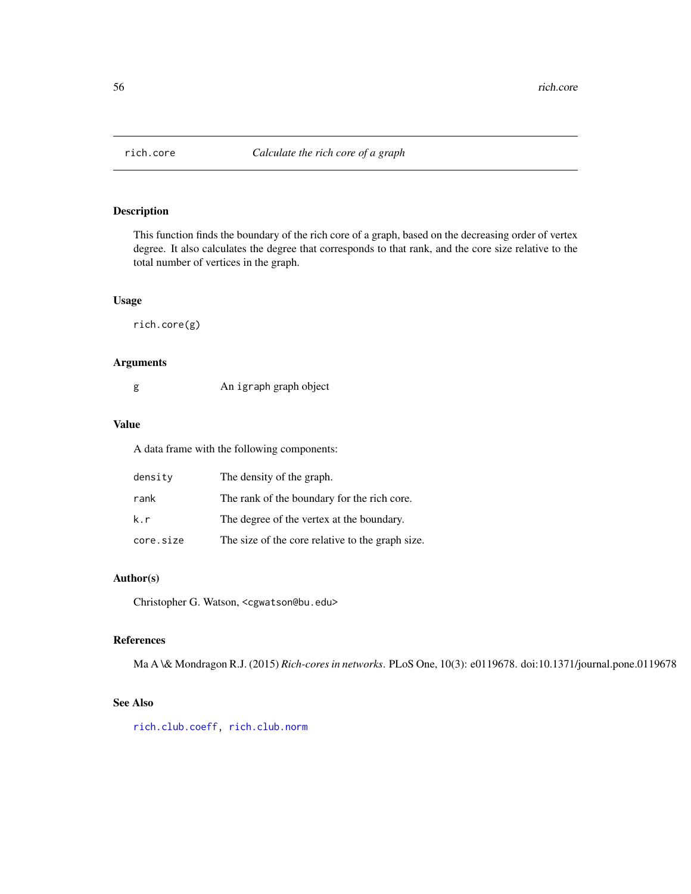# rich.core — *Calculate the rich core of a graph*

## Description

This function finds the boundary of the rich core of a graph, based on the decreasing order of vertex degree. It also calculates the degree that corresponds to that rank, and the core size relative to the total number of vertices in the graph.

## Usage

```
rich.core(g)
```

## Arguments

| | |
|---|---|
| `g` | An `igraph` graph object |

## Value

A data frame with the following components:

| | |
|---|---|
| `density` | The density of the graph. |
| `rank` | The rank of the boundary for the rich core. |
| `k.r` | The degree of the vertex at the boundary. |
| `core.size` | The size of the core relative to the graph size. |

## Author(s)

Christopher G. Watson, <cgwatson@bu.edu>

## References

Ma A \& Mondragon R.J. (2015) *Rich-cores in networks*. PLoS One, 10(3): e0119678. doi:10.1371/journal.pone.0119678

## See Also

`rich.club.coeff`, `rich.club.norm`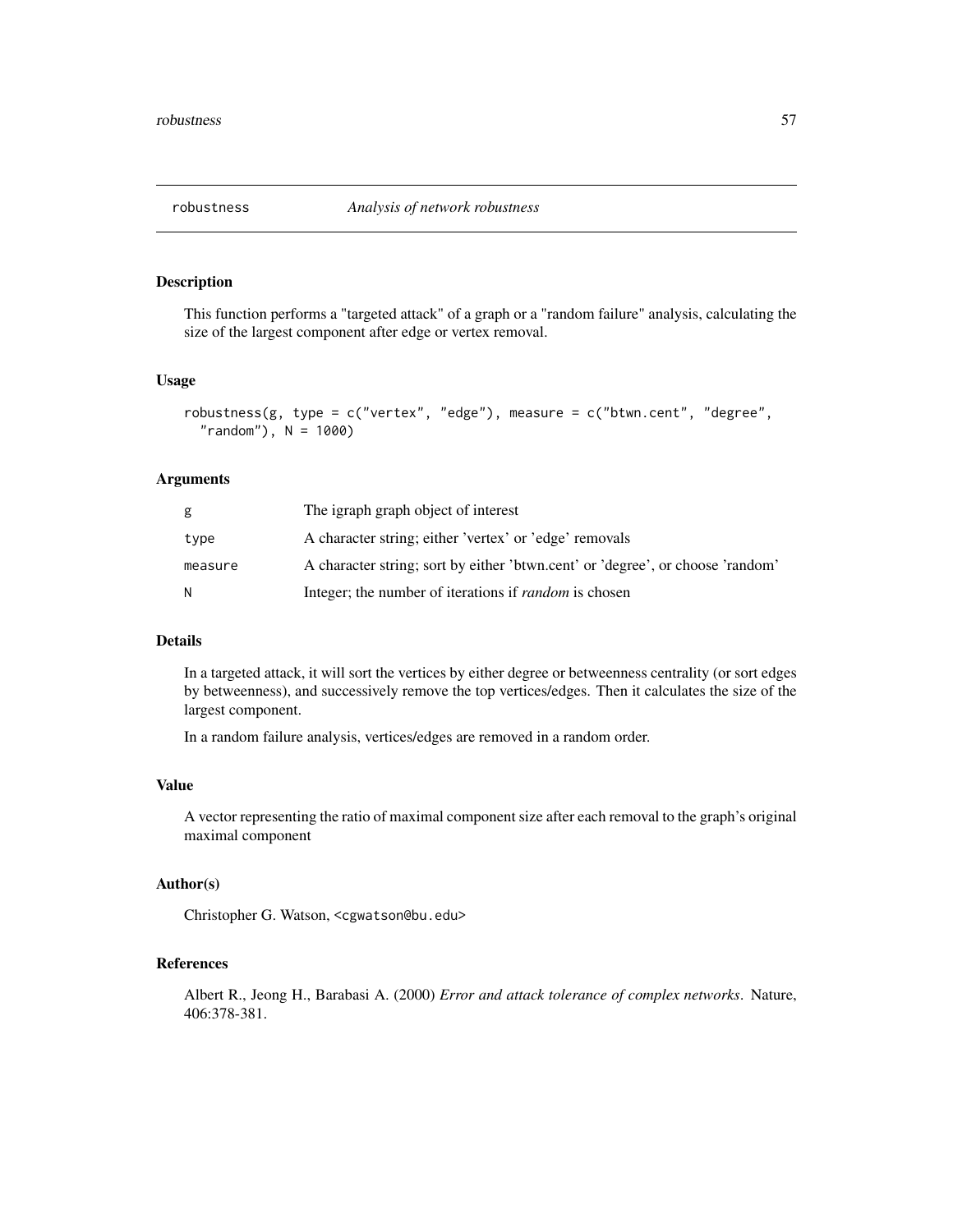# robustness *Analysis of network robustness*

## Description

This function performs a "targeted attack" of a graph or a "random failure" analysis, calculating the size of the largest component after edge or vertex removal.

## Usage

```
robustness(g, type = c("vertex", "edge"), measure = c("btwn.cent", "degree",
  "random"), N = 1000)
```

## Arguments

| | |
|---|---|
| g | The igraph graph object of interest |
| type | A character string; either 'vertex' or 'edge' removals |
| measure | A character string; sort by either 'btwn.cent' or 'degree', or choose 'random' |
| N | Integer; the number of iterations if *random* is chosen |

## Details

In a targeted attack, it will sort the vertices by either degree or betweenness centrality (or sort edges by betweenness), and successively remove the top vertices/edges. Then it calculates the size of the largest component.

In a random failure analysis, vertices/edges are removed in a random order.

## Value

A vector representing the ratio of maximal component size after each removal to the graph's original maximal component

## Author(s)

Christopher G. Watson, <cgwatson@bu.edu>

## References

Albert R., Jeong H., Barabasi A. (2000) *Error and attack tolerance of complex networks*. Nature, 406:378-381.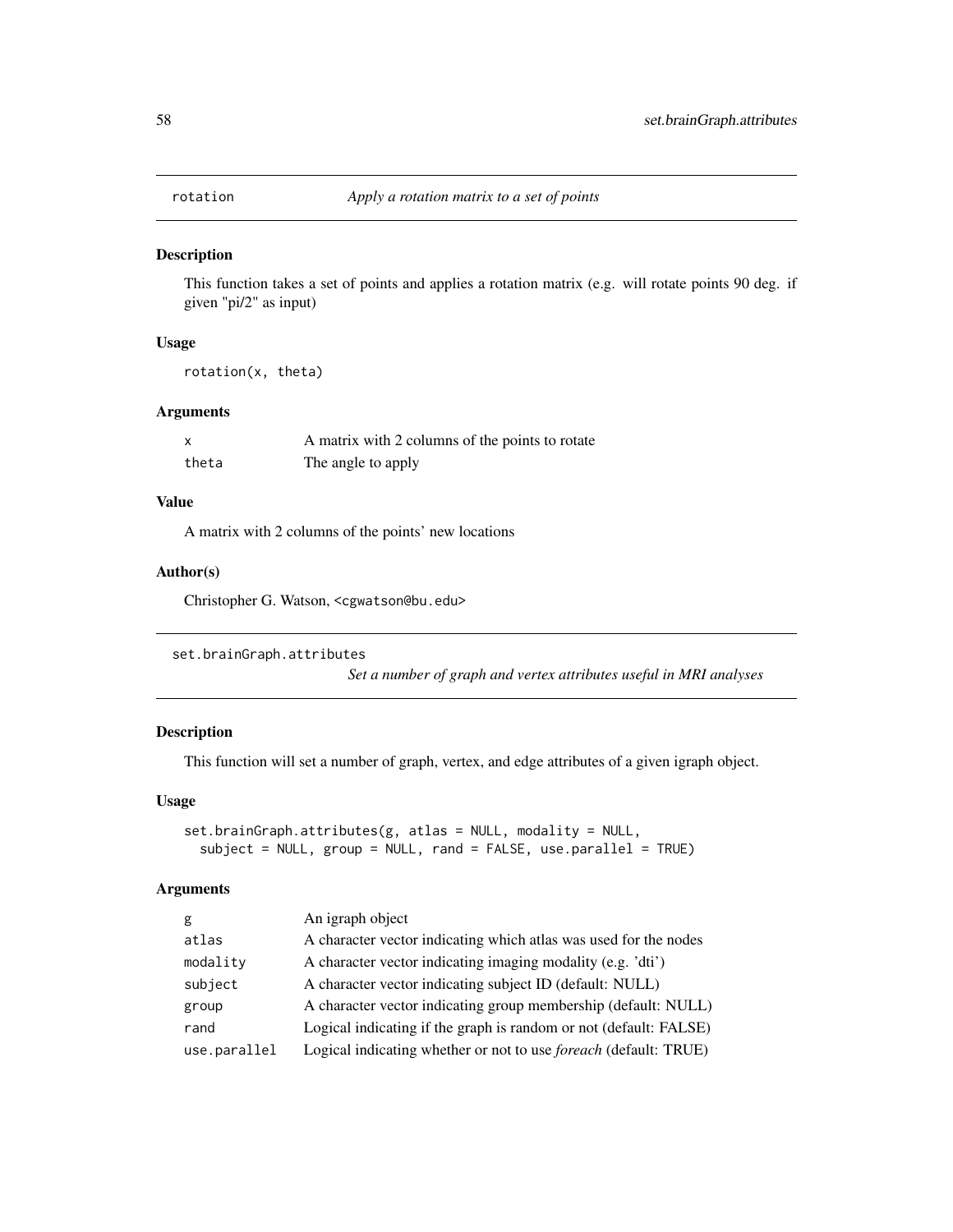## rotation *Apply a rotation matrix to a set of points*

### Description

This function takes a set of points and applies a rotation matrix (e.g. will rotate points 90 deg. if given "pi/2" as input)

### Usage

```
rotation(x, theta)
```

### Arguments

| | |
|---|---|
| x | A matrix with 2 columns of the points to rotate |
| theta | The angle to apply |

### Value

A matrix with 2 columns of the points' new locations

### Author(s)

Christopher G. Watson, <cgwatson@bu.edu>

## set.brainGraph.attributes *Set a number of graph and vertex attributes useful in MRI analyses*

### Description

This function will set a number of graph, vertex, and edge attributes of a given igraph object.

### Usage

```
set.brainGraph.attributes(g, atlas = NULL, modality = NULL,
  subject = NULL, group = NULL, rand = FALSE, use.parallel = TRUE)
```

### Arguments

| | |
|---|---|
| g | An igraph object |
| atlas | A character vector indicating which atlas was used for the nodes |
| modality | A character vector indicating imaging modality (e.g. 'dti') |
| subject | A character vector indicating subject ID (default: NULL) |
| group | A character vector indicating group membership (default: NULL) |
| rand | Logical indicating if the graph is random or not (default: FALSE) |
| use.parallel | Logical indicating whether or not to use *foreach* (default: TRUE) |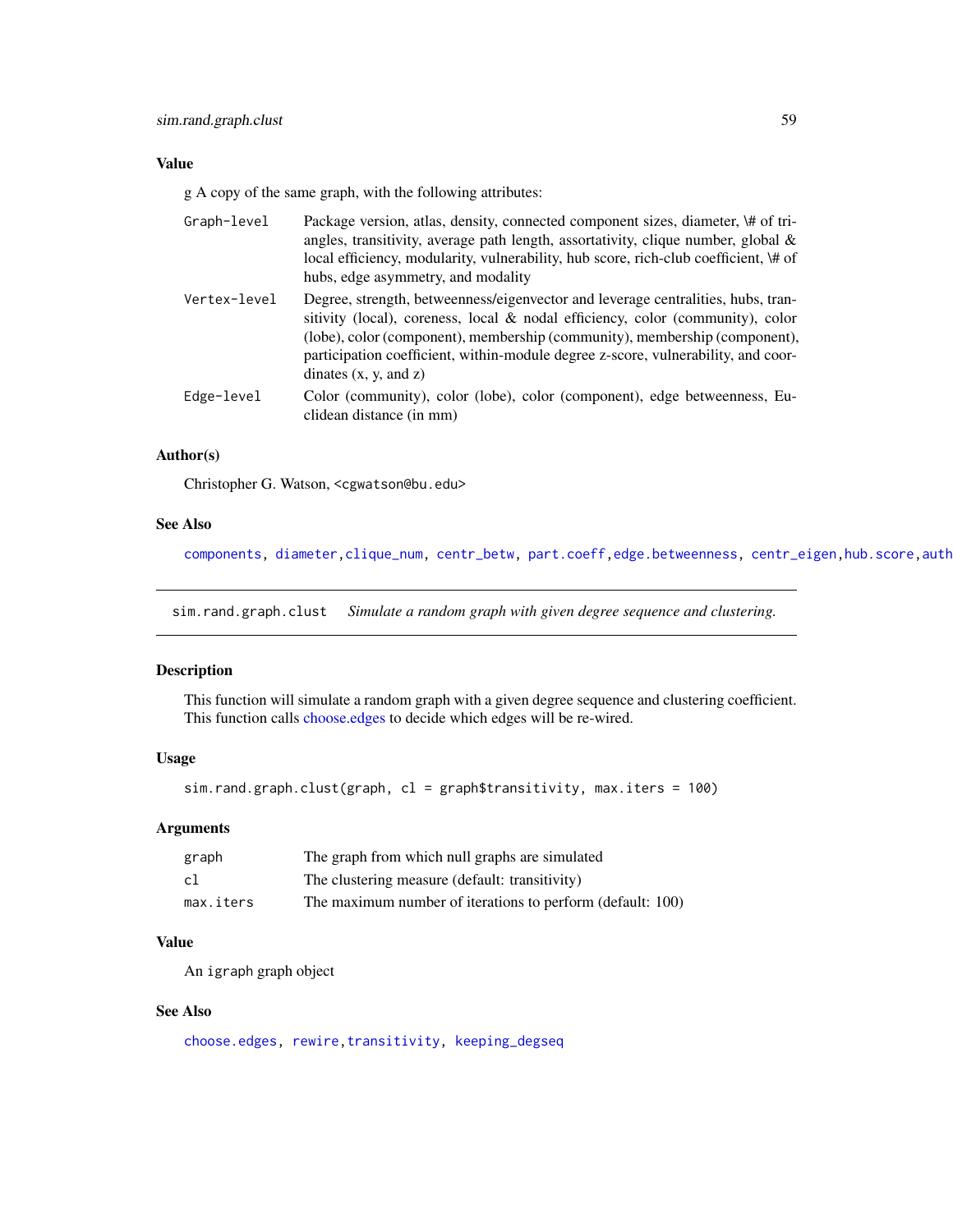### Value

g A copy of the same graph, with the following attributes:

| | |
|---|---|
| `Graph-level` | Package version, atlas, density, connected component sizes, diameter, \# of triangles, transitivity, average path length, assortativity, clique number, global & local efficiency, modularity, vulnerability, hub score, rich-club coefficient, \# of hubs, edge asymmetry, and modality |
| `Vertex-level` | Degree, strength, betweenness/eigenvector and leverage centralities, hubs, transitivity (local), coreness, local & nodal efficiency, color (community), color (lobe), color (component), membership (community), membership (component), participation coefficient, within-module degree z-score, vulnerability, and coordinates (x, y, and z) |
| `Edge-level` | Color (community), color (lobe), color (component), edge betweenness, Euclidean distance (in mm) |

### Author(s)

Christopher G. Watson, <cgwatson@bu.edu>

### See Also

`components`, `diameter`,`clique_num`, `centr_betw`, `part.coeff`,`edge.betweenness`, `centr_eigen`,`hub.score`,`auth`

---

## sim.rand.graph.clust — *Simulate a random graph with given degree sequence and clustering.*

### Description

This function will simulate a random graph with a given degree sequence and clustering coefficient. This function calls choose.edges to decide which edges will be re-wired.

### Usage

```
sim.rand.graph.clust(graph, cl = graph$transitivity, max.iters = 100)
```

### Arguments

| | |
|---|---|
| `graph` | The graph from which null graphs are simulated |
| `cl` | The clustering measure (default: transitivity) |
| `max.iters` | The maximum number of iterations to perform (default: 100) |

### Value

An `igraph` graph object

### See Also

`choose.edges`, `rewire`,`transitivity`, `keeping_degseq`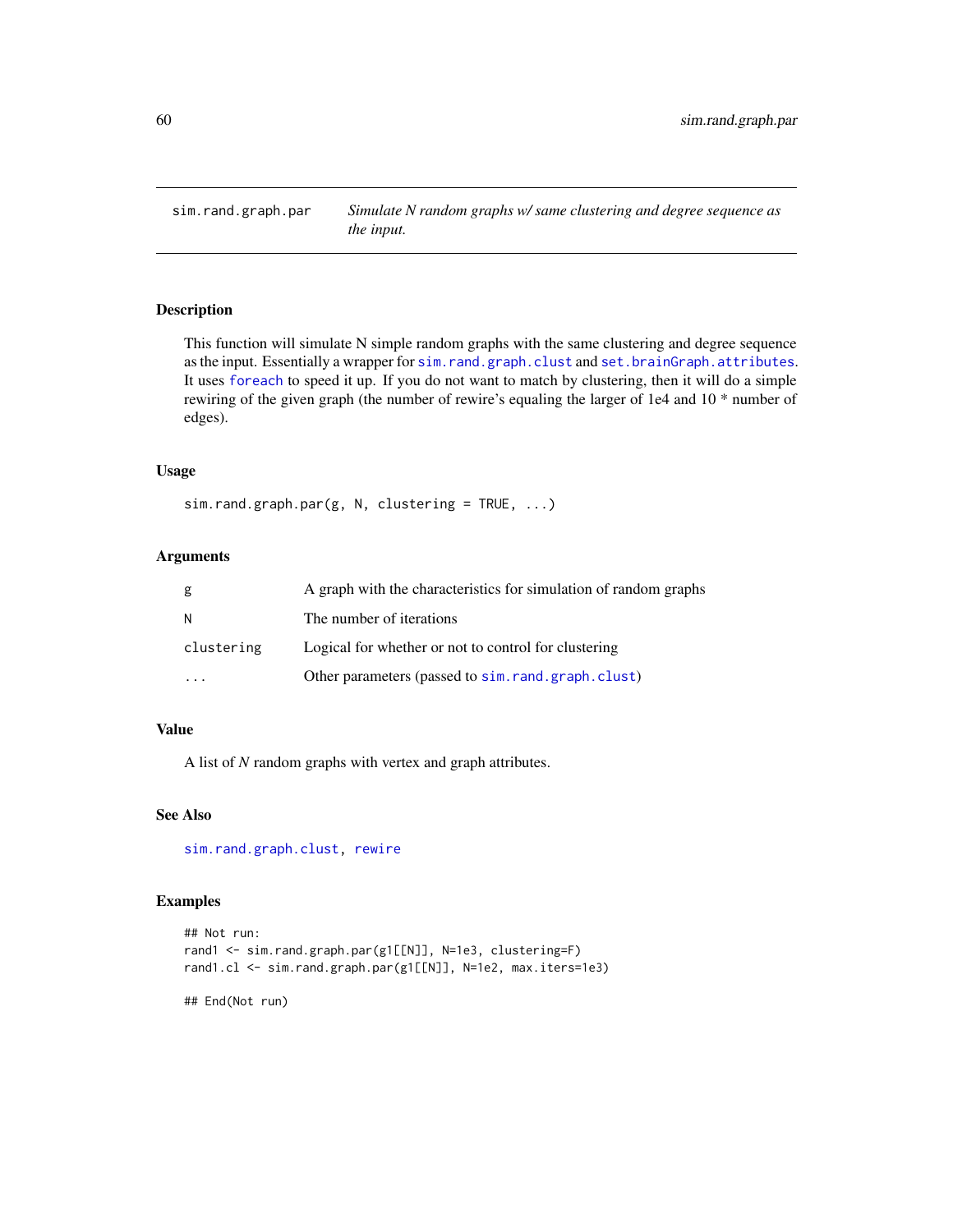# sim.rand.graph.par

*Simulate N random graphs w/ same clustering and degree sequence as the input.*

## Description

This function will simulate N simple random graphs with the same clustering and degree sequence as the input. Essentially a wrapper for `sim.rand.graph.clust` and `set.brainGraph.attributes`. It uses `foreach` to speed it up. If you do not want to match by clustering, then it will do a simple rewiring of the given graph (the number of rewire's equaling the larger of 1e4 and 10 * number of edges).

## Usage

```
sim.rand.graph.par(g, N, clustering = TRUE, ...)
```

## Arguments

| | |
|---|---|
| `g` | A graph with the characteristics for simulation of random graphs |
| `N` | The number of iterations |
| `clustering` | Logical for whether or not to control for clustering |
| `...` | Other parameters (passed to `sim.rand.graph.clust`) |

## Value

A list of *N* random graphs with vertex and graph attributes.

## See Also

`sim.rand.graph.clust`, `rewire`

## Examples

```
## Not run:
rand1 <- sim.rand.graph.par(g1[[N]], N=1e3, clustering=F)
rand1.cl <- sim.rand.graph.par(g1[[N]], N=1e2, max.iters=1e3)

## End(Not run)
```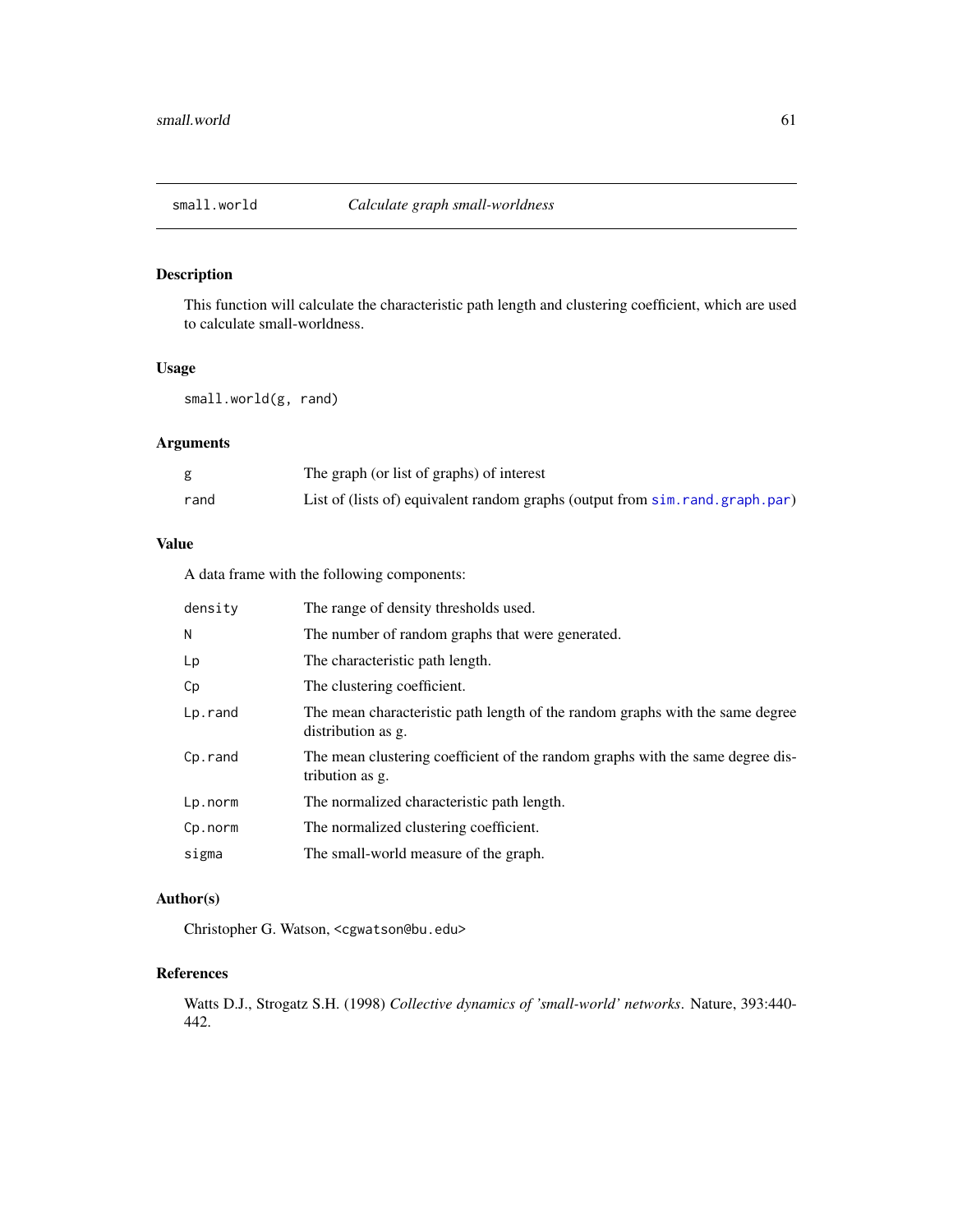## small.world — *Calculate graph small-worldness*

### Description

This function will calculate the characteristic path length and clustering coefficient, which are used to calculate small-worldness.

### Usage

```
small.world(g, rand)
```

### Arguments

| | |
|---|---|
| `g` | The graph (or list of graphs) of interest |
| `rand` | List of (lists of) equivalent random graphs (output from `sim.rand.graph.par`) |

### Value

A data frame with the following components:

| | |
|---|---|
| `density` | The range of density thresholds used. |
| `N` | The number of random graphs that were generated. |
| `Lp` | The characteristic path length. |
| `Cp` | The clustering coefficient. |
| `Lp.rand` | The mean characteristic path length of the random graphs with the same degree distribution as g. |
| `Cp.rand` | The mean clustering coefficient of the random graphs with the same degree distribution as g. |
| `Lp.norm` | The normalized characteristic path length. |
| `Cp.norm` | The normalized clustering coefficient. |
| `sigma` | The small-world measure of the graph. |

### Author(s)

Christopher G. Watson, `<cgwatson@bu.edu>`

### References

Watts D.J., Strogatz S.H. (1998) *Collective dynamics of 'small-world' networks*. Nature, 393:440-442.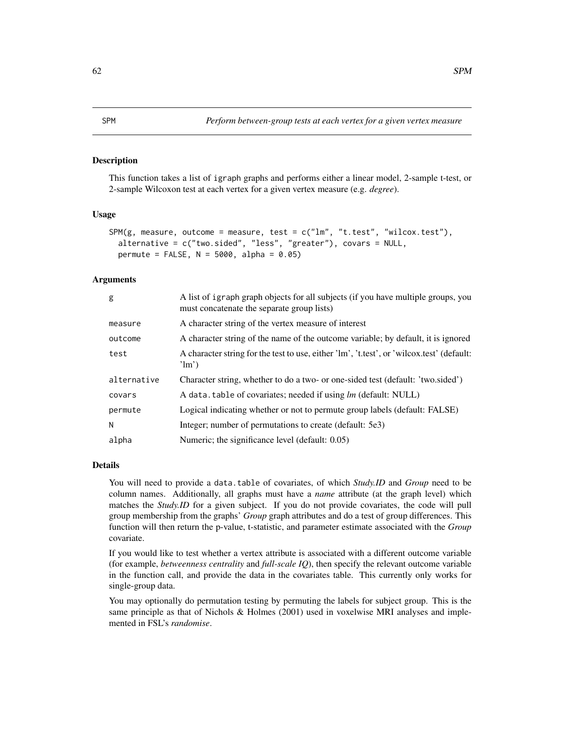# SPM — *Perform between-group tests at each vertex for a given vertex measure*

## Description

This function takes a list of igraph graphs and performs either a linear model, 2-sample t-test, or 2-sample Wilcoxon test at each vertex for a given vertex measure (e.g. *degree*).

## Usage

```
SPM(g, measure, outcome = measure, test = c("lm", "t.test", "wilcox.test"),
  alternative = c("two.sided", "less", "greater"), covars = NULL,
  permute = FALSE, N = 5000, alpha = 0.05)
```

## Arguments

| | |
|---|---|
| g | A list of igraph graph objects for all subjects (if you have multiple groups, you must concatenate the separate group lists) |
| measure | A character string of the vertex measure of interest |
| outcome | A character string of the name of the outcome variable; by default, it is ignored |
| test | A character string for the test to use, either 'lm', 't.test', or 'wilcox.test' (default: 'lm') |
| alternative | Character string, whether to do a two- or one-sided test (default: 'two.sided') |
| covars | A data.table of covariates; needed if using *lm* (default: NULL) |
| permute | Logical indicating whether or not to permute group labels (default: FALSE) |
| N | Integer; number of permutations to create (default: 5e3) |
| alpha | Numeric; the significance level (default: 0.05) |

## Details

You will need to provide a data.table of covariates, of which *Study.ID* and *Group* need to be column names. Additionally, all graphs must have a *name* attribute (at the graph level) which matches the *Study.ID* for a given subject. If you do not provide covariates, the code will pull group membership from the graphs' *Group* graph attributes and do a test of group differences. This function will then return the p-value, t-statistic, and parameter estimate associated with the *Group* covariate.

If you would like to test whether a vertex attribute is associated with a different outcome variable (for example, *betweenness centrality* and *full-scale IQ*), then specify the relevant outcome variable in the function call, and provide the data in the covariates table. This currently only works for single-group data.

You may optionally do permutation testing by permuting the labels for subject group. This is the same principle as that of Nichols & Holmes (2001) used in voxelwise MRI analyses and implemented in FSL's *randomise*.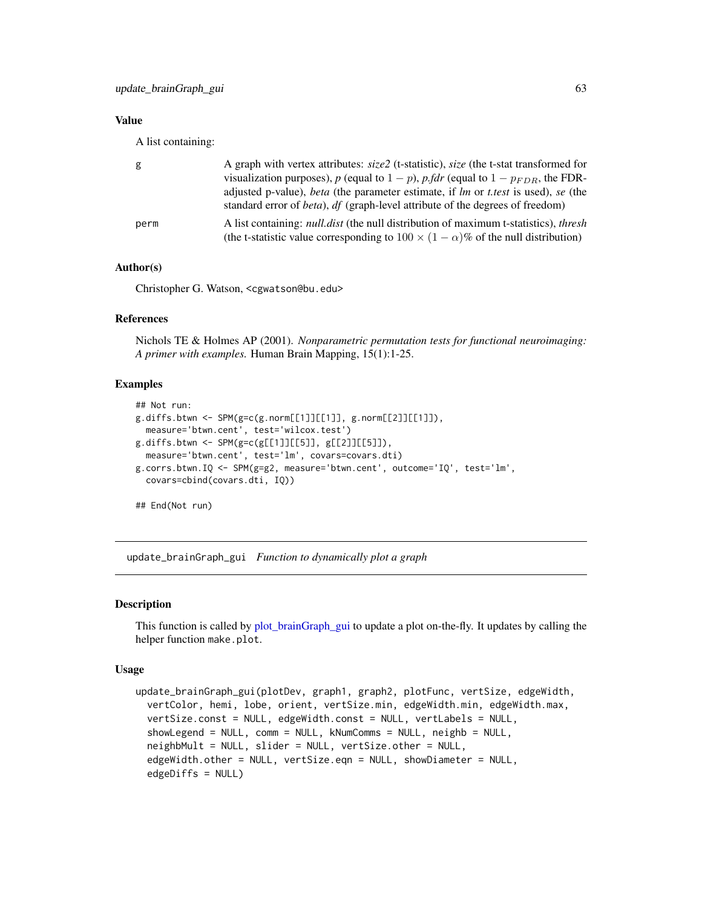### Value

A list containing:

- `g` — A graph with vertex attributes: *size2* (t-statistic), *size* (the t-stat transformed for visualization purposes), *p* (equal to $1 - p$), *p.fdr* (equal to $1 - p_{FDR}$, the FDR-adjusted p-value), *beta* (the parameter estimate, if *lm* or *t.test* is used), *se* (the standard error of *beta*), *df* (graph-level attribute of the degrees of freedom)
- `perm` — A list containing: *null.dist* (the null distribution of maximum t-statistics), *thresh* (the t-statistic value corresponding to $100 \times (1 - \alpha)\%$ of the null distribution)

### Author(s)

Christopher G. Watson, <cgwatson@bu.edu>

### References

Nichols TE & Holmes AP (2001). *Nonparametric permutation tests for functional neuroimaging: A primer with examples.* Human Brain Mapping, 15(1):1-25.

### Examples

```
## Not run:
g.diffs.btwn <- SPM(g=c(g.norm[[1]][[1]], g.norm[[2]][[1]]),
  measure='btwn.cent', test='wilcox.test')
g.diffs.btwn <- SPM(g=c(g[[1]][[5]], g[[2]][[5]]),
  measure='btwn.cent', test='lm', covars=covars.dti)
g.corrs.btwn.IQ <- SPM(g=g2, measure='btwn.cent', outcome='IQ', test='lm',
  covars=cbind(covars.dti, IQ))

## End(Not run)
```

---

## update_brainGraph_gui &nbsp; *Function to dynamically plot a graph*

### Description

This function is called by plot_brainGraph_gui to update a plot on-the-fly. It updates by calling the helper function `make.plot`.

### Usage

```
update_brainGraph_gui(plotDev, graph1, graph2, plotFunc, vertSize, edgeWidth,
  vertColor, hemi, lobe, orient, vertSize.min, edgeWidth.min, edgeWidth.max,
  vertSize.const = NULL, edgeWidth.const = NULL, vertLabels = NULL,
  showLegend = NULL, comm = NULL, kNumComms = NULL, neighb = NULL,
  neighbMult = NULL, slider = NULL, vertSize.other = NULL,
  edgeWidth.other = NULL, vertSize.eqn = NULL, showDiameter = NULL,
  edgeDiffs = NULL)
```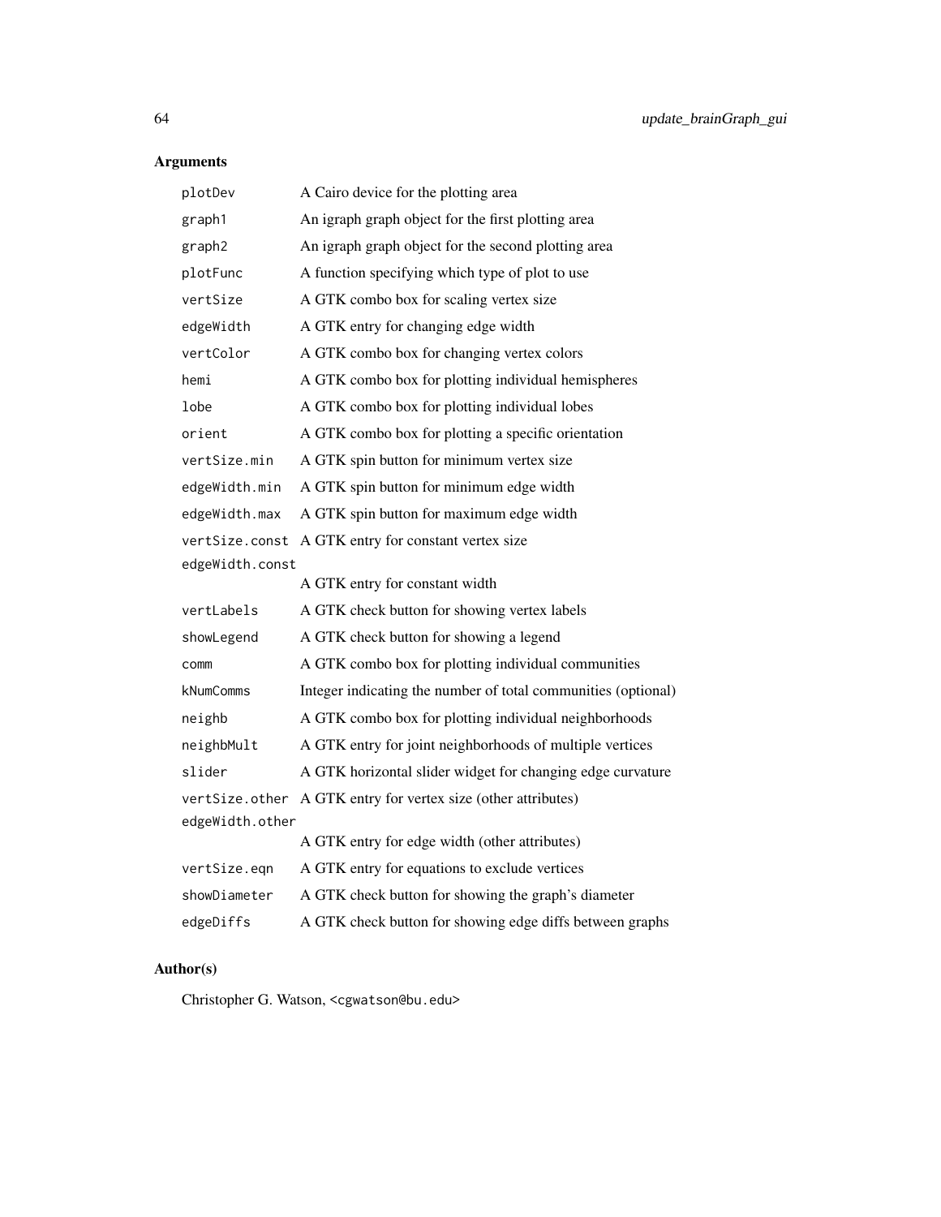## Arguments

| | |
|---|---|
| `plotDev` | A Cairo device for the plotting area |
| `graph1` | An igraph graph object for the first plotting area |
| `graph2` | An igraph graph object for the second plotting area |
| `plotFunc` | A function specifying which type of plot to use |
| `vertSize` | A GTK combo box for scaling vertex size |
| `edgeWidth` | A GTK entry for changing edge width |
| `vertColor` | A GTK combo box for changing vertex colors |
| `hemi` | A GTK combo box for plotting individual hemispheres |
| `lobe` | A GTK combo box for plotting individual lobes |
| `orient` | A GTK combo box for plotting a specific orientation |
| `vertSize.min` | A GTK spin button for minimum vertex size |
| `edgeWidth.min` | A GTK spin button for minimum edge width |
| `edgeWidth.max` | A GTK spin button for maximum edge width |
| `vertSize.const` | A GTK entry for constant vertex size |
| `edgeWidth.const` | A GTK entry for constant width |
| `vertLabels` | A GTK check button for showing vertex labels |
| `showLegend` | A GTK check button for showing a legend |
| `comm` | A GTK combo box for plotting individual communities |
| `kNumComms` | Integer indicating the number of total communities (optional) |
| `neighb` | A GTK combo box for plotting individual neighborhoods |
| `neighbMult` | A GTK entry for joint neighborhoods of multiple vertices |
| `slider` | A GTK horizontal slider widget for changing edge curvature |
| `vertSize.other` | A GTK entry for vertex size (other attributes) |
| `edgeWidth.other` | A GTK entry for edge width (other attributes) |
| `vertSize.eqn` | A GTK entry for equations to exclude vertices |
| `showDiameter` | A GTK check button for showing the graph's diameter |
| `edgeDiffs` | A GTK check button for showing edge diffs between graphs |

## Author(s)

Christopher G. Watson, <cgwatson@bu.edu>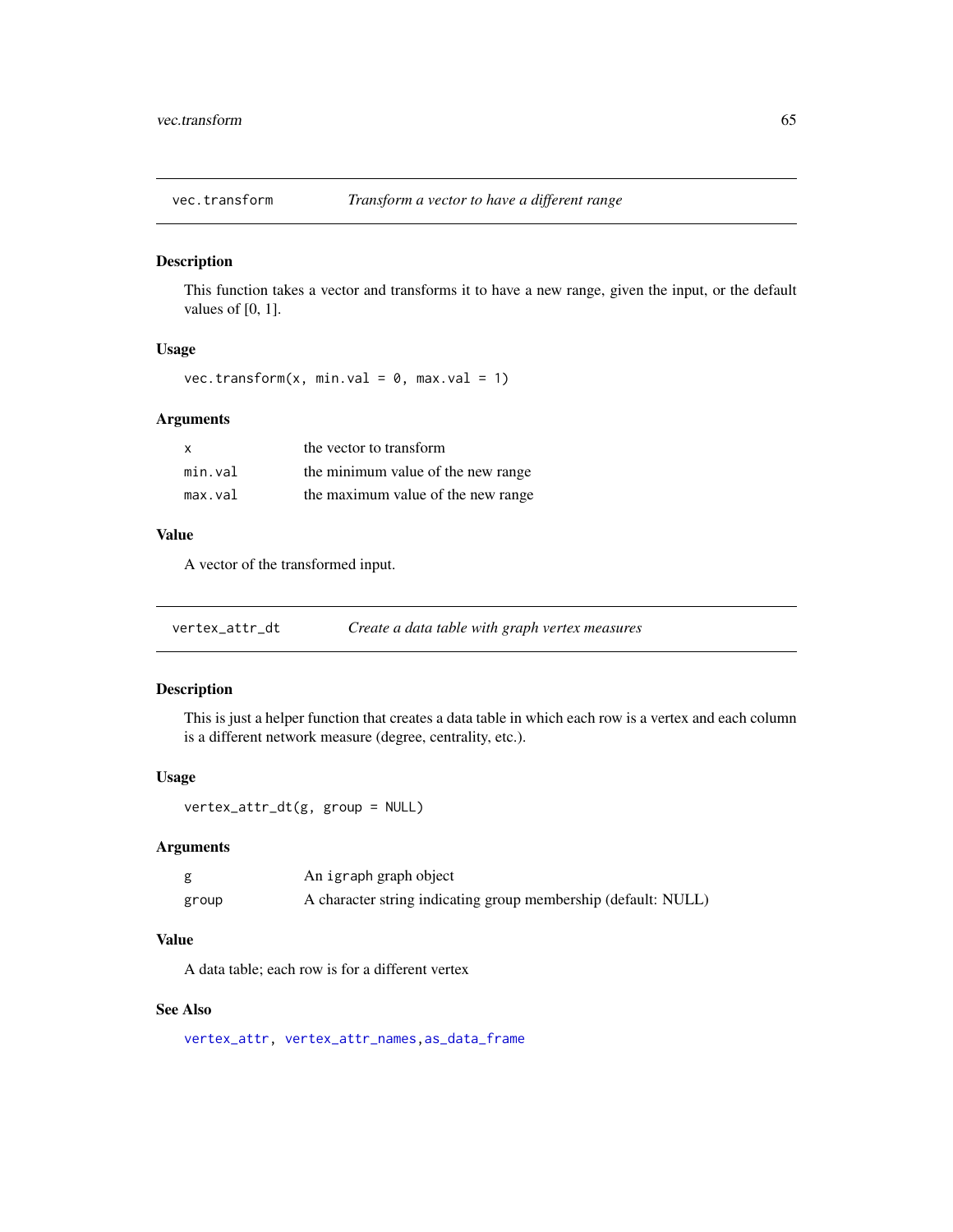## vec.transform — *Transform a vector to have a different range*

### Description

This function takes a vector and transforms it to have a new range, given the input, or the default values of [0, 1].

### Usage

```
vec.transform(x, min.val = 0, max.val = 1)
```

### Arguments

| | |
|---|---|
| x | the vector to transform |
| min.val | the minimum value of the new range |
| max.val | the maximum value of the new range |

### Value

A vector of the transformed input.

## vertex_attr_dt — *Create a data table with graph vertex measures*

### Description

This is just a helper function that creates a data table in which each row is a vertex and each column is a different network measure (degree, centrality, etc.).

### Usage

```
vertex_attr_dt(g, group = NULL)
```

### Arguments

| | |
|---|---|
| g | An igraph graph object |
| group | A character string indicating group membership (default: NULL) |

### Value

A data table; each row is for a different vertex

### See Also

vertex_attr, vertex_attr_names, as_data_frame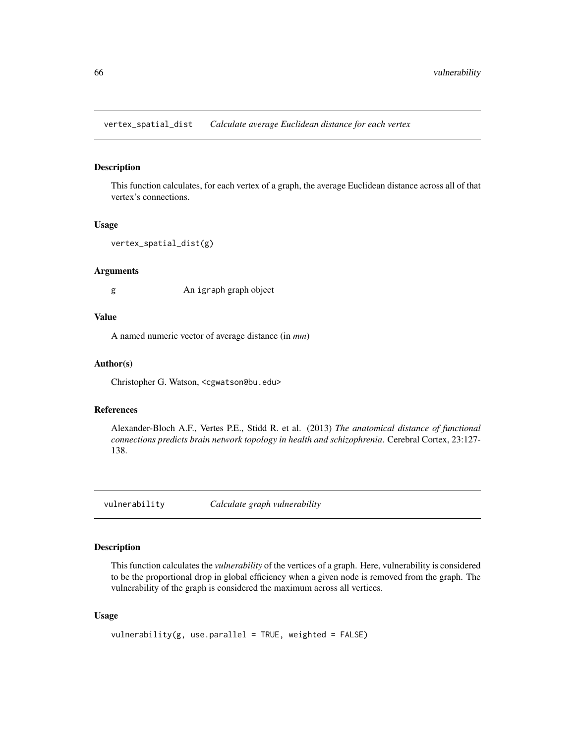## vertex_spatial_dist — *Calculate average Euclidean distance for each vertex*

### Description

This function calculates, for each vertex of a graph, the average Euclidean distance across all of that vertex's connections.

### Usage

```
vertex_spatial_dist(g)
```

### Arguments

g    An igraph graph object

### Value

A named numeric vector of average distance (in *mm*)

### Author(s)

Christopher G. Watson, <cgwatson@bu.edu>

### References

Alexander-Bloch A.F., Vertes P.E., Stidd R. et al. (2013) *The anatomical distance of functional connections predicts brain network topology in health and schizophrenia.* Cerebral Cortex, 23:127-138.

## vulnerability — *Calculate graph vulnerability*

### Description

This function calculates the *vulnerability* of the vertices of a graph. Here, vulnerability is considered to be the proportional drop in global efficiency when a given node is removed from the graph. The vulnerability of the graph is considered the maximum across all vertices.

### Usage

```
vulnerability(g, use.parallel = TRUE, weighted = FALSE)
```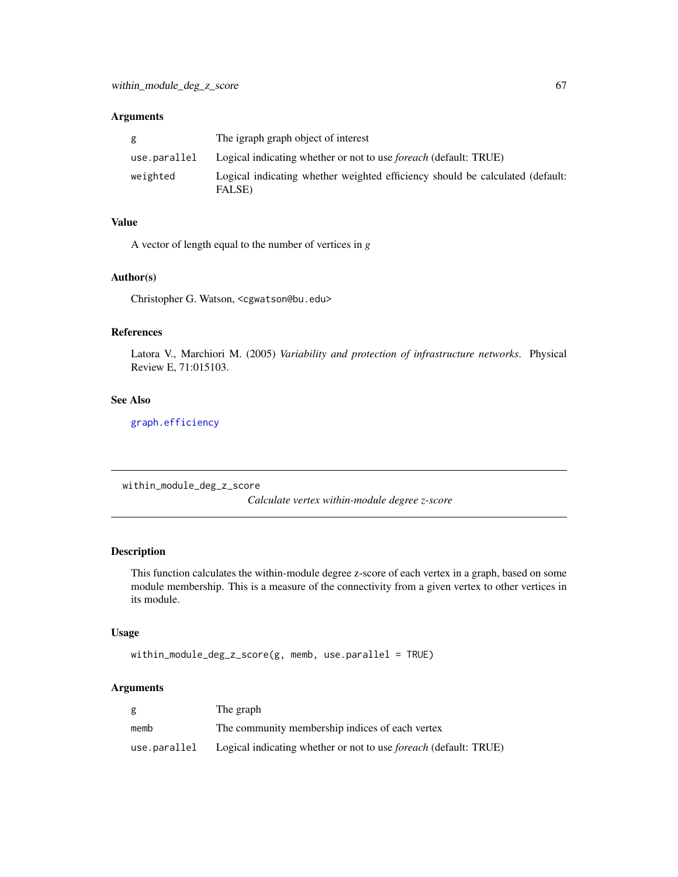### Arguments

| | |
|---|---|
| `g` | The igraph graph object of interest |
| `use.parallel` | Logical indicating whether or not to use *foreach* (default: TRUE) |
| `weighted` | Logical indicating whether weighted efficiency should be calculated (default: FALSE) |

### Value

A vector of length equal to the number of vertices in *g*

### Author(s)

Christopher G. Watson, <cgwatson@bu.edu>

### References

Latora V., Marchiori M. (2005) *Variability and protection of infrastructure networks*. Physical Review E, 71:015103.

### See Also

`graph.efficiency`

---

## within_module_deg_z_score

*Calculate vertex within-module degree z-score*

---

### Description

This function calculates the within-module degree z-score of each vertex in a graph, based on some module membership. This is a measure of the connectivity from a given vertex to other vertices in its module.

### Usage

```
within_module_deg_z_score(g, memb, use.parallel = TRUE)
```

### Arguments

| | |
|---|---|
| `g` | The graph |
| `memb` | The community membership indices of each vertex |
| `use.parallel` | Logical indicating whether or not to use *foreach* (default: TRUE) |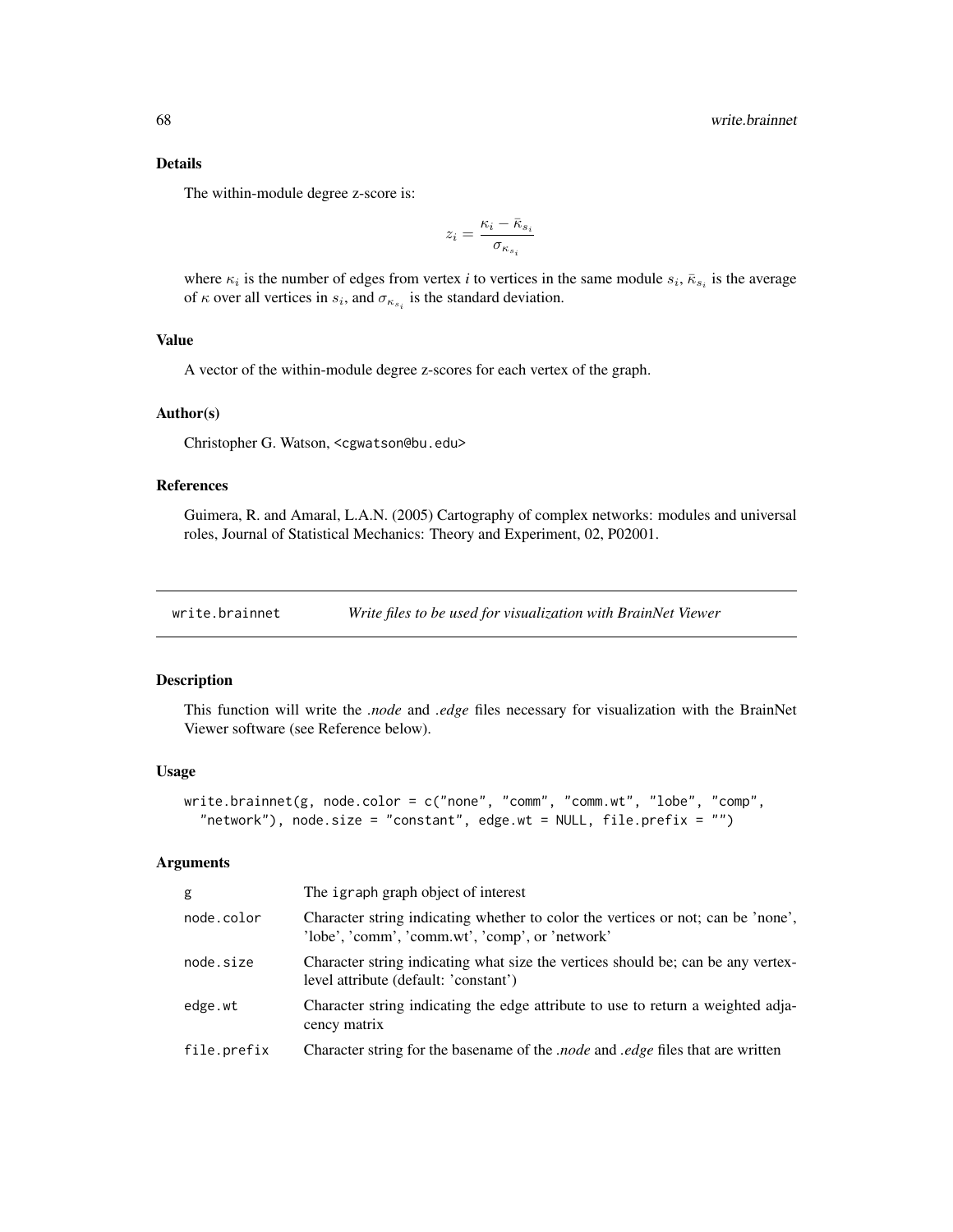### Details

The within-module degree z-score is:

$$z_i = \frac{\kappa_i - \bar{\kappa}_{s_i}}{\sigma_{\kappa_{s_i}}}$$

where $\kappa_i$ is the number of edges from vertex *i* to vertices in the same module $s_i$, $\bar{\kappa}_{s_i}$ is the average of $\kappa$ over all vertices in $s_i$, and $\sigma_{\kappa_{s_i}}$ is the standard deviation.

### Value

A vector of the within-module degree z-scores for each vertex of the graph.

### Author(s)

Christopher G. Watson, <cgwatson@bu.edu>

### References

Guimera, R. and Amaral, L.A.N. (2005) Cartography of complex networks: modules and universal roles, Journal of Statistical Mechanics: Theory and Experiment, 02, P02001.

---

## write.brainnet — *Write files to be used for visualization with BrainNet Viewer*

### Description

This function will write the *.node* and *.edge* files necessary for visualization with the BrainNet Viewer software (see Reference below).

### Usage

```
write.brainnet(g, node.color = c("none", "comm", "comm.wt", "lobe", "comp",
  "network"), node.size = "constant", edge.wt = NULL, file.prefix = "")
```

### Arguments

| | |
|---|---|
| g | The igraph graph object of interest |
| node.color | Character string indicating whether to color the vertices or not; can be 'none', 'lobe', 'comm', 'comm.wt', 'comp', or 'network' |
| node.size | Character string indicating what size the vertices should be; can be any vertex-level attribute (default: 'constant') |
| edge.wt | Character string indicating the edge attribute to use to return a weighted adjacency matrix |
| file.prefix | Character string for the basename of the *.node* and *.edge* files that are written |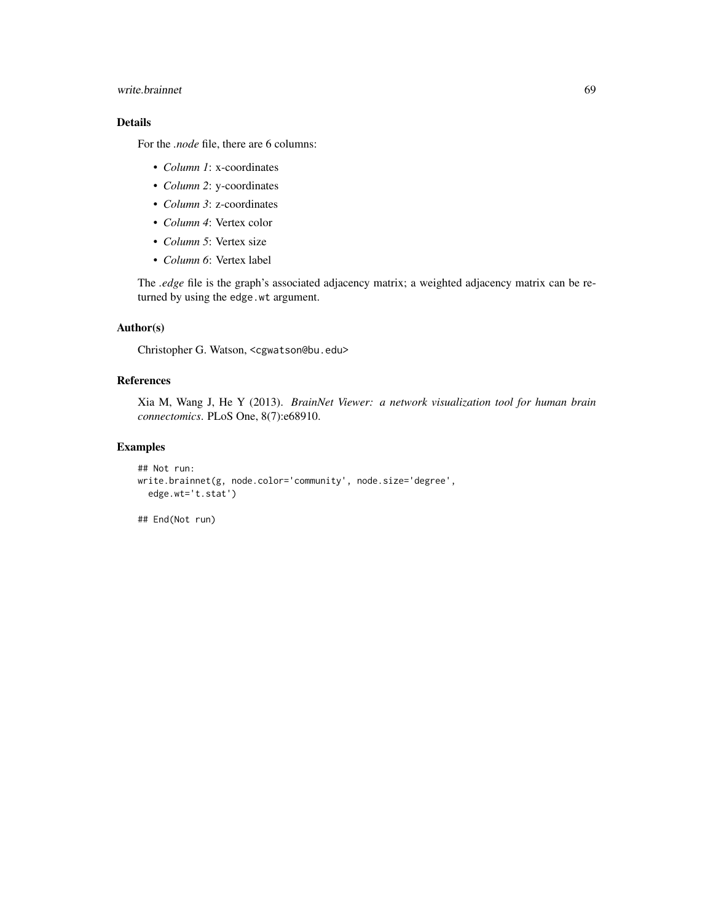## Details

For the *.node* file, there are 6 columns:

- *Column 1*: x-coordinates
- *Column 2*: y-coordinates
- *Column 3*: z-coordinates
- *Column 4*: Vertex color
- *Column 5*: Vertex size
- *Column 6*: Vertex label

The *.edge* file is the graph's associated adjacency matrix; a weighted adjacency matrix can be returned by using the `edge.wt` argument.

## Author(s)

Christopher G. Watson, <cgwatson@bu.edu>

## References

Xia M, Wang J, He Y (2013). *BrainNet Viewer: a network visualization tool for human brain connectomics*. PLoS One, 8(7):e68910.

## Examples

```
## Not run:
write.brainnet(g, node.color='community', node.size='degree',
  edge.wt='t.stat')

## End(Not run)
```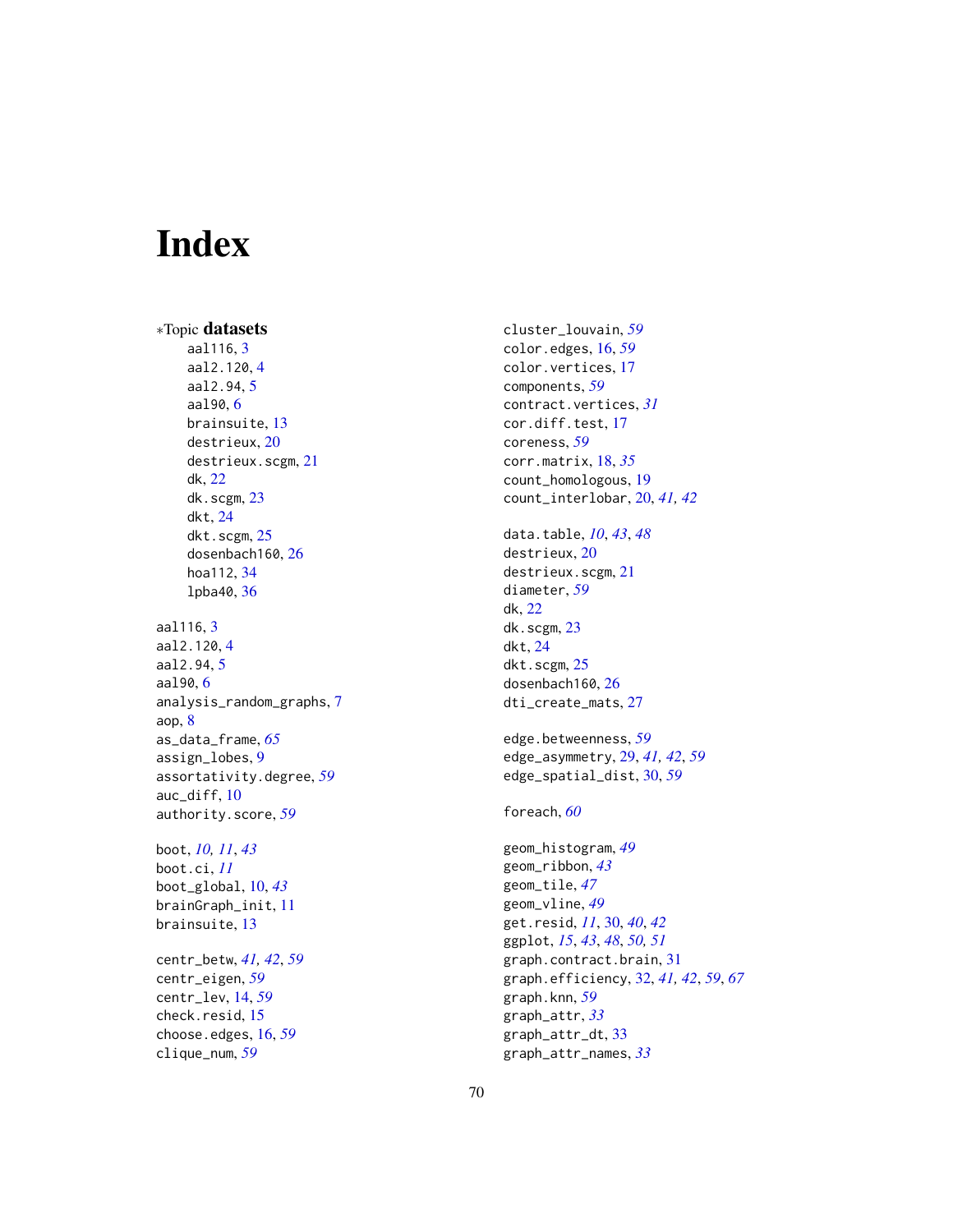# Index

*Topic **datasets**
aal116, 3
aal2.120, 4
aal2.94, 5
aal90, 6
brainsuite, 13
destrieux, 20
destrieux.scgm, 21
dk, 22
dk.scgm, 23
dkt, 24
dkt.scgm, 25
dosenbach160, 26
hoa112, 34
lpba40, 36

aal116, 3
aal2.120, 4
aal2.94, 5
aal90, 6
analysis_random_graphs, 7
aop, 8
as_data_frame, *65*
assign_lobes, 9
assortativity.degree, *59*
auc_diff, 10
authority.score, *59*

boot, *10*, *11*, *43*
boot.ci, *11*
boot_global, 10, *43*
brainGraph_init, 11
brainsuite, 13

centr_betw, *41*, *42*, *59*
centr_eigen, *59*
centr_lev, 14, *59*
check.resid, 15
choose.edges, 16, *59*
clique_num, *59*
cluster_louvain, *59*
color.edges, 16, *59*
color.vertices, 17
components, *59*
contract.vertices, *31*
cor.diff.test, 17
coreness, *59*
corr.matrix, 18, *35*
count_homologous, 19
count_interlobar, 20, *41*, *42*

data.table, *10*, *43*, *48*
destrieux, 20
destrieux.scgm, 21
diameter, *59*
dk, 22
dk.scgm, 23
dkt, 24
dkt.scgm, 25
dosenbach160, 26
dti_create_mats, 27

edge.betweenness, *59*
edge_asymmetry, 29, *41*, *42*, *59*
edge_spatial_dist, 30, *59*

foreach, *60*

geom_histogram, *49*
geom_ribbon, *43*
geom_tile, *47*
geom_vline, *49*
get.resid, *11*, 30, *40*, *42*
ggplot, *15*, *43*, *48*, *50*, *51*
graph.contract.brain, 31
graph.efficiency, 32, *41*, *42*, *59*, *67*
graph.knn, *59*
graph_attr, *33*
graph_attr_dt, 33
graph_attr_names, *33*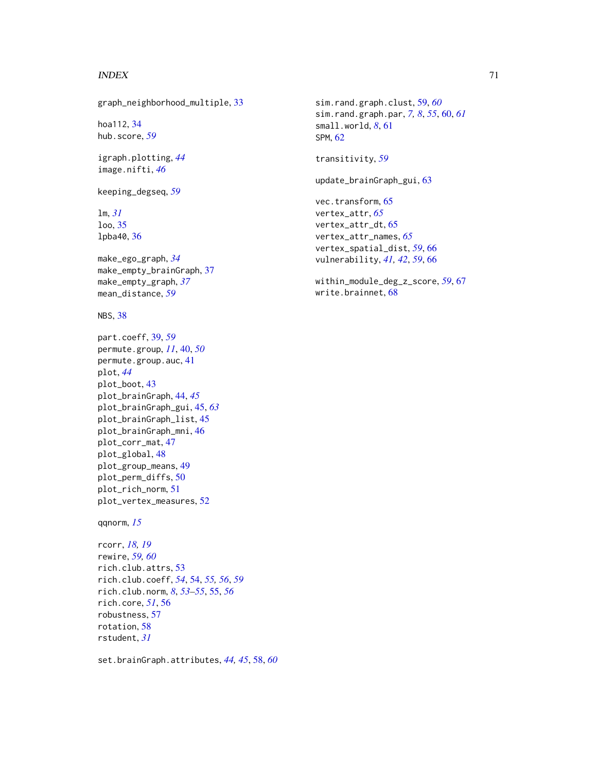graph_neighborhood_multiple, 33

hoa112, 34
hub.score, *59*

igraph.plotting, *44*
image.nifti, *46*

keeping_degseq, *59*

lm, *31*
loo, 35
lpba40, 36

make_ego_graph, *34*
make_empty_brainGraph, 37
make_empty_graph, *37*
mean_distance, *59*

NBS, 38

part.coeff, 39, *59*
permute.group, *11*, 40, *50*
permute.group.auc, 41
plot, *44*
plot_boot, 43
plot_brainGraph, 44, *45*
plot_brainGraph_gui, 45, *63*
plot_brainGraph_list, 45
plot_brainGraph_mni, 46
plot_corr_mat, 47
plot_global, 48
plot_group_means, 49
plot_perm_diffs, 50
plot_rich_norm, 51
plot_vertex_measures, 52

qqnorm, *15*

rcorr, *18, 19*
rewire, *59, 60*
rich.club.attrs, 53
rich.club.coeff, *54*, 54, *55, 56*, *59*
rich.club.norm, *8*, *53–55*, 55, *56*
rich.core, *51*, 56
robustness, 57
rotation, 58
rstudent, *31*

set.brainGraph.attributes, *44, 45*, 58, *60*
sim.rand.graph.clust, 59, *60*
sim.rand.graph.par, *7, 8*, *55*, 60, *61*
small.world, *8*, 61
SPM, 62

transitivity, *59*

update_brainGraph_gui, 63

vec.transform, 65
vertex_attr, *65*
vertex_attr_dt, 65
vertex_attr_names, *65*
vertex_spatial_dist, *59*, 66
vulnerability, *41, 42*, *59*, 66

within_module_deg_z_score, *59*, 67
write.brainnet, 68